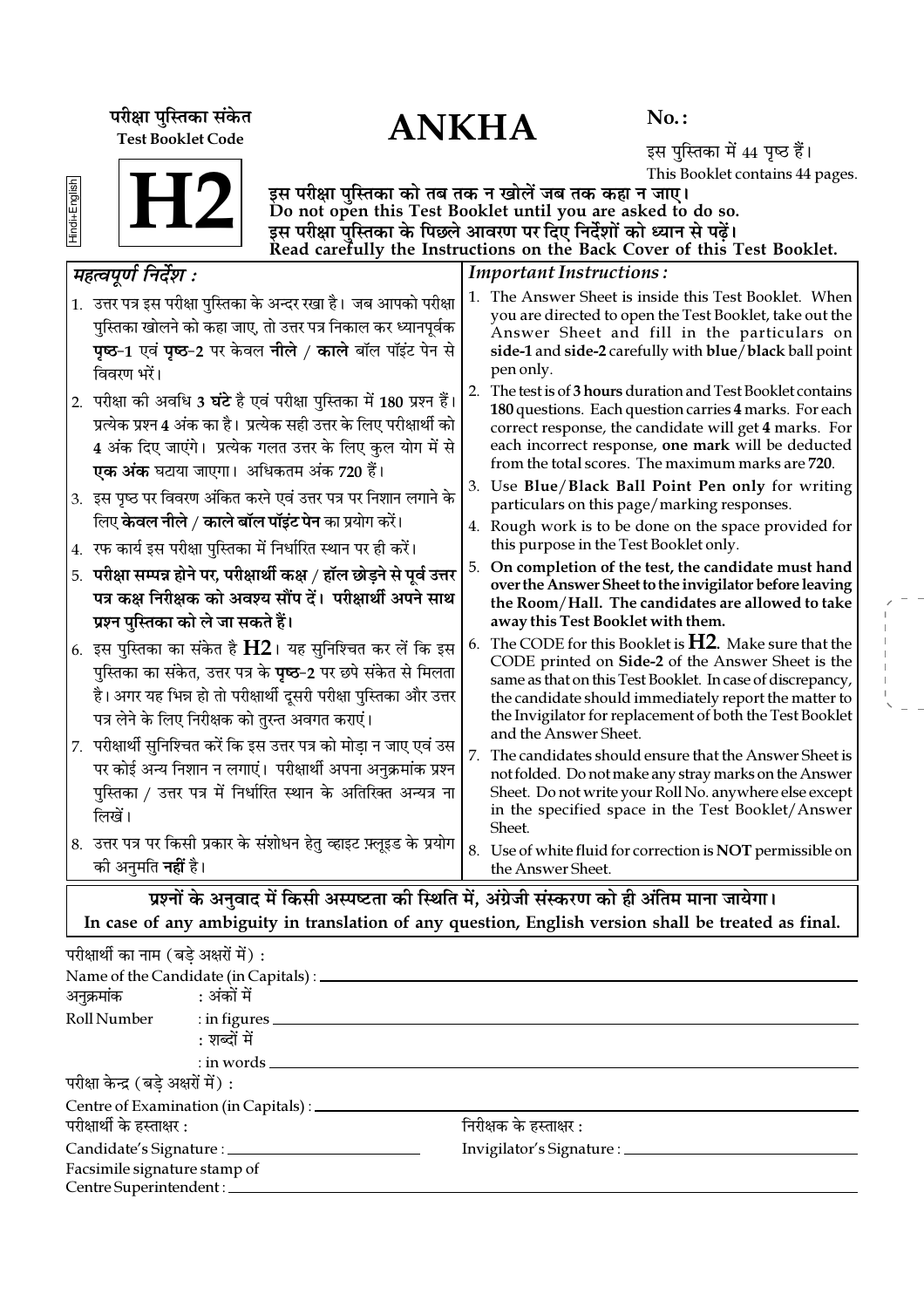परीक्षा पुस्तिका संकेत
Test Booklet Code

# H2

Hindi+English

# ANKHA

**No. :**

इस पुस्तिका में 44 पृष्ठ हैं।
This Booklet contains 44 pages.

**इस परीक्षा पुस्तिका को तब तक न खोलें जब तक कहा न जाए।**
**Do not open this Test Booklet until you are asked to do so.**
**इस परीक्षा पुस्तिका के पिछले आवरण पर दिए निर्देशों को ध्यान से पढ़ें।**
**Read carefully the Instructions on the Back Cover of this Test Booklet.**

## *महत्वपूर्ण निर्देश :*

1. उत्तर पत्र इस परीक्षा पुस्तिका के अन्दर रखा है। जब आपको परीक्षा पुस्तिका खोलने को कहा जाए, तो उत्तर पत्र निकाल कर ध्यानपूर्वक **पृष्ठ-1** एवं **पृष्ठ-2** पर केवल **नीले** / **काले** बॉल पॉइंट पेन से विवरण भरें।
2. परीक्षा की अवधि **3 घंटे** है एवं परीक्षा पुस्तिका में **180** प्रश्न हैं। प्रत्येक प्रश्न **4** अंक का है। प्रत्येक सही उत्तर के लिए परीक्षार्थी को **4** अंक दिए जाएंगे। प्रत्येक गलत उत्तर के लिए कुल योग में से **एक अंक** घटाया जाएगा। अधिकतम अंक **720** हैं।
3. इस पृष्ठ पर विवरण अंकित करने एवं उत्तर पत्र पर निशान लगाने के लिए **केवल नीले** / **काले बॉल पॉइंट पेन** का प्रयोग करें।
4. रफ कार्य इस परीक्षा पुस्तिका में निर्धारित स्थान पर ही करें।
5. **परीक्षा सम्पन्न होने पर, परीक्षार्थी कक्ष / हॉल छोड़ने से पूर्व उत्तर पत्र कक्ष निरीक्षक को अवश्य सौंप दें। परीक्षार्थी अपने साथ प्रश्न पुस्तिका को ले जा सकते हैं।**
6. इस पुस्तिका का संकेत है **H2**। यह सुनिश्चित कर लें कि इस पुस्तिका का संकेत, उत्तर पत्र के **पृष्ठ-2** पर छपे संकेत से मिलता है। अगर यह भिन्न हो तो परीक्षार्थी दूसरी परीक्षा पुस्तिका और उत्तर पत्र लेने के लिए निरीक्षक को तुरन्त अवगत कराएं।
7. परीक्षार्थी सुनिश्चित करें कि इस उत्तर पत्र को मोड़ा न जाए एवं उस पर कोई अन्य निशान न लगाएं। परीक्षार्थी अपना अनुक्रमांक प्रश्न पुस्तिका / उत्तर पत्र में निर्धारित स्थान के अतिरिक्त अन्यत्र ना लिखें।
8. उत्तर पत्र पर किसी प्रकार के संशोधन हेतु व्हाइट फ़्लूइड के प्रयोग की अनुमति **नहीं** है।

## *Important Instructions :*

1. The Answer Sheet is inside this Test Booklet. When you are directed to open the Test Booklet, take out the Answer Sheet and fill in the particulars on **side-1** and **side-2** carefully with **blue/black** ball point pen only.
2. The test is of **3 hours** duration and Test Booklet contains **180** questions. Each question carries **4** marks. For each correct response, the candidate will get **4** marks. For each incorrect response, **one mark** will be deducted from the total scores. The maximum marks are **720**.
3. Use **Blue/Black Ball Point Pen only** for writing particulars on this page/marking responses.
4. Rough work is to be done on the space provided for this purpose in the Test Booklet only.
5. **On completion of the test, the candidate must hand over the Answer Sheet to the invigilator before leaving the Room/Hall. The candidates are allowed to take away this Test Booklet with them.**
6. The CODE for this Booklet is **H2**. Make sure that the CODE printed on **Side-2** of the Answer Sheet is the same as that on this Test Booklet. In case of discrepancy, the candidate should immediately report the matter to the Invigilator for replacement of both the Test Booklet and the Answer Sheet.
7. The candidates should ensure that the Answer Sheet is not folded. Do not make any stray marks on the Answer Sheet. Do not write your Roll No. anywhere else except in the specified space in the Test Booklet/Answer Sheet.
8. Use of white fluid for correction is **NOT** permissible on the Answer Sheet.

**प्रश्नों के अनुवाद में किसी अस्पष्टता की स्थिति में, अंग्रेजी संस्करण को ही अंतिम माना जायेगा।**
**In case of any ambiguity in translation of any question, English version shall be treated as final.**

परीक्षार्थी का नाम (बड़े अक्षरों में) :
Name of the Candidate (in Capitals) : ____________________

अनुक्रमांक : अंकों में
Roll Number : in figures ____________________
: शब्दों में
: in words ____________________

परीक्षा केन्द्र (बड़े अक्षरों में) :
Centre of Examination (in Capitals) : ____________________

परीक्षार्थी के हस्ताक्षर :
Candidate's Signature : ____________________

निरीक्षक के हस्ताक्षर :
Invigilator's Signature : ____________________

Facsimile signature stamp of
Centre Superintendent : ____________________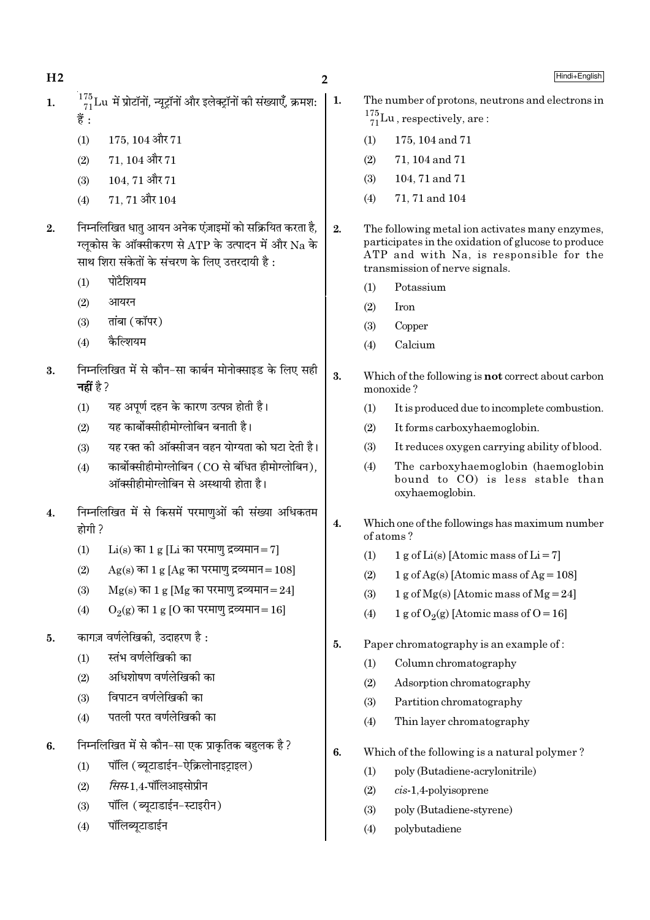1. $^{175}_{71}Lu$ में प्रोटॉनों, न्यूट्रॉनों और इलेक्ट्रॉनों की संख्याएँ, क्रमश: हैं :

   (1) 175, 104 और 71

   (2) 71, 104 और 71

   (3) 104, 71 और 71

   (4) 71, 71 और 104

2. निम्नलिखित धातु आयन अनेक एंज़ाइमों को सक्रियित करता है, ग्लूकोस के ऑक्सीकरण से ATP के उत्पादन में और Na के साथ शिरा संकेतों के संचरण के लिए उत्तरदायी है :

   (1) पोटैशियम

   (2) आयरन

   (3) तांबा (कॉपर)

   (4) कैल्शियम

3. निम्नलिखित में से कौन-सा कार्बन मोनोक्साइड के लिए सही **नहीं** है ?

   (1) यह अपूर्ण दहन के कारण उत्पन्न होती है।

   (2) यह कार्बोक्सीहीमोग्लोबिन बनाती है।

   (3) यह रक्त की ऑक्सीजन वहन योग्यता को घटा देती है।

   (4) कार्बोक्सीहीमोग्लोबिन (CO से बंधित हीमोग्लोबिन), ऑक्सीहीमोग्लोबिन से अस्थायी होता है।

4. निम्नलिखित में से किसमें परमाणुओं की संख्या अधिकतम होगी ?

   (1) Li(s) का 1 g [Li का परमाणु द्रव्यमान = 7]

   (2) Ag(s) का 1 g [Ag का परमाणु द्रव्यमान = 108]

   (3) Mg(s) का 1 g [Mg का परमाणु द्रव्यमान = 24]

   (4) $O_2$(g) का 1 g [O का परमाणु द्रव्यमान = 16]

5. कागज़ वर्णलेखिकी, उदाहरण है :

   (1) स्तंभ वर्णलेखिकी का

   (2) अधिशोषण वर्णलेखिकी का

   (3) विपाटन वर्णलेखिकी का

   (4) पतली परत वर्णलेखिकी का

6. निम्नलिखित में से कौन-सा एक प्राकृतिक बहुलक है ?

   (1) पॉलि (ब्यूटाडाईन-ऐक्रिलोनाइट्राइल)

   (2) *सिस*-1,4-पॉलिआइसोप्रीन

   (3) पॉलि (ब्यूटाडाईन-स्टाइरीन)

   (4) पॉलिब्यूटाडाईन

1. The number of protons, neutrons and electrons in $^{175}_{71}Lu$, respectively, are :

   (1) 175, 104 and 71

   (2) 71, 104 and 71

   (3) 104, 71 and 71

   (4) 71, 71 and 104

2. The following metal ion activates many enzymes, participates in the oxidation of glucose to produce ATP and with Na, is responsible for the transmission of nerve signals.

   (1) Potassium

   (2) Iron

   (3) Copper

   (4) Calcium

3. Which of the following is **not** correct about carbon monoxide ?

   (1) It is produced due to incomplete combustion.

   (2) It forms carboxyhaemoglobin.

   (3) It reduces oxygen carrying ability of blood.

   (4) The carboxyhaemoglobin (haemoglobin bound to CO) is less stable than oxyhaemoglobin.

4. Which one of the followings has maximum number of atoms ?

   (1) 1 g of Li(s) [Atomic mass of Li = 7]

   (2) 1 g of Ag(s) [Atomic mass of Ag = 108]

   (3) 1 g of Mg(s) [Atomic mass of Mg = 24]

   (4) 1 g of $O_2$(g) [Atomic mass of O = 16]

5. Paper chromatography is an example of :

   (1) Column chromatography

   (2) Adsorption chromatography

   (3) Partition chromatography

   (4) Thin layer chromatography

6. Which of the following is a natural polymer ?

   (1) poly (Butadiene-acrylonitrile)

   (2) *cis*-1,4-polyisoprene

   (3) poly (Butadiene-styrene)

   (4) polybutadiene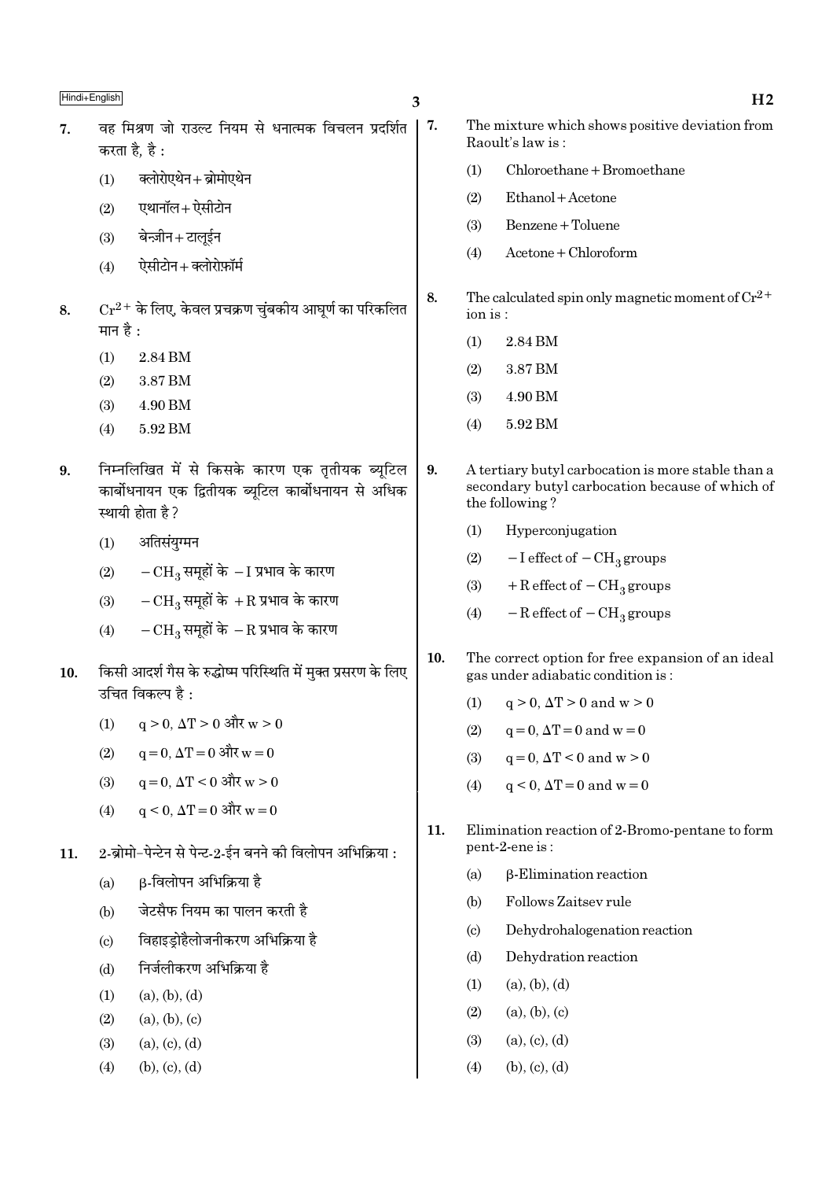7. वह मिश्रण जो राउल्ट नियम से धनात्मक विचलन प्रदर्शित करता है, है :

   (1) क्लोरोएथेन + ब्रोमोएथेन
   (2) एथानॉल + ऐसीटोन
   (3) बेन्ज़ीन + टालूईन
   (4) ऐसीटोन + क्लोरोफ़ॉर्म

8. $Cr^{2+}$ के लिए, केवल प्रचक्रण चुंबकीय आघूर्ण का परिकलित मान है :

   (1) 2.84 BM
   (2) 3.87 BM
   (3) 4.90 BM
   (4) 5.92 BM

9. निम्नलिखित में से किसके कारण एक तृतीयक ब्यूटिल कार्बोधनायन एक द्वितीयक ब्यूटिल कार्बोधनायन से अधिक स्थायी होता है ?

   (1) अतिसंयुग्मन
   (2) $-CH_3$ समूहों के $-I$ प्रभाव के कारण
   (3) $-CH_3$ समूहों के $+R$ प्रभाव के कारण
   (4) $-CH_3$ समूहों के $-R$ प्रभाव के कारण

10. किसी आदर्श गैस के रुद्धोष्म परिस्थिति में मुक्त प्रसरण के लिए उचित विकल्प है :

   (1) $q > 0, \Delta T > 0$ और $w > 0$
   (2) $q = 0, \Delta T = 0$ और $w = 0$
   (3) $q = 0, \Delta T < 0$ और $w > 0$
   (4) $q < 0, \Delta T = 0$ और $w = 0$

11. 2-ब्रोमो-पेन्टेन से पेन्ट-2-ईन बनने की विलोपन अभिक्रिया :

   (a) β-विलोपन अभिक्रिया है
   (b) जेटसैफ नियम का पालन करती है
   (c) विहाइड्रोहैलोजनीकरण अभिक्रिया है
   (d) निर्जलीकरण अभिक्रिया है

   (1) (a), (b), (d)
   (2) (a), (b), (c)
   (3) (a), (c), (d)
   (4) (b), (c), (d)

7. The mixture which shows positive deviation from Raoult's law is :

   (1) Chloroethane + Bromoethane
   (2) Ethanol + Acetone
   (3) Benzene + Toluene
   (4) Acetone + Chloroform

8. The calculated spin only magnetic moment of $Cr^{2+}$ ion is :

   (1) 2.84 BM
   (2) 3.87 BM
   (3) 4.90 BM
   (4) 5.92 BM

9. A tertiary butyl carbocation is more stable than a secondary butyl carbocation because of which of the following ?

   (1) Hyperconjugation
   (2) $-I$ effect of $-CH_3$ groups
   (3) $+R$ effect of $-CH_3$ groups
   (4) $-R$ effect of $-CH_3$ groups

10. The correct option for free expansion of an ideal gas under adiabatic condition is :

   (1) $q > 0, \Delta T > 0$ and $w > 0$
   (2) $q = 0, \Delta T = 0$ and $w = 0$
   (3) $q = 0, \Delta T < 0$ and $w > 0$
   (4) $q < 0, \Delta T = 0$ and $w = 0$

11. Elimination reaction of 2-Bromo-pentane to form pent-2-ene is :

   (a) β-Elimination reaction
   (b) Follows Zaitsev rule
   (c) Dehydrohalogenation reaction
   (d) Dehydration reaction

   (1) (a), (b), (d)
   (2) (a), (b), (c)
   (3) (a), (c), (d)
   (4) (b), (c), (d)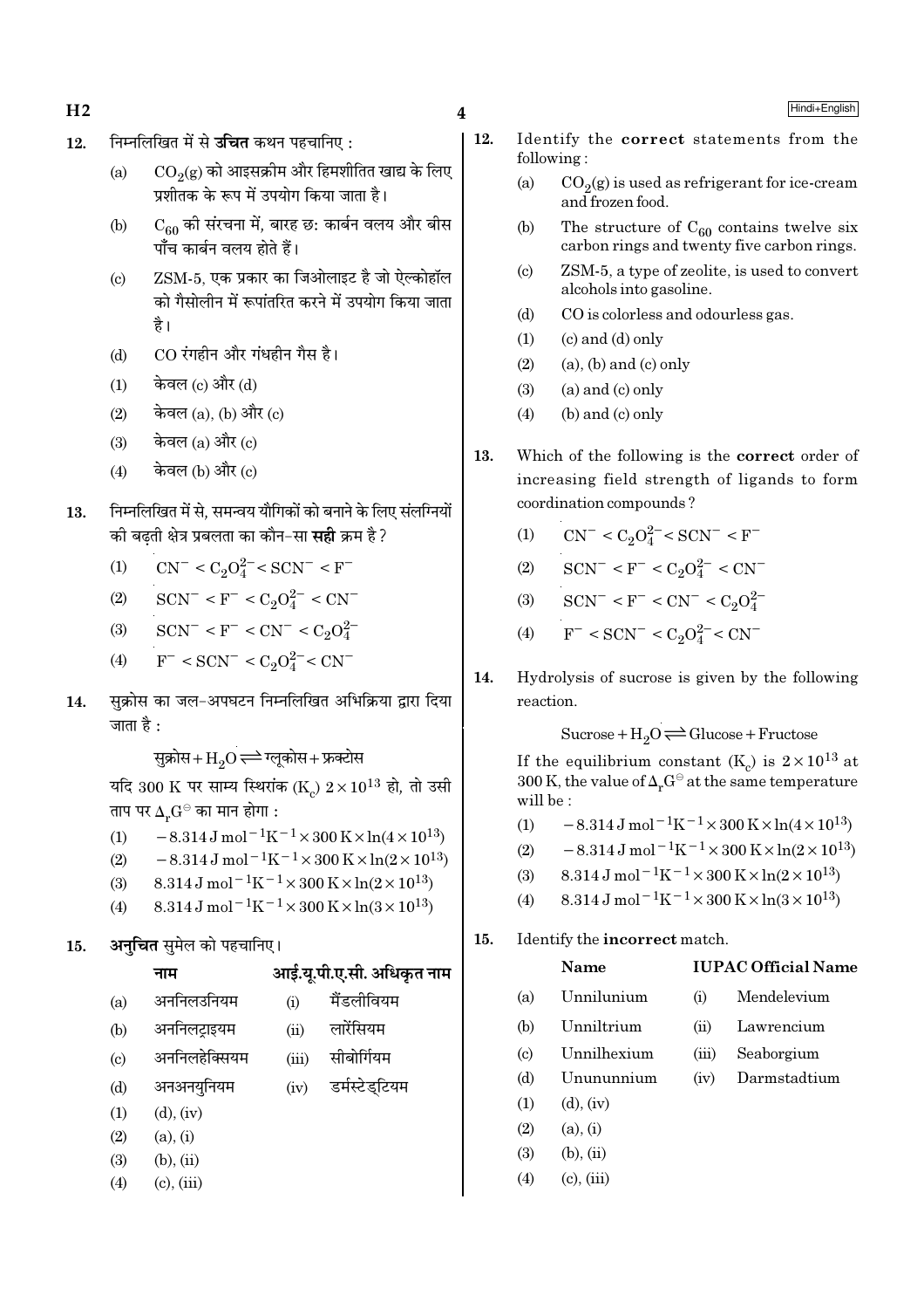12. निम्नलिखित में से **उचित** कथन पहचानिए :

(a) $CO_2(g)$ को आइसक्रीम और हिमशीतित खाद्य के लिए प्रशीतक के रूप में उपयोग किया जाता है।

(b) $C_{60}$ की संरचना में, बारह छः कार्बन वलय और बीस पाँच कार्बन वलय होते हैं।

(c) ZSM-5, एक प्रकार का जिओलाइट है जो ऐल्कोहॉल को गैसोलीन में रूपांतरित करने में उपयोग किया जाता है।

(d) CO रंगहीन और गंधहीन गैस है।

(1) केवल (c) और (d)

(2) केवल (a), (b) और (c)

(3) केवल (a) और (c)

(4) केवल (b) और (c)

13. निम्नलिखित में से, समन्वय यौगिकों को बनाने के लिए संलग्नियों की बढ़ती क्षेत्र प्रबलता का कौन-सा **सही** क्रम है ?

(1) $CN^- < C_2O_4^{2-} < SCN^- < F^-$

(2) $SCN^- < F^- < C_2O_4^{2-} < CN^-$

(3) $SCN^- < F^- < CN^- < C_2O_4^{2-}$

(4) $F^- < SCN^- < C_2O_4^{2-} < CN^-$

14. सुक्रोस का जल-अपघटन निम्नलिखित अभिक्रिया द्वारा दिया जाता है :

$$\text{सुक्रोस} + H_2O \rightleftharpoons \text{ग्लूकोस} + \text{फ्रक्टोस}$$

यदि 300 K पर साम्य स्थिरांक ($K_c$) $2 \times 10^{13}$ हो, तो उसी ताप पर $\Delta_r G^\ominus$ का मान होगा :

(1) $-8.314\,J\,mol^{-1}K^{-1} \times 300\,K \times \ln(4 \times 10^{13})$

(2) $-8.314\,J\,mol^{-1}K^{-1} \times 300\,K \times \ln(2 \times 10^{13})$

(3) $8.314\,J\,mol^{-1}K^{-1} \times 300\,K \times \ln(2 \times 10^{13})$

(4) $8.314\,J\,mol^{-1}K^{-1} \times 300\,K \times \ln(3 \times 10^{13})$

15. **अनुचित** सुमेल को पहचानिए।

| | नाम | | आई.यू.पी.ए.सी. अधिकृत नाम |
|---|---|---|---|
| (a) | अननिलउनियम | (i) | मैंडलीवियम |
| (b) | अननिलट्राइयम | (ii) | लारेंसियम |
| (c) | अननिलहेक्सियम | (iii) | सीबोर्गियम |
| (d) | अनअनयुनियम | (iv) | डर्मस्टेड्टियम |

(1) (d), (iv)

(2) (a), (i)

(3) (b), (ii)

(4) (c), (iii)

12. Identify the **correct** statements from the following :

(a) $CO_2(g)$ is used as refrigerant for ice-cream and frozen food.

(b) The structure of $C_{60}$ contains twelve six carbon rings and twenty five carbon rings.

(c) ZSM-5, a type of zeolite, is used to convert alcohols into gasoline.

(d) CO is colorless and odourless gas.

(1) (c) and (d) only

(2) (a), (b) and (c) only

(3) (a) and (c) only

(4) (b) and (c) only

13. Which of the following is the **correct** order of increasing field strength of ligands to form coordination compounds ?

(1) $CN^- < C_2O_4^{2-} < SCN^- < F^-$

(2) $SCN^- < F^- < C_2O_4^{2-} < CN^-$

(3) $SCN^- < F^- < CN^- < C_2O_4^{2-}$

(4) $F^- < SCN^- < C_2O_4^{2-} < CN^-$

14. Hydrolysis of sucrose is given by the following reaction.

$$\text{Sucrose} + H_2O \rightleftharpoons \text{Glucose} + \text{Fructose}$$

If the equilibrium constant ($K_c$) is $2 \times 10^{13}$ at 300 K, the value of $\Delta_r G^\ominus$ at the same temperature will be :

(1) $-8.314\,J\,mol^{-1}K^{-1} \times 300\,K \times \ln(4 \times 10^{13})$

(2) $-8.314\,J\,mol^{-1}K^{-1} \times 300\,K \times \ln(2 \times 10^{13})$

(3) $8.314\,J\,mol^{-1}K^{-1} \times 300\,K \times \ln(2 \times 10^{13})$

(4) $8.314\,J\,mol^{-1}K^{-1} \times 300\,K \times \ln(3 \times 10^{13})$

15. Identify the **incorrect** match.

| | Name | | IUPAC Official Name |
|---|---|---|---|
| (a) | Unnilunium | (i) | Mendelevium |
| (b) | Unniltrium | (ii) | Lawrencium |
| (c) | Unnilhexium | (iii) | Seaborgium |
| (d) | Unununnium | (iv) | Darmstadtium |

(1) (d), (iv)

(2) (a), (i)

(3) (b), (ii)

(4) (c), (iii)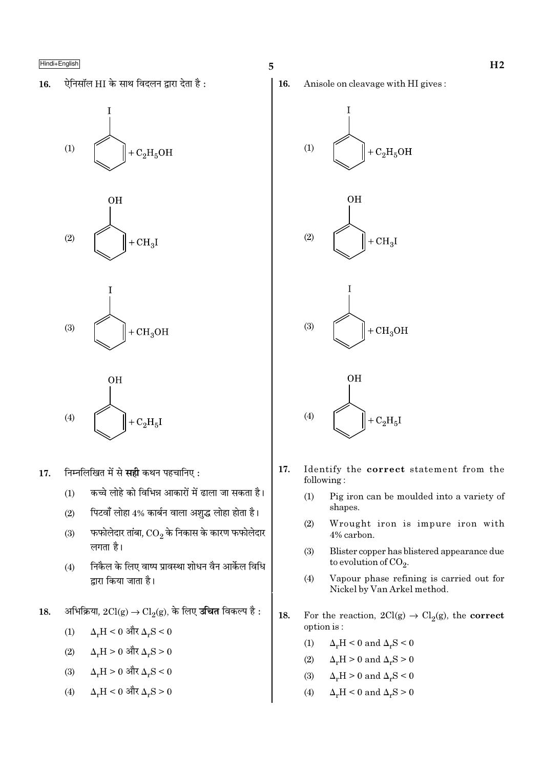16. ऐनिसॉल HI के साथ विदलन द्वारा देता है :

(1) Iodobenzene $+ C_2H_5OH$

(2) Phenol $+ CH_3I$

(3) Iodobenzene $+ CH_3OH$

(4) Phenol $+ C_2H_5I$

17. निम्नलिखित में से **सही** कथन पहचानिए :

(1) कच्चे लोहे को विभिन्न आकारों में ढाला जा सकता है।

(2) पिटवाँ लोहा 4% कार्बन वाला अशुद्ध लोहा होता है।

(3) फफोलेदार तांबा, $CO_2$ के निकास के कारण फफोलेदार लगता है।

(4) निकैल के लिए वाष्प प्रावस्था शोधन वैन आर्केल विधि द्वारा किया जाता है।

18. अभिक्रिया, $2Cl(g) \rightarrow Cl_2(g)$, के लिए **उचित** विकल्प है :

(1) $\Delta_rH < 0$ और $\Delta_rS < 0$

(2) $\Delta_rH > 0$ और $\Delta_rS > 0$

(3) $\Delta_rH > 0$ और $\Delta_rS < 0$

(4) $\Delta_rH < 0$ और $\Delta_rS > 0$

16. Anisole on cleavage with HI gives :

(1) Iodobenzene $+ C_2H_5OH$

(2) Phenol $+ CH_3I$

(3) Iodobenzene $+ CH_3OH$

(4) Phenol $+ C_2H_5I$

17. Identify the **correct** statement from the following :

(1) Pig iron can be moulded into a variety of shapes.

(2) Wrought iron is impure iron with 4% carbon.

(3) Blister copper has blistered appearance due to evolution of $CO_2$.

(4) Vapour phase refining is carried out for Nickel by Van Arkel method.

18. For the reaction, $2Cl(g) \rightarrow Cl_2(g)$, the **correct** option is :

(1) $\Delta_rH < 0$ and $\Delta_rS < 0$

(2) $\Delta_rH > 0$ and $\Delta_rS > 0$

(3) $\Delta_rH > 0$ and $\Delta_rS < 0$

(4) $\Delta_rH < 0$ and $\Delta_rS > 0$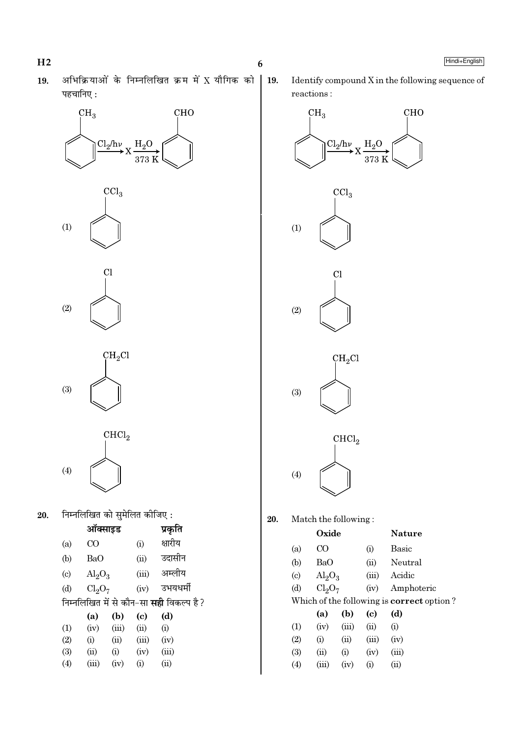19. अभिक्रियाओं के निम्नलिखित क्रम में X यौगिक को पहचानिए :

$$C_6H_5CH_3 \xrightarrow{Cl_2/h\nu} X \xrightarrow[373\ K]{H_2O} C_6H_5CHO$$

(1) $C_6H_5CCl_3$

(2) $C_6H_5Cl$

(3) $C_6H_5CH_2Cl$

(4) $C_6H_5CHCl_2$

20. निम्नलिखित को सुमेलित कीजिए :

| | ऑक्साइड | | प्रकृति |
|---|---|---|---|
| (a) | CO | (i) | क्षारीय |
| (b) | BaO | (ii) | उदासीन |
| (c) | $Al_2O_3$ | (iii) | अम्लीय |
| (d) | $Cl_2O_7$ | (iv) | उभयधर्मी |

निम्नलिखित में से कौन-सा **सही** विकल्प है ?

| | (a) | (b) | (c) | (d) |
|---|---|---|---|---|
| (1) | (iv) | (iii) | (ii) | (i) |
| (2) | (i) | (ii) | (iii) | (iv) |
| (3) | (ii) | (i) | (iv) | (iii) |
| (4) | (iii) | (iv) | (i) | (ii) |

19. Identify compound X in the following sequence of reactions :

$$C_6H_5CH_3 \xrightarrow{Cl_2/h\nu} X \xrightarrow[373\ K]{H_2O} C_6H_5CHO$$

(1) $C_6H_5CCl_3$

(2) $C_6H_5Cl$

(3) $C_6H_5CH_2Cl$

(4) $C_6H_5CHCl_2$

20. Match the following :

| | Oxide | | Nature |
|---|---|---|---|
| (a) | CO | (i) | Basic |
| (b) | BaO | (ii) | Neutral |
| (c) | $Al_2O_3$ | (iii) | Acidic |
| (d) | $Cl_2O_7$ | (iv) | Amphoteric |

Which of the following is **correct** option ?

| | (a) | (b) | (c) | (d) |
|---|---|---|---|---|
| (1) | (iv) | (iii) | (ii) | (i) |
| (2) | (i) | (ii) | (iii) | (iv) |
| (3) | (ii) | (i) | (iv) | (iii) |
| (4) | (iii) | (iv) | (i) | (ii) |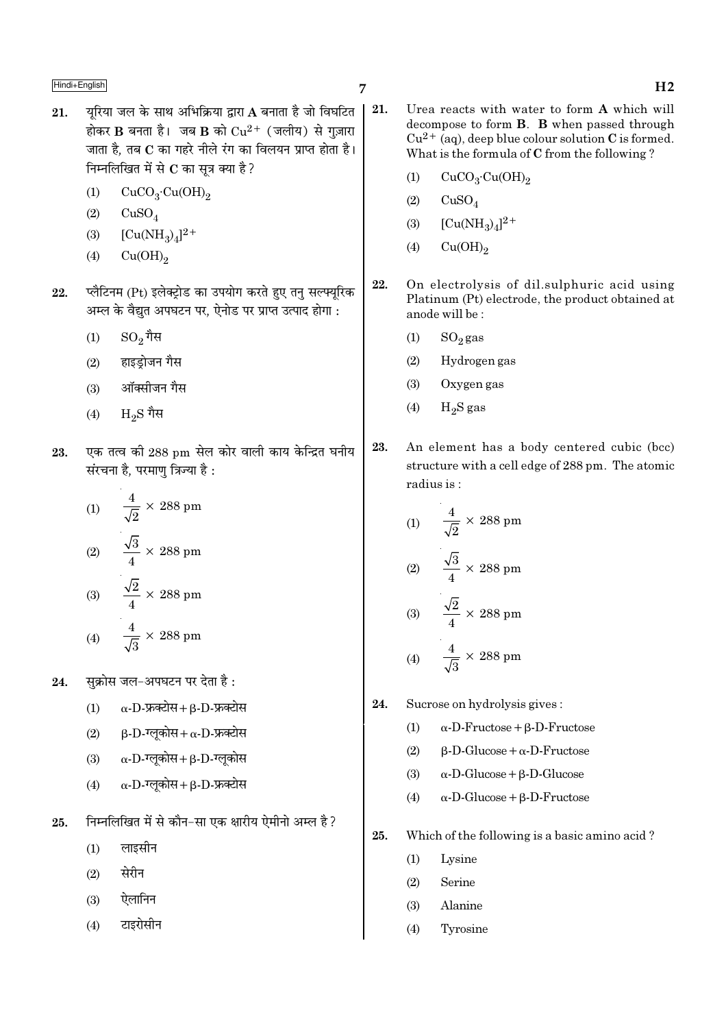21. यूरिया जल के साथ अभिक्रिया द्वारा **A** बनाता है जो विघटित होकर **B** बनता है। जब **B** को $Cu^{2+}$ (जलीय) से गुज़ारा जाता है, तब **C** का गहरे नीले रंग का विलयन प्राप्त होता है। निम्नलिखित में से **C** का सूत्र क्या है ?

   (1) $CuCO_3 \cdot Cu(OH)_2$

   (2) $CuSO_4$

   (3) $[Cu(NH_3)_4]^{2+}$

   (4) $Cu(OH)_2$

22. प्लैटिनम (Pt) इलेक्ट्रोड का उपयोग करते हुए तनु सल्फ्यूरिक अम्ल के वैद्युत अपघटन पर, ऐनोड पर प्राप्त उत्पाद होगा :

   (1) $SO_2$ गैस

   (2) हाइड्रोजन गैस

   (3) ऑक्सीजन गैस

   (4) $H_2S$ गैस

23. एक तत्व की 288 pm सेल कोर वाली काय केन्द्रित घनीय संरचना है, परमाणु त्रिज्या है :

   (1) $\frac{4}{\sqrt{2}} \times 288$ pm

   (2) $\frac{\sqrt{3}}{4} \times 288$ pm

   (3) $\frac{\sqrt{2}}{4} \times 288$ pm

   (4) $\frac{4}{\sqrt{3}} \times 288$ pm

24. सुक्रोस जल-अपघटन पर देता है :

   (1) α-D-फ्रक्टोस + β-D-फ्रक्टोस

   (2) β-D-ग्लूकोस + α-D-फ्रक्टोस

   (3) α-D-ग्लूकोस + β-D-ग्लूकोस

   (4) α-D-ग्लूकोस + β-D-फ्रक्टोस

25. निम्नलिखित में से कौन-सा एक क्षारीय ऐमीनो अम्ल है ?

   (1) लाइसीन

   (2) सेरीन

   (3) ऐलानिन

   (4) टाइरोसीन

21. Urea reacts with water to form **A** which will decompose to form **B**. **B** when passed through $Cu^{2+}$ (aq), deep blue colour solution **C** is formed. What is the formula of **C** from the following ?

   (1) $CuCO_3 \cdot Cu(OH)_2$

   (2) $CuSO_4$

   (3) $[Cu(NH_3)_4]^{2+}$

   (4) $Cu(OH)_2$

22. On electrolysis of dil.sulphuric acid using Platinum (Pt) electrode, the product obtained at anode will be :

   (1) $SO_2$ gas

   (2) Hydrogen gas

   (3) Oxygen gas

   (4) $H_2S$ gas

23. An element has a body centered cubic (bcc) structure with a cell edge of 288 pm. The atomic radius is :

   (1) $\frac{4}{\sqrt{2}} \times 288$ pm

   (2) $\frac{\sqrt{3}}{4} \times 288$ pm

   (3) $\frac{\sqrt{2}}{4} \times 288$ pm

   (4) $\frac{4}{\sqrt{3}} \times 288$ pm

24. Sucrose on hydrolysis gives :

   (1) α-D-Fructose + β-D-Fructose

   (2) β-D-Glucose + α-D-Fructose

   (3) α-D-Glucose + β-D-Glucose

   (4) α-D-Glucose + β-D-Fructose

25. Which of the following is a basic amino acid ?

   (1) Lysine

   (2) Serine

   (3) Alanine

   (4) Tyrosine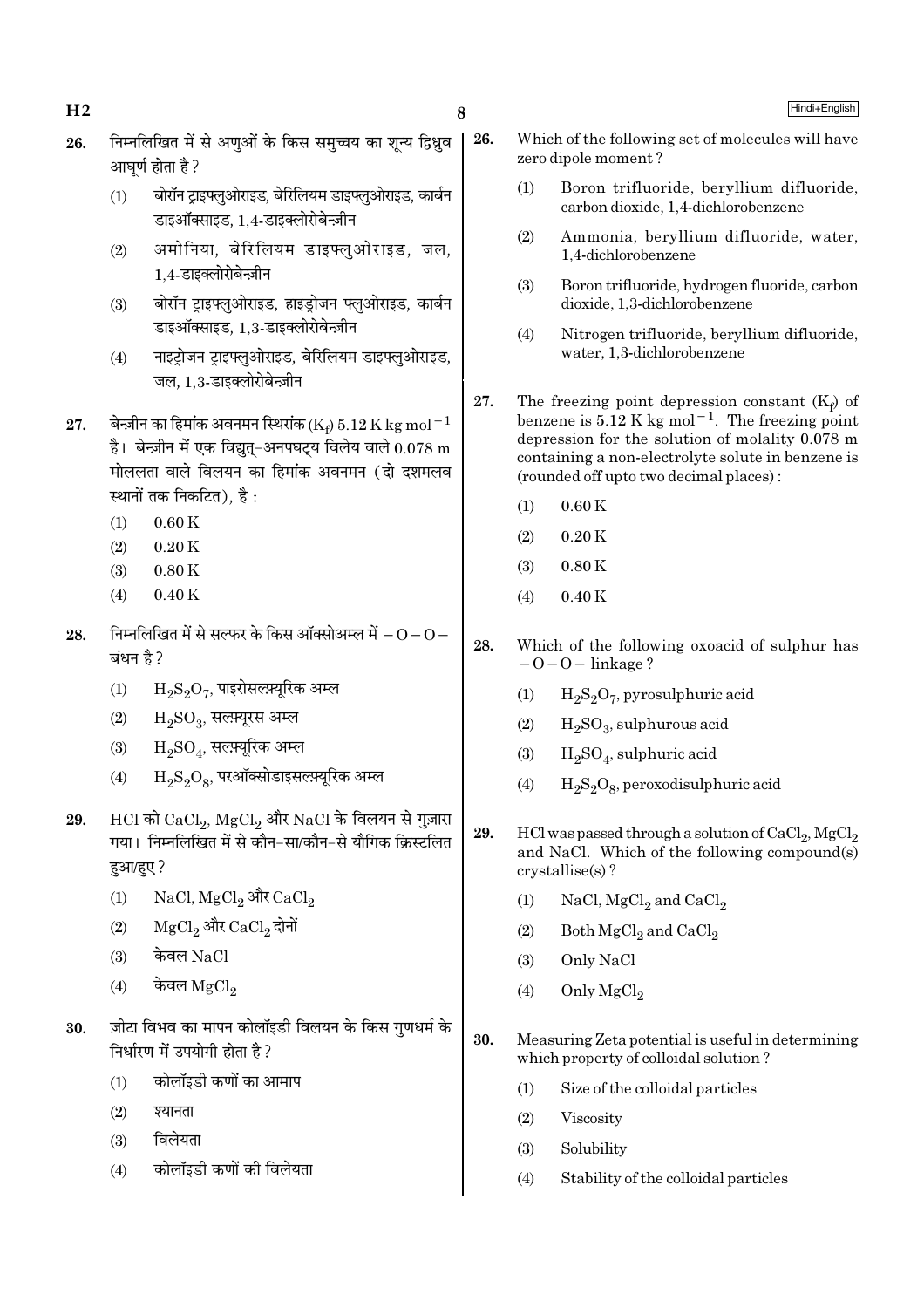26. निम्नलिखित में से अणुओं के किस समुच्चय का शून्य द्विध्रुव आघूर्ण होता है ?

 (1) बोरॉन ट्राइफ्लुओराइड, बेरिलियम डाइफ्लुओराइड, कार्बन डाइऑक्साइड, 1,4-डाइक्लोरोबेन्ज़ीन
 (2) अमोनिया, बेरिलियम डाइफ्लुओराइड, जल, 1,4-डाइक्लोरोबेन्ज़ीन
 (3) बोरॉन ट्राइफ्लुओराइड, हाइड्रोजन फ्लुओराइड, कार्बन डाइऑक्साइड, 1,3-डाइक्लोरोबेन्ज़ीन
 (4) नाइट्रोजन ट्राइफ्लुओराइड, बेरिलियम डाइफ्लुओराइड, जल, 1,3-डाइक्लोरोबेन्ज़ीन

27. बेन्ज़ीन का हिमांक अवनमन स्थिरांक ($K_f$) 5.12 K kg mol$^{-1}$ है। बेन्ज़ीन में एक विद्युत्-अनपघट्य विलेय वाले 0.078 m मोललता वाले विलयन का हिमांक अवनमन (दो दशमलव स्थानों तक निकटित), है :

 (1) 0.60 K
 (2) 0.20 K
 (3) 0.80 K
 (4) 0.40 K

28. निम्नलिखित में से सल्फर के किस ऑक्सोअम्ल में – O – O – बंधन है ?

 (1) $H_2S_2O_7$, पाइरोसल्फ़्यूरिक अम्ल
 (2) $H_2SO_3$, सल्फ़्यूरस अम्ल
 (3) $H_2SO_4$, सल्फ़्यूरिक अम्ल
 (4) $H_2S_2O_8$, परऑक्सोडाइसल्फ़्यूरिक अम्ल

29. HCl को $CaCl_2$, $MgCl_2$ और NaCl के विलयन से गुज़ारा गया। निम्नलिखित में से कौन-सा/कौन-से यौगिक क्रिस्टलित हुआ/हुए ?

 (1) NaCl, $MgCl_2$ और $CaCl_2$
 (2) $MgCl_2$ और $CaCl_2$ दोनों
 (3) केवल NaCl
 (4) केवल $MgCl_2$

30. ज़ीटा विभव का मापन कोलॉइडी विलयन के किस गुणधर्म के निर्धारण में उपयोगी होता है ?

 (1) कोलॉइडी कणों का आमाप
 (2) श्यानता
 (3) विलेयता
 (4) कोलॉइडी कणों की विलेयता

26. Which of the following set of molecules will have zero dipole moment ?

 (1) Boron trifluoride, beryllium difluoride, carbon dioxide, 1,4-dichlorobenzene
 (2) Ammonia, beryllium difluoride, water, 1,4-dichlorobenzene
 (3) Boron trifluoride, hydrogen fluoride, carbon dioxide, 1,3-dichlorobenzene
 (4) Nitrogen trifluoride, beryllium difluoride, water, 1,3-dichlorobenzene

27. The freezing point depression constant ($K_f$) of benzene is 5.12 K kg mol$^{-1}$. The freezing point depression for the solution of molality 0.078 m containing a non-electrolyte solute in benzene is (rounded off upto two decimal places) :

 (1) 0.60 K
 (2) 0.20 K
 (3) 0.80 K
 (4) 0.40 K

28. Which of the following oxoacid of sulphur has – O – O – linkage ?

 (1) $H_2S_2O_7$, pyrosulphuric acid
 (2) $H_2SO_3$, sulphurous acid
 (3) $H_2SO_4$, sulphuric acid
 (4) $H_2S_2O_8$, peroxodisulphuric acid

29. HCl was passed through a solution of $CaCl_2$, $MgCl_2$ and NaCl. Which of the following compound(s) crystallise(s) ?

 (1) NaCl, $MgCl_2$ and $CaCl_2$
 (2) Both $MgCl_2$ and $CaCl_2$
 (3) Only NaCl
 (4) Only $MgCl_2$

30. Measuring Zeta potential is useful in determining which property of colloidal solution ?

 (1) Size of the colloidal particles
 (2) Viscosity
 (3) Solubility
 (4) Stability of the colloidal particles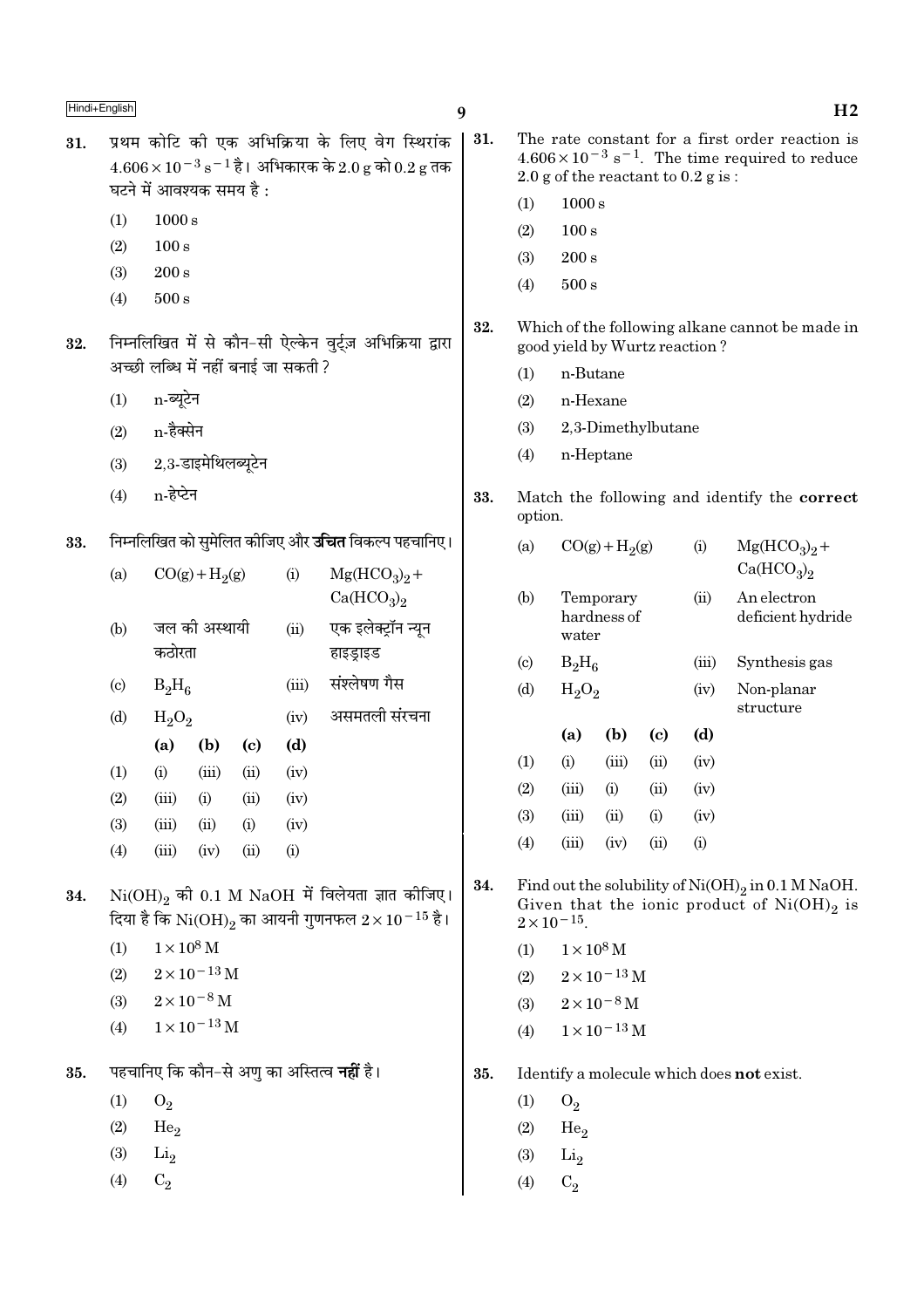31. प्रथम कोटि की एक अभिक्रिया के लिए वेग स्थिरांक $4.606 \times 10^{-3}\ s^{-1}$ है। अभिकारक के 2.0 g को 0.2 g तक घटने में आवश्यक समय है :

(1) 1000 s
(2) 100 s
(3) 200 s
(4) 500 s

32. निम्नलिखित में से कौन-सी ऐल्केन वुर्ट्ज़ अभिक्रिया द्वारा अच्छी लब्धि में नहीं बनाई जा सकती ?

(1) n-ब्यूटेन
(2) n-हैक्सेन
(3) 2,3-डाइमेथिलब्यूटेन
(4) n-हेप्टेन

33. निम्नलिखित को सुमेलित कीजिए और **उचित** विकल्प पहचानिए।

| | | | |
|---|---|---|---|
| (a) | $CO(g) + H_2(g)$ | (i) | $Mg(HCO_3)_2 + Ca(HCO_3)_2$ |
| (b) | जल की अस्थायी कठोरता | (ii) | एक इलेक्ट्रॉन न्यून हाइड्राइड |
| (c) | $B_2H_6$ | (iii) | संश्लेषण गैस |
| (d) | $H_2O_2$ | (iv) | असमतली संरचना |

| | (a) | (b) | (c) | (d) |
|---|---|---|---|---|
| (1) | (i) | (iii) | (ii) | (iv) |
| (2) | (iii) | (i) | (ii) | (iv) |
| (3) | (iii) | (ii) | (i) | (iv) |
| (4) | (iii) | (iv) | (ii) | (i) |

34. $Ni(OH)_2$ की 0.1 M NaOH में विलेयता ज्ञात कीजिए। दिया है कि $Ni(OH)_2$ का आयनी गुणनफल $2 \times 10^{-15}$ है।

(1) $1 \times 10^{8}$ M
(2) $2 \times 10^{-13}$ M
(3) $2 \times 10^{-8}$ M
(4) $1 \times 10^{-13}$ M

35. पहचानिए कि कौन-से अणु का अस्तित्व **नहीं** है।

(1) $O_2$
(2) $He_2$
(3) $Li_2$
(4) $C_2$

31. The rate constant for a first order reaction is $4.606 \times 10^{-3}\ s^{-1}$. The time required to reduce 2.0 g of the reactant to 0.2 g is :

(1) 1000 s
(2) 100 s
(3) 200 s
(4) 500 s

32. Which of the following alkane cannot be made in good yield by Wurtz reaction ?

(1) n-Butane
(2) n-Hexane
(3) 2,3-Dimethylbutane
(4) n-Heptane

33. Match the following and identify the **correct** option.

| | | | |
|---|---|---|---|
| (a) | $CO(g) + H_2(g)$ | (i) | $Mg(HCO_3)_2 + Ca(HCO_3)_2$ |
| (b) | Temporary hardness of water | (ii) | An electron deficient hydride |
| (c) | $B_2H_6$ | (iii) | Synthesis gas |
| (d) | $H_2O_2$ | (iv) | Non-planar structure |

| | (a) | (b) | (c) | (d) |
|---|---|---|---|---|
| (1) | (i) | (iii) | (ii) | (iv) |
| (2) | (iii) | (i) | (ii) | (iv) |
| (3) | (iii) | (ii) | (i) | (iv) |
| (4) | (iii) | (iv) | (ii) | (i) |

34. Find out the solubility of $Ni(OH)_2$ in 0.1 M NaOH. Given that the ionic product of $Ni(OH)_2$ is $2 \times 10^{-15}$.

(1) $1 \times 10^{8}$ M
(2) $2 \times 10^{-13}$ M
(3) $2 \times 10^{-8}$ M
(4) $1 \times 10^{-13}$ M

35. Identify a molecule which does **not** exist.

(1) $O_2$
(2) $He_2$
(3) $Li_2$
(4) $C_2$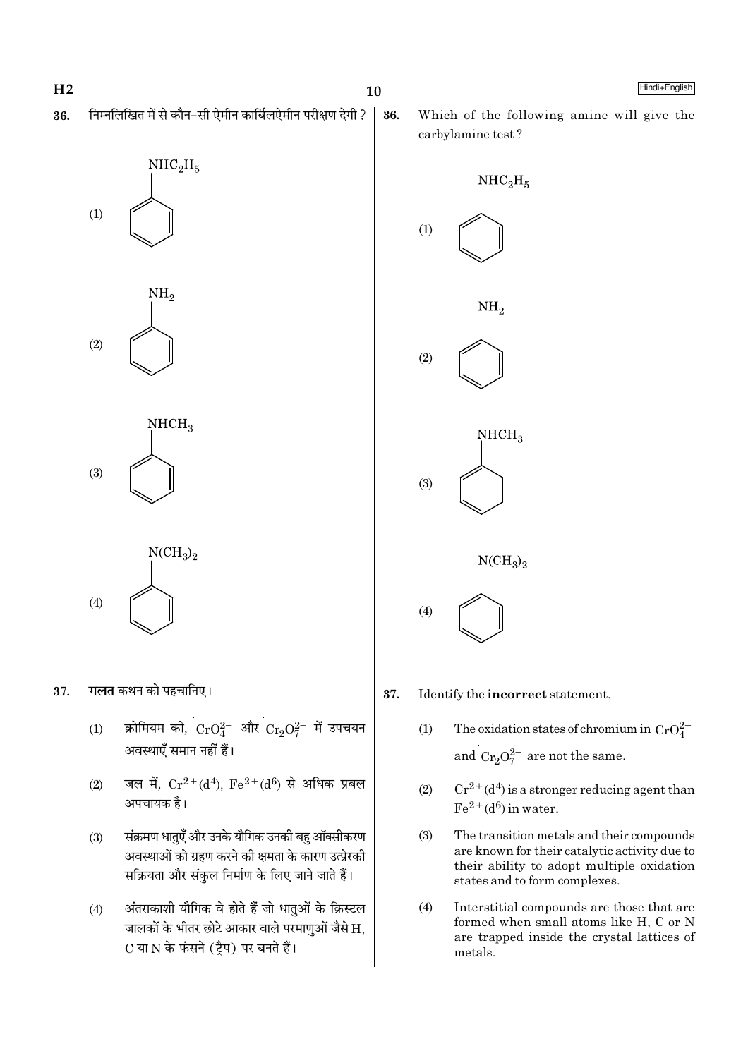36. निम्नलिखित में से कौन-सी ऐमीन कार्बिलऐमीन परीक्षण देगी ?

(1) $NHC_2H_5$ (benzene ring)

(2) $NH_2$ (benzene ring)

(3) $NHCH_3$ (benzene ring)

(4) $N(CH_3)_2$ (benzene ring)

37. **गलत** कथन को पहचानिए।

(1) क्रोमियम की, $CrO_4^{2-}$ और $Cr_2O_7^{2-}$ में उपचयन अवस्थाएँ समान नहीं हैं।

(2) जल में, $Cr^{2+}(d^4)$, $Fe^{2+}(d^6)$ से अधिक प्रबल अपचायक है।

(3) संक्रमण धातुएँ और उनके यौगिक उनकी बहु ऑक्सीकरण अवस्थाओं को ग्रहण करने की क्षमता के कारण उत्प्रेरकी सक्रियता और संकुल निर्माण के लिए जाने जाते हैं।

(4) अंतराकाशी यौगिक वे होते हैं जो धातुओं के क्रिस्टल जालकों के भीतर छोटे आकार वाले परमाणुओं जैसे H, C या N के फंसने (ट्रैप) पर बनते हैं।

36. Which of the following amine will give the carbylamine test ?

(1) $NHC_2H_5$ (benzene ring)

(2) $NH_2$ (benzene ring)

(3) $NHCH_3$ (benzene ring)

(4) $N(CH_3)_2$ (benzene ring)

37. Identify the **incorrect** statement.

(1) The oxidation states of chromium in $CrO_4^{2-}$ and $Cr_2O_7^{2-}$ are not the same.

(2) $Cr^{2+}(d^4)$ is a stronger reducing agent than $Fe^{2+}(d^6)$ in water.

(3) The transition metals and their compounds are known for their catalytic activity due to their ability to adopt multiple oxidation states and to form complexes.

(4) Interstitial compounds are those that are formed when small atoms like H, C or N are trapped inside the crystal lattices of metals.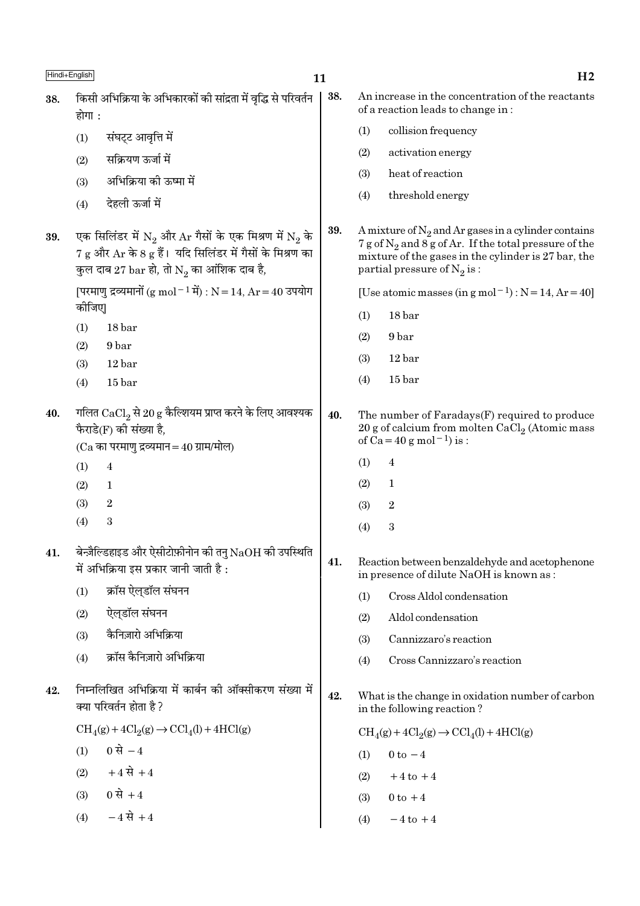38. किसी अभिक्रिया के अभिकारकों की सांद्रता में वृद्धि से परिवर्तन होगा :

(1) संघट्ट आवृत्ति में

(2) सक्रियण ऊर्जा में

(3) अभिक्रिया की ऊष्मा में

(4) देहली ऊर्जा में

39. एक सिलिंडर में $N_2$ और Ar गैसों के एक मिश्रण में $N_2$ के 7 g और Ar के 8 g हैं। यदि सिलिंडर में गैसों के मिश्रण का कुल दाब 27 bar हो, तो $N_2$ का आंशिक दाब है,

[परमाणु द्रव्यमानों ($g\ mol^{-1}$ में) : N = 14, Ar = 40 उपयोग कीजिए]

(1) 18 bar

(2) 9 bar

(3) 12 bar

(4) 15 bar

40. गलित $CaCl_2$ से 20 g कैल्शियम प्राप्त करने के लिए आवश्यक फैराडे(F) की संख्या है,

(Ca का परमाणु द्रव्यमान = 40 ग्राम/मोल)

(1) 4

(2) 1

(3) 2

(4) 3

41. बेन्ज़ैल्डिहाइड और ऐसीटोफ़ीनोन की तनु NaOH की उपस्थिति में अभिक्रिया इस प्रकार जानी जाती है :

(1) क्रॉस ऐल्डॉल संघनन

(2) ऐल्डॉल संघनन

(3) कैनिज़ारो अभिक्रिया

(4) क्रॉस कैनिज़ारो अभिक्रिया

42. निम्नलिखित अभिक्रिया में कार्बन की ऑक्सीकरण संख्या में क्या परिवर्तन होता है ?

$$CH_4(g) + 4Cl_2(g) \rightarrow CCl_4(l) + 4HCl(g)$$

(1) 0 से $-4$

(2) $+4$ से $+4$

(3) 0 से $+4$

(4) $-4$ से $+4$

38. An increase in the concentration of the reactants of a reaction leads to change in :

(1) collision frequency

(2) activation energy

(3) heat of reaction

(4) threshold energy

39. A mixture of $N_2$ and Ar gases in a cylinder contains 7 g of $N_2$ and 8 g of Ar. If the total pressure of the mixture of the gases in the cylinder is 27 bar, the partial pressure of $N_2$ is :

[Use atomic masses (in $g\ mol^{-1}$) : N = 14, Ar = 40]

(1) 18 bar

(2) 9 bar

(3) 12 bar

(4) 15 bar

40. The number of Faradays(F) required to produce 20 g of calcium from molten $CaCl_2$ (Atomic mass of Ca = 40 $g\ mol^{-1}$) is :

(1) 4

(2) 1

(3) 2

(4) 3

41. Reaction between benzaldehyde and acetophenone in presence of dilute NaOH is known as :

(1) Cross Aldol condensation

(2) Aldol condensation

(3) Cannizzaro's reaction

(4) Cross Cannizzaro's reaction

42. What is the change in oxidation number of carbon in the following reaction ?

$$CH_4(g) + 4Cl_2(g) \rightarrow CCl_4(l) + 4HCl(g)$$

(1) 0 to $-4$

(2) $+4$ to $+4$

(3) 0 to $+4$

(4) $-4$ to $+4$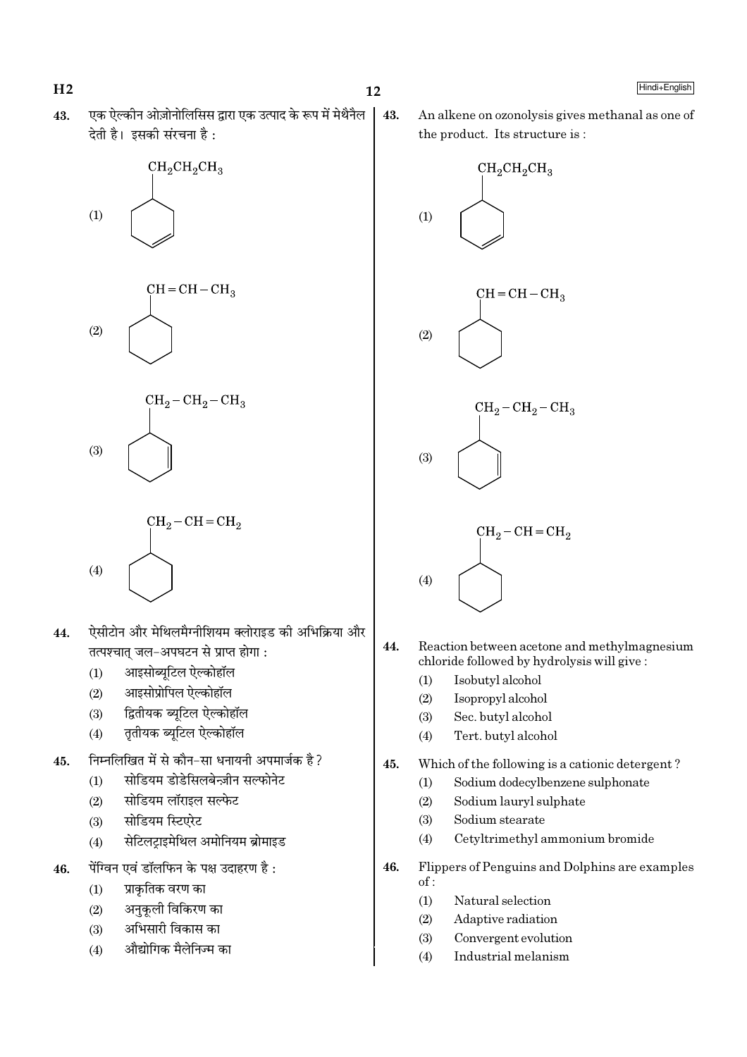43. एक ऐल्कीन ओज़ोनोलिसिस द्वारा एक उत्पाद के रूप में मेथैनैल देती है। इसकी संरचना है :

(1) $CH_2CH_2CH_3$ substituted cyclohexene (double bond in ring)

(2) $CH=CH-CH_3$ substituted cyclohexane

(3) $CH_2-CH_2-CH_3$ substituted cyclohexene (double bond in ring)

(4) $CH_2-CH=CH_2$ substituted cyclohexane

44. ऐसीटोन और मेथिलमैग्नीशियम क्लोराइड की अभिक्रिया और तत्पश्चात् जल-अपघटन से प्राप्त होगा :

(1) आइसोब्यूटिल ऐल्कोहॉल
(2) आइसोप्रोपिल ऐल्कोहॉल
(3) द्वितीयक ब्यूटिल ऐल्कोहॉल
(4) तृतीयक ब्यूटिल ऐल्कोहॉल

45. निम्नलिखित में से कौन-सा धनायनी अपमार्जक है ?

(1) सोडियम डोडेसिलबेन्ज़ीन सल्फोनेट
(2) सोडियम लॉराइल सल्फेट
(3) सोडियम स्टिएरेट
(4) सेटिलट्राइमेथिल अमोनियम ब्रोमाइड

46. पेंग्विन एवं डॉलफिन के पक्ष उदाहरण है :

(1) प्राकृतिक वरण का
(2) अनुकूली विकिरण का
(3) अभिसारी विकास का
(4) औद्योगिक मैलेनिज्म का

43. An alkene on ozonolysis gives methanal as one of the product. Its structure is :

(1) $CH_2CH_2CH_3$ substituted cyclohexene (double bond in ring)

(2) $CH=CH-CH_3$ substituted cyclohexane

(3) $CH_2-CH_2-CH_3$ substituted cyclohexene (double bond in ring)

(4) $CH_2-CH=CH_2$ substituted cyclohexane

44. Reaction between acetone and methylmagnesium chloride followed by hydrolysis will give :

(1) Isobutyl alcohol
(2) Isopropyl alcohol
(3) Sec. butyl alcohol
(4) Tert. butyl alcohol

45. Which of the following is a cationic detergent ?

(1) Sodium dodecylbenzene sulphonate
(2) Sodium lauryl sulphate
(3) Sodium stearate
(4) Cetyltrimethyl ammonium bromide

46. Flippers of Penguins and Dolphins are examples of :

(1) Natural selection
(2) Adaptive radiation
(3) Convergent evolution
(4) Industrial melanism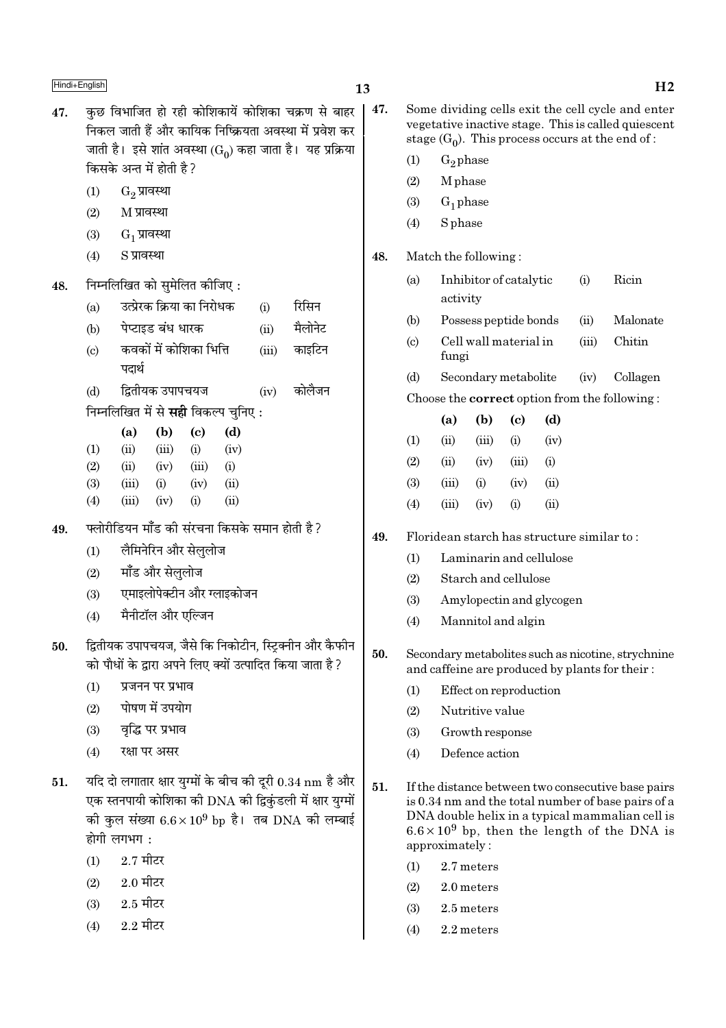47. कुछ विभाजित हो रही कोशिकायें कोशिका चक्रण से बाहर निकल जाती हैं और कायिक निष्क्रियता अवस्था में प्रवेश कर जाती है। इसे शांत अवस्था ($G_0$) कहा जाता है। यह प्रक्रिया किसके अन्त में होती है ?

(1) $G_2$ प्रावस्था
(2) M प्रावस्था
(3) $G_1$ प्रावस्था
(4) S प्रावस्था

48. निम्नलिखित को सुमेलित कीजिए :

| | | | |
|---|---|---|---|
| (a) | उत्प्रेरक क्रिया का निरोधक | (i) | रिसिन |
| (b) | पेप्टाइड बंध धारक | (ii) | मैलोनेट |
| (c) | कवकों में कोशिका भित्ति पदार्थ | (iii) | काइटिन |
| (d) | द्वितीयक उपापचयज | (iv) | कोलैजन |

निम्नलिखित में से **सही** विकल्प चुनिए :

| | (a) | (b) | (c) | (d) |
|---|---|---|---|---|
| (1) | (ii) | (iii) | (i) | (iv) |
| (2) | (ii) | (iv) | (iii) | (i) |
| (3) | (iii) | (i) | (iv) | (ii) |
| (4) | (iii) | (iv) | (i) | (ii) |

49. फ्लोरीडियन मॉंड की संरचना किसके समान होती है ?

(1) लैमिनेरिन और सेलुलोज
(2) मॉंड और सेलुलोज
(3) एमाइलोपेक्टीन और ग्लाइकोजन
(4) मैनीटॉल और एल्जिन

50. द्वितीयक उपापचयज, जैसे कि निकोटीन, स्ट्रिक्नीन और कैफीन को पौधों के द्वारा अपने लिए क्यों उत्पादित किया जाता है ?

(1) प्रजनन पर प्रभाव
(2) पोषण में उपयोग
(3) वृद्धि पर प्रभाव
(4) रक्षा पर असर

51. यदि दो लगातार क्षार युग्मों के बीच की दूरी 0.34 nm है और एक स्तनपायी कोशिका की DNA की द्विकुंडली में क्षार युग्मों की कुल संख्या $6.6 \times 10^9$ bp है। तब DNA की लम्बाई होगी लगभग :

(1) 2.7 मीटर
(2) 2.0 मीटर
(3) 2.5 मीटर
(4) 2.2 मीटर

47. Some dividing cells exit the cell cycle and enter vegetative inactive stage. This is called quiescent stage ($G_0$). This process occurs at the end of :

(1) $G_2$ phase
(2) M phase
(3) $G_1$ phase
(4) S phase

48. Match the following :

| | | | |
|---|---|---|---|
| (a) | Inhibitor of catalytic activity | (i) | Ricin |
| (b) | Possess peptide bonds | (ii) | Malonate |
| (c) | Cell wall material in fungi | (iii) | Chitin |
| (d) | Secondary metabolite | (iv) | Collagen |

Choose the **correct** option from the following :

| | (a) | (b) | (c) | (d) |
|---|---|---|---|---|
| (1) | (ii) | (iii) | (i) | (iv) |
| (2) | (ii) | (iv) | (iii) | (i) |
| (3) | (iii) | (i) | (iv) | (ii) |
| (4) | (iii) | (iv) | (i) | (ii) |

49. Floridean starch has structure similar to :

(1) Laminarin and cellulose
(2) Starch and cellulose
(3) Amylopectin and glycogen
(4) Mannitol and algin

50. Secondary metabolites such as nicotine, strychnine and caffeine are produced by plants for their :

(1) Effect on reproduction
(2) Nutritive value
(3) Growth response
(4) Defence action

51. If the distance between two consecutive base pairs is 0.34 nm and the total number of base pairs of a DNA double helix in a typical mammalian cell is $6.6 \times 10^9$ bp, then the length of the DNA is approximately :

(1) 2.7 meters
(2) 2.0 meters
(3) 2.5 meters
(4) 2.2 meters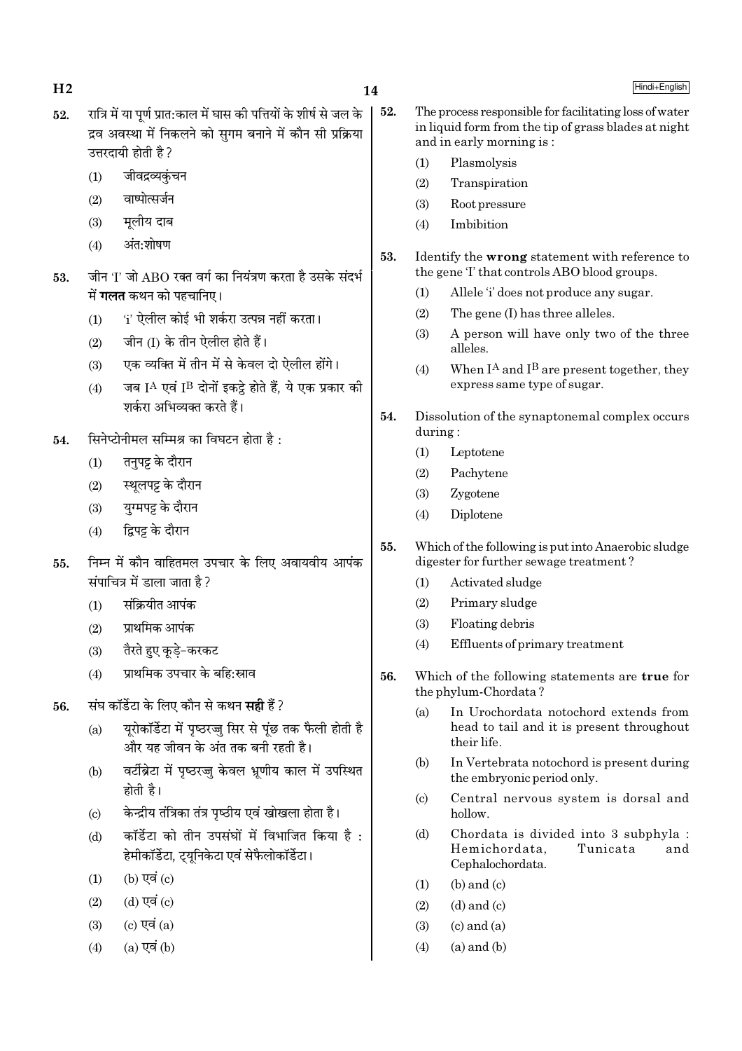52. रात्रि में या पूर्ण प्रात:काल में घास की पत्तियों के शीर्ष से जल के द्रव अवस्था में निकलने को सुगम बनाने में कौन सी प्रक्रिया उत्तरदायी होती है?

    (1) जीवद्रव्यकुंचन
    (2) वाष्पोत्सर्जन
    (3) मूलीय दाब
    (4) अंत:शोषण

53. जीन 'I' जो ABO रक्त वर्ग का नियंत्रण करता है उसके संदर्भ में **गलत** कथन को पहचानिए।

    (1) 'i' ऐलील कोई भी शर्करा उत्पन्न नहीं करता।
    (2) जीन (I) के तीन ऐलील होते हैं।
    (3) एक व्यक्ति में तीन में से केवल दो ऐलील होंगे।
    (4) जब $I^A$ एवं $I^B$ दोनों इकट्ठे होते हैं, ये एक प्रकार की शर्करा अभिव्यक्त करते हैं।

54. सिनेप्टोनीमल सम्मिश्र का विघटन होता है :

    (1) तनुपट्ट के दौरान
    (2) स्थूलपट्ट के दौरान
    (3) युग्मपट्ट के दौरान
    (4) द्विपट्ट के दौरान

55. निम्न में कौन वाहितमल उपचार के लिए अवायवीय आपंक संपाचित्र में डाला जाता है?

    (1) संक्रियीत आपंक
    (2) प्राथमिक आपंक
    (3) तैरते हुए कूड़े-करकट
    (4) प्राथमिक उपचार के बहि:स्राव

56. संघ कॉर्डेटा के लिए कौन से कथन **सही** हैं?

    (a) यूरोकॉर्डेटा में पृष्ठरज्जु सिर से पूंछ तक फैली होती है और यह जीवन के अंत तक बनी रहती है।
    (b) वर्टीब्रेटा में पृष्ठरज्जु केवल भ्रूणीय काल में उपस्थित होती है।
    (c) केन्द्रीय तंत्रिका तंत्र पृष्ठीय एवं खोखला होता है।
    (d) कॉर्डेटा को तीन उपसंघों में विभाजित किया है : हेमीकॉर्डेटा, ट्यूनिकेटा एवं सेफैलोकॉर्डेटा।

    (1) (b) एवं (c)
    (2) (d) एवं (c)
    (3) (c) एवं (a)
    (4) (a) एवं (b)

52. The process responsible for facilitating loss of water in liquid form from the tip of grass blades at night and in early morning is :

    (1) Plasmolysis
    (2) Transpiration
    (3) Root pressure
    (4) Imbibition

53. Identify the **wrong** statement with reference to the gene 'I' that controls ABO blood groups.

    (1) Allele 'i' does not produce any sugar.
    (2) The gene (I) has three alleles.
    (3) A person will have only two of the three alleles.
    (4) When $I^A$ and $I^B$ are present together, they express same type of sugar.

54. Dissolution of the synaptonemal complex occurs during :

    (1) Leptotene
    (2) Pachytene
    (3) Zygotene
    (4) Diplotene

55. Which of the following is put into Anaerobic sludge digester for further sewage treatment?

    (1) Activated sludge
    (2) Primary sludge
    (3) Floating debris
    (4) Effluents of primary treatment

56. Which of the following statements are **true** for the phylum-Chordata?

    (a) In Urochordata notochord extends from head to tail and it is present throughout their life.
    (b) In Vertebrata notochord is present during the embryonic period only.
    (c) Central nervous system is dorsal and hollow.
    (d) Chordata is divided into 3 subphyla : Hemichordata, Tunicata and Cephalochordata.

    (1) (b) and (c)
    (2) (d) and (c)
    (3) (c) and (a)
    (4) (a) and (b)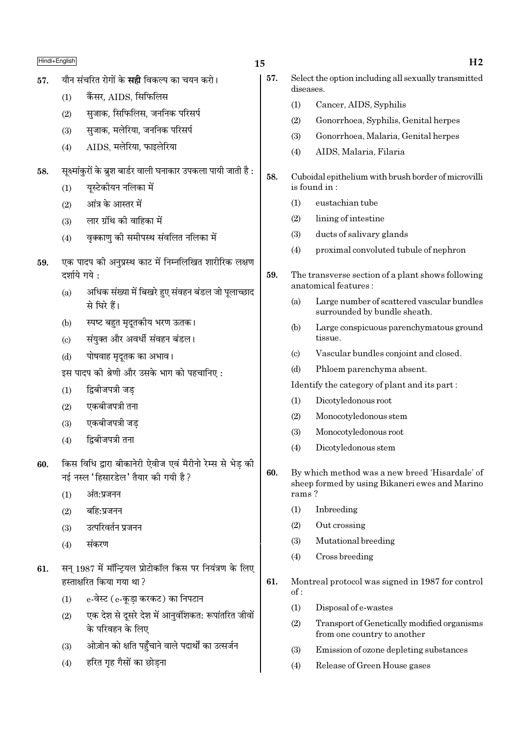57. यौन संचरित रोगों के **सही** विकल्प का चयन करो।
   (1) कैंसर, AIDS, सिफिलिस
   (2) सुजाक, सिफिलिस, जननिक परिसर्प
   (3) सुजाक, मलेरिया, जननिक परिसर्प
   (4) AIDS, मलेरिया, फाइलेरिया

58. सूक्ष्मांकुरों के ब्रुश बार्डर वाली घनाकार उपकला पायी जाती है :
   (1) यूस्टेकीयन नलिका में
   (2) आंत्र के आस्तर में
   (3) लार ग्रंथि की वाहिका में
   (4) वृक्काणु की समीपस्थ संवलित नलिका में

59. एक पादप की अनुप्रस्थ काट में निम्नलिखित शारीरिक लक्षण दर्शाये गये :
   (a) अधिक संख्या में बिखरे हुए संवहन बंडल जो पूलाच्छाद से घिरे हैं।
   (b) स्पष्ट बहुत मृदूतकीय भरण ऊतक।
   (c) संयुक्त और अवर्धी संवहन बंडल।
   (d) पोषवाह मृदूतक का अभाव।

   इस पादप की श्रेणी और उसके भाग को पहचानिए :
   (1) द्विबीजपत्री जड़
   (2) एकबीजपत्री तना
   (3) एकबीजपत्री जड़
   (4) द्विबीजपत्री तना

60. किस विधि द्वारा बीकानेरी ऐवीज एवं मैरीनो रेम्स से भेड़ की नई नस्ल 'हिसारडेल' तैयार की गयी है?
   (1) अंत:प्रजनन
   (2) बहि:प्रजनन
   (3) उत्परिवर्तन प्रजनन
   (4) संकरण

61. सन् 1987 में मॉन्ट्रियल प्रोटोकॉल किस पर नियंत्रण के लिए हस्ताक्षरित किया गया था?
   (1) e-वेस्ट (e-कूड़ा करकट) का निपटान
   (2) एक देश से दूसरे देश में आनुवंशिकत: रूपांतरित जीवों के परिवहन के लिए
   (3) ओज़ोन को क्षति पहुँचाने वाले पदार्थों का उत्सर्जन
   (4) हरित गृह गैसों का छोड़ना

57. Select the option including all sexually transmitted diseases.
   (1) Cancer, AIDS, Syphilis
   (2) Gonorrhoea, Syphilis, Genital herpes
   (3) Gonorrhoea, Malaria, Genital herpes
   (4) AIDS, Malaria, Filaria

58. Cuboidal epithelium with brush border of microvilli is found in :
   (1) eustachian tube
   (2) lining of intestine
   (3) ducts of salivary glands
   (4) proximal convoluted tubule of nephron

59. The transverse section of a plant shows following anatomical features :
   (a) Large number of scattered vascular bundles surrounded by bundle sheath.
   (b) Large conspicuous parenchymatous ground tissue.
   (c) Vascular bundles conjoint and closed.
   (d) Phloem parenchyma absent.

   Identify the category of plant and its part :
   (1) Dicotyledonous root
   (2) Monocotyledonous stem
   (3) Monocotyledonous root
   (4) Dicotyledonous stem

60. By which method was a new breed 'Hisardale' of sheep formed by using Bikaneri ewes and Marino rams?
   (1) Inbreeding
   (2) Out crossing
   (3) Mutational breeding
   (4) Cross breeding

61. Montreal protocol was signed in 1987 for control of :
   (1) Disposal of e-wastes
   (2) Transport of Genetically modified organisms from one country to another
   (3) Emission of ozone depleting substances
   (4) Release of Green House gases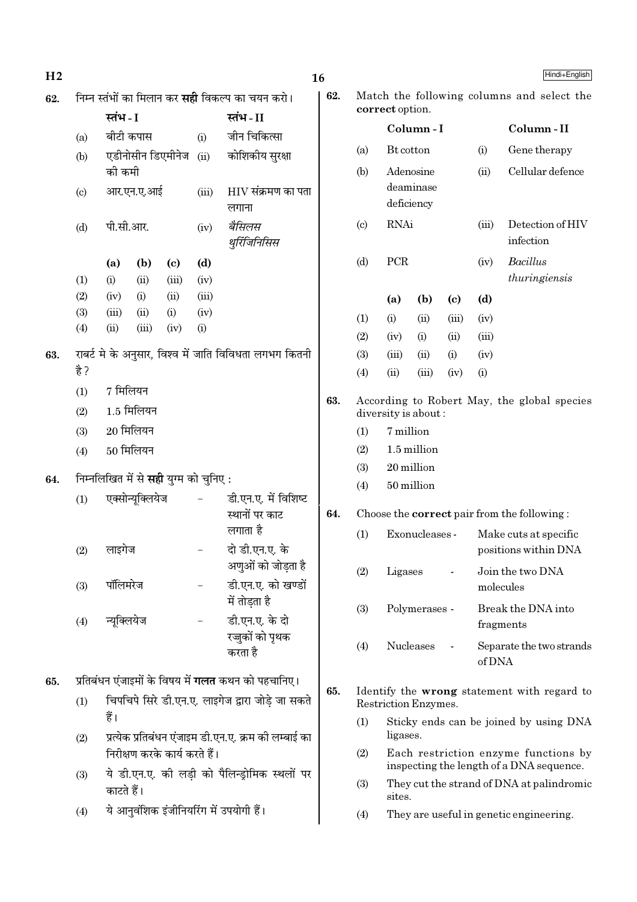62. निम्न स्तंभों का मिलान कर **सही** विकल्प का चयन करो।

| | स्तंभ - I | | स्तंभ - II |
|---|---|---|---|
| (a) | बीटी कपास | (i) | जीन चिकित्सा |
| (b) | एडीनोसीन डिएमीनेज की कमी | (ii) | कोशिकीय सुरक्षा |
| (c) | आर.एन.ए.आई | (iii) | HIV संक्रमण का पता लगाना |
| (d) | पी.सी.आर. | (iv) | *बैसिलस थुरिंजिनिसिस* |

| | (a) | (b) | (c) | (d) |
|---|---|---|---|---|
| (1) | (i) | (ii) | (iii) | (iv) |
| (2) | (iv) | (i) | (ii) | (iii) |
| (3) | (iii) | (ii) | (i) | (iv) |
| (4) | (ii) | (iii) | (iv) | (i) |

63. राबर्ट मे के अनुसार, विश्व में जाति विविधता लगभग कितनी है ?

(1) 7 मिलियन
(2) 1.5 मिलियन
(3) 20 मिलियन
(4) 50 मिलियन

64. निम्नलिखित में से **सही** युग्म को चुनिए :

(1) एक्सोन्यूक्लियेज - डी.एन.ए. में विशिष्ट स्थानों पर काट लगाता है
(2) लाइगेज - दो डी.एन.ए. के अणुओं को जोड़ता है
(3) पॉलिमरेज - डी.एन.ए. को खण्डों में तोड़ता है
(4) न्यूक्लियेज - डी.एन.ए. के दो रज्जुकों को पृथक करता है

65. प्रतिबंधन एंजाइमों के विषय में **गलत** कथन को पहचानिए।

(1) चिपचिपे सिरे डी.एन.ए. लाइगेज द्वारा जोड़े जा सकते हैं।
(2) प्रत्येक प्रतिबंधन एंजाइम डी.एन.ए. क्रम की लम्बाई का निरीक्षण करके कार्य करते हैं।
(3) ये डी.एन.ए. की लड़ी को पैलिन्ड्रोमिक स्थलों पर काटते हैं।
(4) ये आनुवंशिक इंजीनियरिंग में उपयोगी हैं।

62. Match the following columns and select the **correct** option.

| | Column - I | | Column - II |
|---|---|---|---|
| (a) | Bt cotton | (i) | Gene therapy |
| (b) | Adenosine deaminase deficiency | (ii) | Cellular defence |
| (c) | RNAi | (iii) | Detection of HIV infection |
| (d) | PCR | (iv) | *Bacillus thuringiensis* |

| | (a) | (b) | (c) | (d) |
|---|---|---|---|---|
| (1) | (i) | (ii) | (iii) | (iv) |
| (2) | (iv) | (i) | (ii) | (iii) |
| (3) | (iii) | (ii) | (i) | (iv) |
| (4) | (ii) | (iii) | (iv) | (i) |

63. According to Robert May, the global species diversity is about :

(1) 7 million
(2) 1.5 million
(3) 20 million
(4) 50 million

64. Choose the **correct** pair from the following :

(1) Exonucleases - Make cuts at specific positions within DNA
(2) Ligases - Join the two DNA molecules
(3) Polymerases - Break the DNA into fragments
(4) Nucleases - Separate the two strands of DNA

65. Identify the **wrong** statement with regard to Restriction Enzymes.

(1) Sticky ends can be joined by using DNA ligases.
(2) Each restriction enzyme functions by inspecting the length of a DNA sequence.
(3) They cut the strand of DNA at palindromic sites.
(4) They are useful in genetic engineering.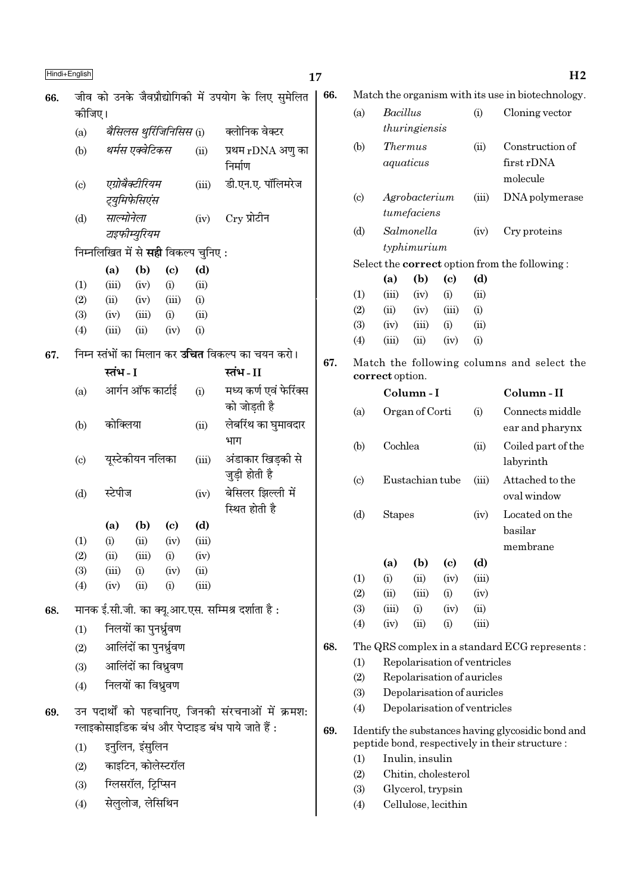66. जीव को उनके जैवप्रौद्योगिकी में उपयोग के लिए सुमेलित कीजिए।

| | | | |
|---|---|---|---|
| (a) | *बैसिलस थुरिंजिनिसिस* | (i) | क्लोनिक वेक्टर |
| (b) | *थर्मस एक्वेटिकस* | (ii) | प्रथम rDNA अणु का निर्माण |
| (c) | *एग्रोबैक्टीरियम ट्युमिफेसिएंस* | (iii) | डी.एन.ए. पॉलिमरेज |
| (d) | *साल्मोनेला टाइफीम्युरियम* | (iv) | Cry प्रोटीन |

निम्नलिखित में से **सही** विकल्प चुनिए :

| | (a) | (b) | (c) | (d) |
|---|---|---|---|---|
| (1) | (iii) | (iv) | (i) | (ii) |
| (2) | (ii) | (iv) | (iii) | (i) |
| (3) | (iv) | (iii) | (i) | (ii) |
| (4) | (iii) | (ii) | (iv) | (i) |

67. निम्न स्तंभों का मिलान कर **उचित** विकल्प का चयन करो।

| | स्तंभ - I | | स्तंभ - II |
|---|---|---|---|
| (a) | आर्गन ऑफ कार्टाई | (i) | मध्य कर्ण एवं फेरिंक्स को जोड़ती है |
| (b) | कोक्लिया | (ii) | लेबरिंथ का घुमावदार भाग |
| (c) | यूस्टेकीयन नलिका | (iii) | अंडाकार खिड़की से जुड़ी होती है |
| (d) | स्टेपीज | (iv) | बेसिलर झिल्ली में स्थित होती है |

| | (a) | (b) | (c) | (d) |
|---|---|---|---|---|
| (1) | (i) | (ii) | (iv) | (iii) |
| (2) | (ii) | (iii) | (i) | (iv) |
| (3) | (iii) | (i) | (iv) | (ii) |
| (4) | (iv) | (ii) | (i) | (iii) |

68. मानक ई.सी.जी. का क्यू.आर.एस. सम्मिश्र दर्शाता है :

(1) निलयों का पुनर्ध्रुवण
(2) आलिंदों का पुनर्ध्रुवण
(3) आलिंदों का विध्रुवण
(4) निलयों का विध्रुवण

69. उन पदार्थों को पहचानिए, जिनकी संरचनाओं में क्रमश: ग्लाइकोसाइडिक बंध और पेप्टाइड बंध पाये जाते हैं :

(1) इनुलिन, इंसुलिन
(2) काइटिन, कोलेस्टरॉल
(3) ग्लिसरॉल, ट्रिप्सिन
(4) सेलुलोज, लेसिथिन

66. Match the organism with its use in biotechnology.

| | | | |
|---|---|---|---|
| (a) | *Bacillus thuringiensis* | (i) | Cloning vector |
| (b) | *Thermus aquaticus* | (ii) | Construction of first rDNA molecule |
| (c) | *Agrobacterium tumefaciens* | (iii) | DNA polymerase |
| (d) | *Salmonella typhimurium* | (iv) | Cry proteins |

Select the **correct** option from the following :

| | (a) | (b) | (c) | (d) |
|---|---|---|---|---|
| (1) | (iii) | (iv) | (i) | (ii) |
| (2) | (ii) | (iv) | (iii) | (i) |
| (3) | (iv) | (iii) | (i) | (ii) |
| (4) | (iii) | (ii) | (iv) | (i) |

67. Match the following columns and select the **correct** option.

| | Column - I | | Column - II |
|---|---|---|---|
| (a) | Organ of Corti | (i) | Connects middle ear and pharynx |
| (b) | Cochlea | (ii) | Coiled part of the labyrinth |
| (c) | Eustachian tube | (iii) | Attached to the oval window |
| (d) | Stapes | (iv) | Located on the basilar membrane |

| | (a) | (b) | (c) | (d) |
|---|---|---|---|---|
| (1) | (i) | (ii) | (iv) | (iii) |
| (2) | (ii) | (iii) | (i) | (iv) |
| (3) | (iii) | (i) | (iv) | (ii) |
| (4) | (iv) | (ii) | (i) | (iii) |

68. The QRS complex in a standard ECG represents :

(1) Repolarisation of ventricles
(2) Repolarisation of auricles
(3) Depolarisation of auricles
(4) Depolarisation of ventricles

69. Identify the substances having glycosidic bond and peptide bond, respectively in their structure :

(1) Inulin, insulin
(2) Chitin, cholesterol
(3) Glycerol, trypsin
(4) Cellulose, lecithin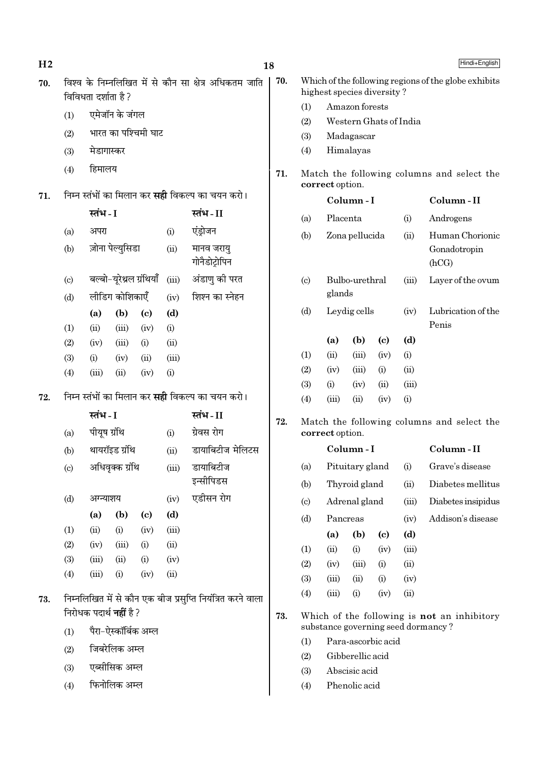70. विश्व के निम्नलिखित में से कौन सा क्षेत्र अधिकतम जाति विविधता दर्शाता है ?

(1) एमेजॉन के जंगल
(2) भारत का पश्चिमी घाट
(3) मेडागास्कर
(4) हिमालय

71. निम्न स्तंभों का मिलान कर **सही** विकल्प का चयन करो।

| | स्तंभ - I | | स्तंभ - II |
|---|---|---|---|
| (a) | अपरा | (i) | एंड्रोजन |
| (b) | ज़ोना पेल्युसिडा | (ii) | मानव जरायु गोनैडोट्रोपिन |
| (c) | बल्बो-यूरेथ्रल ग्रंथियाँ | (iii) | अंडाणु की परत |
| (d) | लीडिग कोशिकाएँ | (iv) | शिश्न का स्नेहन |

| | (a) | (b) | (c) | (d) |
|---|---|---|---|---|
| (1) | (ii) | (iii) | (iv) | (i) |
| (2) | (iv) | (iii) | (i) | (ii) |
| (3) | (i) | (iv) | (ii) | (iii) |
| (4) | (iii) | (ii) | (iv) | (i) |

72. निम्न स्तंभों का मिलान कर **सही** विकल्प का चयन करो।

| | स्तंभ - I | | स्तंभ - II |
|---|---|---|---|
| (a) | पीयूष ग्रंथि | (i) | ग्रेवस रोग |
| (b) | थायरॉइड ग्रंथि | (ii) | डायाबिटीज मेलिटस |
| (c) | अधिवृक्क ग्रंथि | (iii) | डायाबिटीज इन्सीपिडस |
| (d) | अग्न्याशय | (iv) | एडीसन रोग |

| | (a) | (b) | (c) | (d) |
|---|---|---|---|---|
| (1) | (ii) | (i) | (iv) | (iii) |
| (2) | (iv) | (iii) | (i) | (ii) |
| (3) | (iii) | (ii) | (i) | (iv) |
| (4) | (iii) | (i) | (iv) | (ii) |

73. निम्नलिखित में से कौन एक बीज प्रसुप्ति नियंत्रित करने वाला निरोधक पदार्थ **नहीं** है ?

(1) पैरा-ऐस्कॉर्बिक अम्ल
(2) जिबरेलिक अम्ल
(3) एब्सीसिक अम्ल
(4) फिनोलिक अम्ल

70. Which of the following regions of the globe exhibits highest species diversity ?

(1) Amazon forests
(2) Western Ghats of India
(3) Madagascar
(4) Himalayas

71. Match the following columns and select the **correct** option.

| | Column - I | | Column - II |
|---|---|---|---|
| (a) | Placenta | (i) | Androgens |
| (b) | Zona pellucida | (ii) | Human Chorionic Gonadotropin (hCG) |
| (c) | Bulbo-urethral glands | (iii) | Layer of the ovum |
| (d) | Leydig cells | (iv) | Lubrication of the Penis |

| | (a) | (b) | (c) | (d) |
|---|---|---|---|---|
| (1) | (ii) | (iii) | (iv) | (i) |
| (2) | (iv) | (iii) | (i) | (ii) |
| (3) | (i) | (iv) | (ii) | (iii) |
| (4) | (iii) | (ii) | (iv) | (i) |

72. Match the following columns and select the **correct** option.

| | Column - I | | Column - II |
|---|---|---|---|
| (a) | Pituitary gland | (i) | Grave's disease |
| (b) | Thyroid gland | (ii) | Diabetes mellitus |
| (c) | Adrenal gland | (iii) | Diabetes insipidus |
| (d) | Pancreas | (iv) | Addison's disease |

| | (a) | (b) | (c) | (d) |
|---|---|---|---|---|
| (1) | (ii) | (i) | (iv) | (iii) |
| (2) | (iv) | (iii) | (i) | (ii) |
| (3) | (iii) | (ii) | (i) | (iv) |
| (4) | (iii) | (i) | (iv) | (ii) |

73. Which of the following is **not** an inhibitory substance governing seed dormancy ?

(1) Para-ascorbic acid
(2) Gibberellic acid
(3) Abscisic acid
(4) Phenolic acid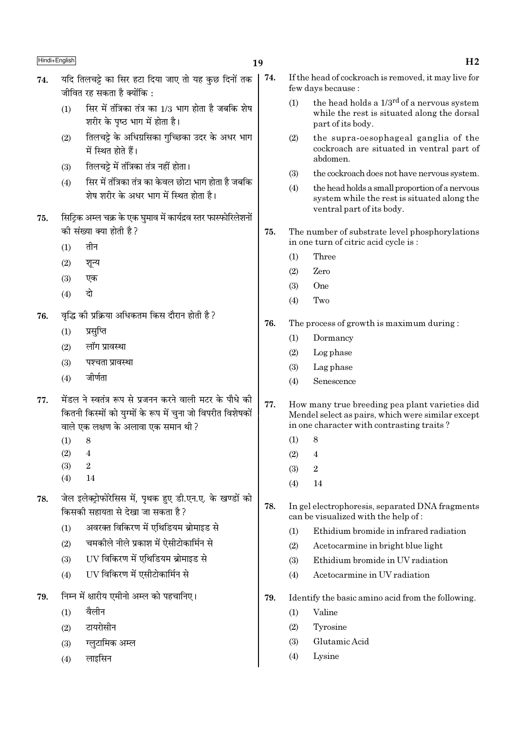74. यदि तिलचट्टे का सिर हटा दिया जाए तो यह कुछ दिनों तक जीवित रह सकता है क्योंकि :

(1) सिर में तंत्रिका तंत्र का 1/3 भाग होता है जबकि शेष शरीर के पृष्ठ भाग में होता है।

(2) तिलचट्टे के अधिग्रसिका गुच्छिका उदर के अधर भाग में स्थित होते हैं।

(3) तिलचट्टे में तंत्रिका तंत्र नहीं होता।

(4) सिर में तंत्रिका तंत्र का केवल छोटा भाग होता है जबकि शेष शरीर के अधर भाग में स्थित होता है।

75. सिट्रिक अम्ल चक्र के एक घुमाव में कार्यद्रव स्तर फास्फोरिलेशनों की संख्या क्या होती है?

(1) तीन

(2) शून्य

(3) एक

(4) दो

76. वृद्धि की प्रक्रिया अधिकतम किस दौरान होती है?

(1) प्रसुप्ति

(2) लॉग प्रावस्था

(3) पश्चता प्रावस्था

(4) जीर्णता

77. मेंडल ने स्वतंत्र रूप से प्रजनन करने वाली मटर के पौधे की कितनी किस्मों को युग्मों के रूप में चुना जो विपरीत विशेषकों वाले एक लक्षण के अलावा एक समान थी?

(1) 8

(2) 4

(3) 2

(4) 14

78. जेल इलेक्ट्रोफोरेसिस में, पृथक हुए डी.एन.ए. के खण्डों को किसकी सहायता से देखा जा सकता है?

(1) अवरक्त विकिरण में एथिडियम ब्रोमाइड से

(2) चमकीले नीले प्रकाश में ऐसीटोकार्मिन से

(3) UV विकिरण में एथिडियम ब्रोमाइड से

(4) UV विकिरण में एसीटोकार्मिन से

79. निम्न में क्षारीय एमीनो अम्ल को पहचानिए।

(1) वैलीन

(2) टायरोसीन

(3) ग्लुटामिक अम्ल

(4) लाइसिन

74. If the head of cockroach is removed, it may live for few days because :

(1) the head holds a $1/3^{rd}$ of a nervous system while the rest is situated along the dorsal part of its body.

(2) the supra-oesophageal ganglia of the cockroach are situated in ventral part of abdomen.

(3) the cockroach does not have nervous system.

(4) the head holds a small proportion of a nervous system while the rest is situated along the ventral part of its body.

75. The number of substrate level phosphorylations in one turn of citric acid cycle is :

(1) Three

(2) Zero

(3) One

(4) Two

76. The process of growth is maximum during :

(1) Dormancy

(2) Log phase

(3) Lag phase

(4) Senescence

77. How many true breeding pea plant varieties did Mendel select as pairs, which were similar except in one character with contrasting traits?

(1) 8

(2) 4

(3) 2

(4) 14

78. In gel electrophoresis, separated DNA fragments can be visualized with the help of :

(1) Ethidium bromide in infrared radiation

(2) Acetocarmine in bright blue light

(3) Ethidium bromide in UV radiation

(4) Acetocarmine in UV radiation

79. Identify the basic amino acid from the following.

(1) Valine

(2) Tyrosine

(3) Glutamic Acid

(4) Lysine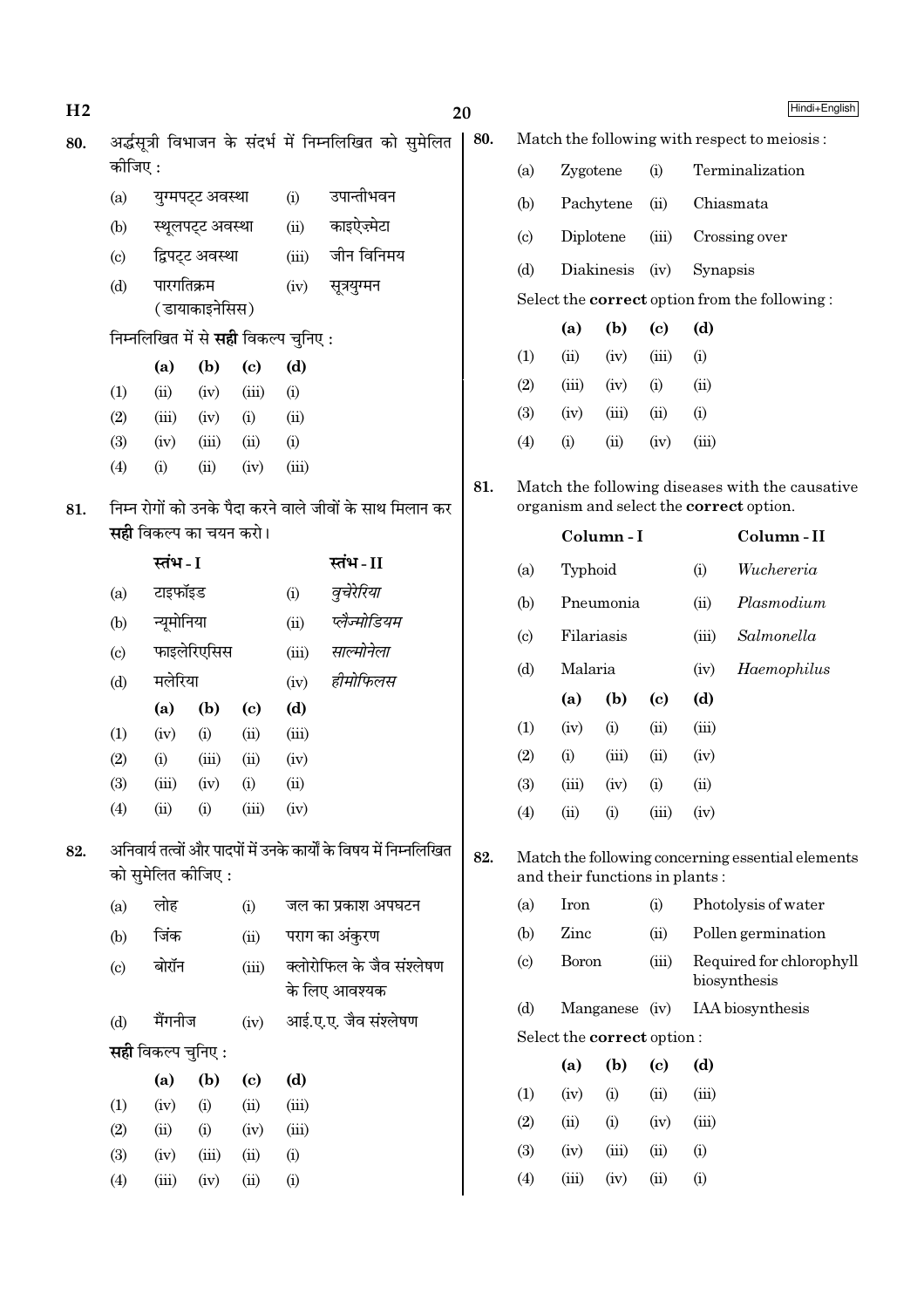80. अर्द्धसूत्री विभाजन के संदर्भ में निम्नलिखित को सुमेलित कीजिए :

| | | | |
|---|---|---|---|
| (a) | युग्मपट्ट अवस्था | (i) | उपान्तीभवन |
| (b) | स्थूलपट्ट अवस्था | (ii) | काइऐज़्मेटा |
| (c) | द्विपट्ट अवस्था | (iii) | जीन विनिमय |
| (d) | पारगतिक्रम (डायाकाइनेसिस) | (iv) | सूत्रयुग्मन |

निम्नलिखित में से **सही** विकल्प चुनिए :

| | (a) | (b) | (c) | (d) |
|---|---|---|---|---|
| (1) | (ii) | (iv) | (iii) | (i) |
| (2) | (iii) | (iv) | (i) | (ii) |
| (3) | (iv) | (iii) | (ii) | (i) |
| (4) | (i) | (ii) | (iv) | (iii) |

81. निम्न रोगों को उनके पैदा करने वाले जीवों के साथ मिलान कर **सही** विकल्प का चयन करो।

| | स्तंभ - I | | स्तंभ - II |
|---|---|---|---|
| (a) | टाइफॉइड | (i) | *वुचेरेरिया* |
| (b) | न्यूमोनिया | (ii) | *प्लैज्मोडियम* |
| (c) | फाइलेरिएसिस | (iii) | *साल्मोनेला* |
| (d) | मलेरिया | (iv) | *हीमोफिलस* |

| | (a) | (b) | (c) | (d) |
|---|---|---|---|---|
| (1) | (iv) | (i) | (ii) | (iii) |
| (2) | (i) | (iii) | (ii) | (iv) |
| (3) | (iii) | (iv) | (i) | (ii) |
| (4) | (ii) | (i) | (iii) | (iv) |

82. अनिवार्य तत्वों और पादपों में उनके कार्यों के विषय में निम्नलिखित को सुमेलित कीजिए :

| | | | |
|---|---|---|---|
| (a) | लोह | (i) | जल का प्रकाश अपघटन |
| (b) | जिंक | (ii) | पराग का अंकुरण |
| (c) | बोरॉन | (iii) | क्लोरोफिल के जैव संश्लेषण के लिए आवश्यक |
| (d) | मैंगनीज | (iv) | आई.ए.ए. जैव संश्लेषण |

**सही** विकल्प चुनिए :

| | (a) | (b) | (c) | (d) |
|---|---|---|---|---|
| (1) | (iv) | (i) | (ii) | (iii) |
| (2) | (ii) | (i) | (iv) | (iii) |
| (3) | (iv) | (iii) | (ii) | (i) |
| (4) | (iii) | (iv) | (ii) | (i) |

80. Match the following with respect to meiosis :

| | | | |
|---|---|---|---|
| (a) | Zygotene | (i) | Terminalization |
| (b) | Pachytene | (ii) | Chiasmata |
| (c) | Diplotene | (iii) | Crossing over |
| (d) | Diakinesis | (iv) | Synapsis |

Select the **correct** option from the following :

| | (a) | (b) | (c) | (d) |
|---|---|---|---|---|
| (1) | (ii) | (iv) | (iii) | (i) |
| (2) | (iii) | (iv) | (i) | (ii) |
| (3) | (iv) | (iii) | (ii) | (i) |
| (4) | (i) | (ii) | (iv) | (iii) |

81. Match the following diseases with the causative organism and select the **correct** option.

| | Column - I | | Column - II |
|---|---|---|---|
| (a) | Typhoid | (i) | *Wuchereria* |
| (b) | Pneumonia | (ii) | *Plasmodium* |
| (c) | Filariasis | (iii) | *Salmonella* |
| (d) | Malaria | (iv) | *Haemophilus* |

| | (a) | (b) | (c) | (d) |
|---|---|---|---|---|
| (1) | (iv) | (i) | (ii) | (iii) |
| (2) | (i) | (iii) | (ii) | (iv) |
| (3) | (iii) | (iv) | (i) | (ii) |
| (4) | (ii) | (i) | (iii) | (iv) |

82. Match the following concerning essential elements and their functions in plants :

| | | | |
|---|---|---|---|
| (a) | Iron | (i) | Photolysis of water |
| (b) | Zinc | (ii) | Pollen germination |
| (c) | Boron | (iii) | Required for chlorophyll biosynthesis |
| (d) | Manganese | (iv) | IAA biosynthesis |

Select the **correct** option :

| | (a) | (b) | (c) | (d) |
|---|---|---|---|---|
| (1) | (iv) | (i) | (ii) | (iii) |
| (2) | (ii) | (i) | (iv) | (iii) |
| (3) | (iv) | (iii) | (ii) | (i) |
| (4) | (iii) | (iv) | (ii) | (i) |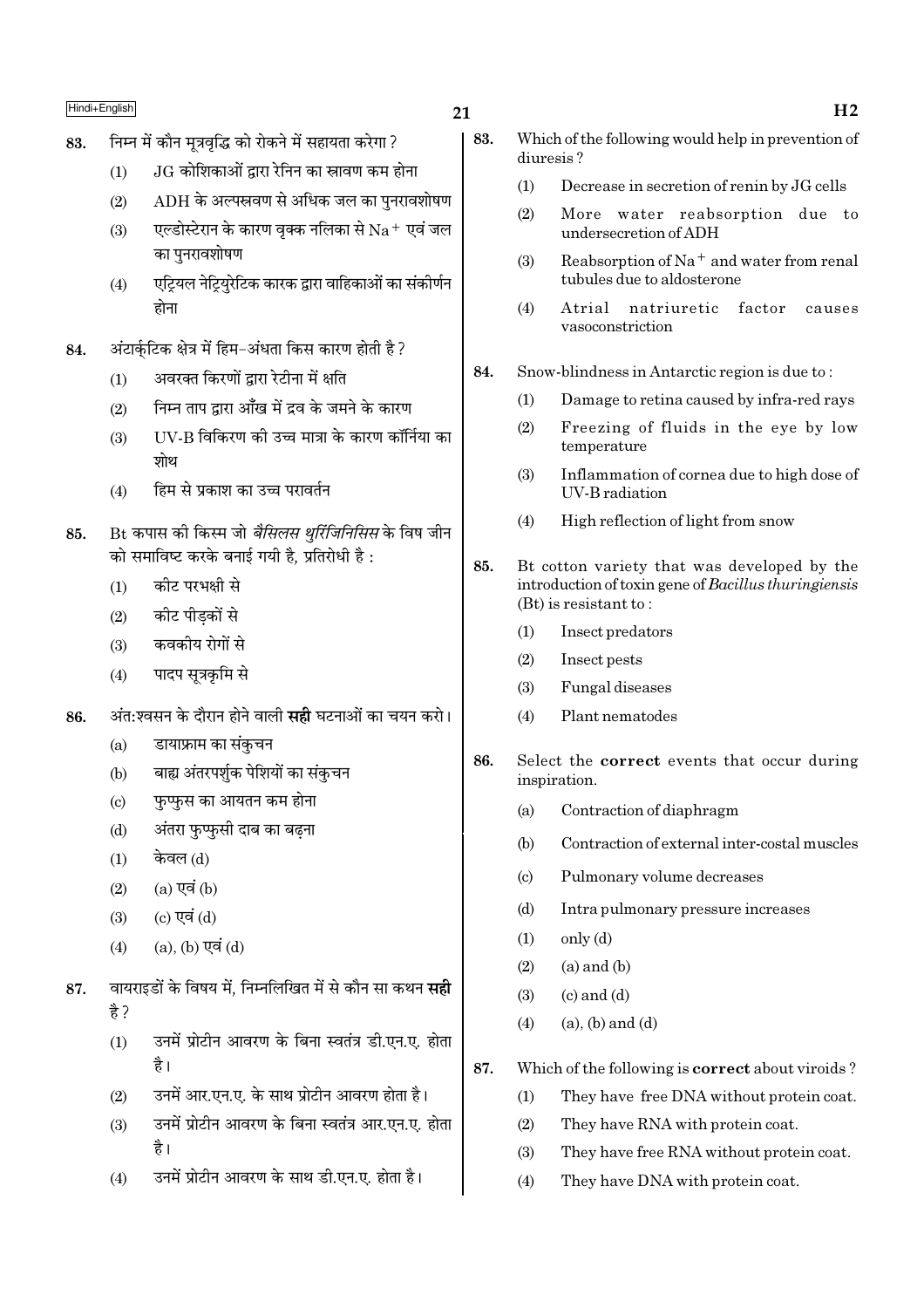83. निम्न में कौन मूत्रवृद्धि को रोकने में सहायता करेगा ?

(1) JG कोशिकाओं द्वारा रेनिन का स्रावण कम होना

(2) ADH के अल्पस्रवण से अधिक जल का पुनरावशोषण

(3) एल्डोस्टेरान के कारण वृक्क नलिका से $Na^+$ एवं जल का पुनरावशोषण

(4) एट्रियल नेट्रियुरेटिक कारक द्वारा वाहिकाओं का संकीर्णन होना

84. अंटार्कटिक क्षेत्र में हिम-अंधता किस कारण होती है ?

(1) अवरक्त किरणों द्वारा रेटीना में क्षति

(2) निम्न ताप द्वारा आँख में द्रव के जमने के कारण

(3) UV-B विकिरण की उच्च मात्रा के कारण कॉर्निया का शोथ

(4) हिम से प्रकाश का उच्च परावर्तन

85. Bt कपास की किस्म जो *बैसिलस थुरिंजिनिसिस* के विष जीन को समाविष्ट करके बनाई गयी है, प्रतिरोधी है :

(1) कीट परभक्षी से

(2) कीट पीड़कों से

(3) कवकीय रोगों से

(4) पादप सूत्रकृमि से

86. अंत:श्वसन के दौरान होने वाली **सही** घटनाओं का चयन करो।

(a) डायाफ्राम का संकुचन

(b) बाह्य अंतरपर्शुक पेशियों का संकुचन

(c) फुप्फुस का आयतन कम होना

(d) अंतरा फुप्फुसी दाब का बढ़ना

(1) केवल (d)

(2) (a) एवं (b)

(3) (c) एवं (d)

(4) (a), (b) एवं (d)

87. वायराइडों के विषय में, निम्नलिखित में से कौन सा कथन **सही** है ?

(1) उनमें प्रोटीन आवरण के बिना स्वतंत्र डी.एन.ए. होता है।

(2) उनमें आर.एन.ए. के साथ प्रोटीन आवरण होता है।

(3) उनमें प्रोटीन आवरण के बिना स्वतंत्र आर.एन.ए. होता है।

(4) उनमें प्रोटीन आवरण के साथ डी.एन.ए. होता है।

83. Which of the following would help in prevention of diuresis ?

(1) Decrease in secretion of renin by JG cells

(2) More water reabsorption due to undersecretion of ADH

(3) Reabsorption of $Na^+$ and water from renal tubules due to aldosterone

(4) Atrial natriuretic factor causes vasoconstriction

84. Snow-blindness in Antarctic region is due to :

(1) Damage to retina caused by infra-red rays

(2) Freezing of fluids in the eye by low temperature

(3) Inflammation of cornea due to high dose of UV-B radiation

(4) High reflection of light from snow

85. Bt cotton variety that was developed by the introduction of toxin gene of *Bacillus thuringiensis* (Bt) is resistant to :

(1) Insect predators

(2) Insect pests

(3) Fungal diseases

(4) Plant nematodes

86. Select the **correct** events that occur during inspiration.

(a) Contraction of diaphragm

(b) Contraction of external inter-costal muscles

(c) Pulmonary volume decreases

(d) Intra pulmonary pressure increases

(1) only (d)

(2) (a) and (b)

(3) (c) and (d)

(4) (a), (b) and (d)

87. Which of the following is **correct** about viroids ?

(1) They have free DNA without protein coat.

(2) They have RNA with protein coat.

(3) They have free RNA without protein coat.

(4) They have DNA with protein coat.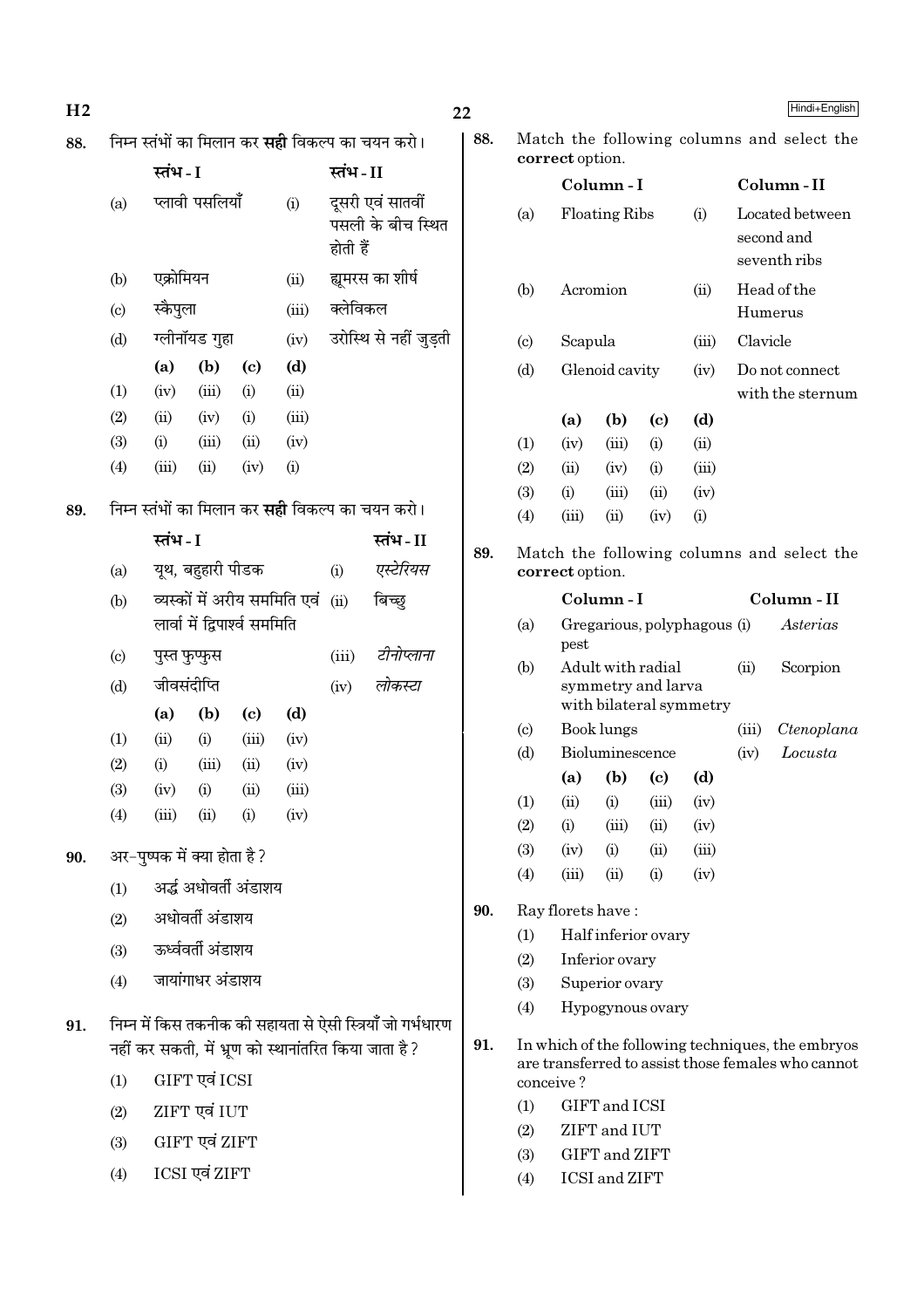88. निम्न स्तंभों का मिलान कर **सही** विकल्प का चयन करो।

| | स्तंभ - I | | स्तंभ - II |
|---|---|---|---|
| (a) | प्लावी पसलियाँ | (i) | दूसरी एवं सातवीं पसली के बीच स्थित होती हैं |
| (b) | एक्रोमियन | (ii) | ह्यूमरस का शीर्ष |
| (c) | स्कैपुला | (iii) | क्लेविकल |
| (d) | ग्लीनॉयड गुहा | (iv) | उरोस्थि से नहीं जुड़ती |

| | (a) | (b) | (c) | (d) |
|---|---|---|---|---|
| (1) | (iv) | (iii) | (i) | (ii) |
| (2) | (ii) | (iv) | (i) | (iii) |
| (3) | (i) | (iii) | (ii) | (iv) |
| (4) | (iii) | (ii) | (iv) | (i) |

89. निम्न स्तंभों का मिलान कर **सही** विकल्प का चयन करो।

| | स्तंभ - I | | स्तंभ - II |
|---|---|---|---|
| (a) | यूथ, बहुहारी पीडक | (i) | *एस्टेरियस* |
| (b) | व्यस्कों में अरीय सममिति एवं लार्वा में द्विपार्श्व सममिति | (ii) | बिच्छु |
| (c) | पुस्त फुप्फुस | (iii) | *टीनोप्लाना* |
| (d) | जीवसंदीप्ति | (iv) | *लोकस्टा* |

| | (a) | (b) | (c) | (d) |
|---|---|---|---|---|
| (1) | (ii) | (i) | (iii) | (iv) |
| (2) | (i) | (iii) | (ii) | (iv) |
| (3) | (iv) | (i) | (ii) | (iii) |
| (4) | (iii) | (ii) | (i) | (iv) |

90. अर-पुष्पक में क्या होता है ?

(1) अर्द्ध अधोवर्ती अंडाशय

(2) अधोवर्ती अंडाशय

(3) ऊर्ध्ववर्ती अंडाशय

(4) जायांगाधर अंडाशय

91. निम्न में किस तकनीक की सहायता से ऐसी स्त्रियाँ जो गर्भधारण नहीं कर सकती, में भ्रूण को स्थानांतरित किया जाता है ?

(1) GIFT एवं ICSI

(2) ZIFT एवं IUT

(3) GIFT एवं ZIFT

(4) ICSI एवं ZIFT

88. Match the following columns and select the **correct** option.

| | Column - I | | Column - II |
|---|---|---|---|
| (a) | Floating Ribs | (i) | Located between second and seventh ribs |
| (b) | Acromion | (ii) | Head of the Humerus |
| (c) | Scapula | (iii) | Clavicle |
| (d) | Glenoid cavity | (iv) | Do not connect with the sternum |

| | (a) | (b) | (c) | (d) |
|---|---|---|---|---|
| (1) | (iv) | (iii) | (i) | (ii) |
| (2) | (ii) | (iv) | (i) | (iii) |
| (3) | (i) | (iii) | (ii) | (iv) |
| (4) | (iii) | (ii) | (iv) | (i) |

89. Match the following columns and select the **correct** option.

| | Column - I | | Column - II |
|---|---|---|---|
| (a) | Gregarious, polyphagous pest | (i) | *Asterias* |
| (b) | Adult with radial symmetry and larva with bilateral symmetry | (ii) | Scorpion |
| (c) | Book lungs | (iii) | *Ctenoplana* |
| (d) | Bioluminescence | (iv) | *Locusta* |

| | (a) | (b) | (c) | (d) |
|---|---|---|---|---|
| (1) | (ii) | (i) | (iii) | (iv) |
| (2) | (i) | (iii) | (ii) | (iv) |
| (3) | (iv) | (i) | (ii) | (iii) |
| (4) | (iii) | (ii) | (i) | (iv) |

90. Ray florets have :

(1) Half inferior ovary

(2) Inferior ovary

(3) Superior ovary

(4) Hypogynous ovary

91. In which of the following techniques, the embryos are transferred to assist those females who cannot conceive ?

(1) GIFT and ICSI

(2) ZIFT and IUT

(3) GIFT and ZIFT

(4) ICSI and ZIFT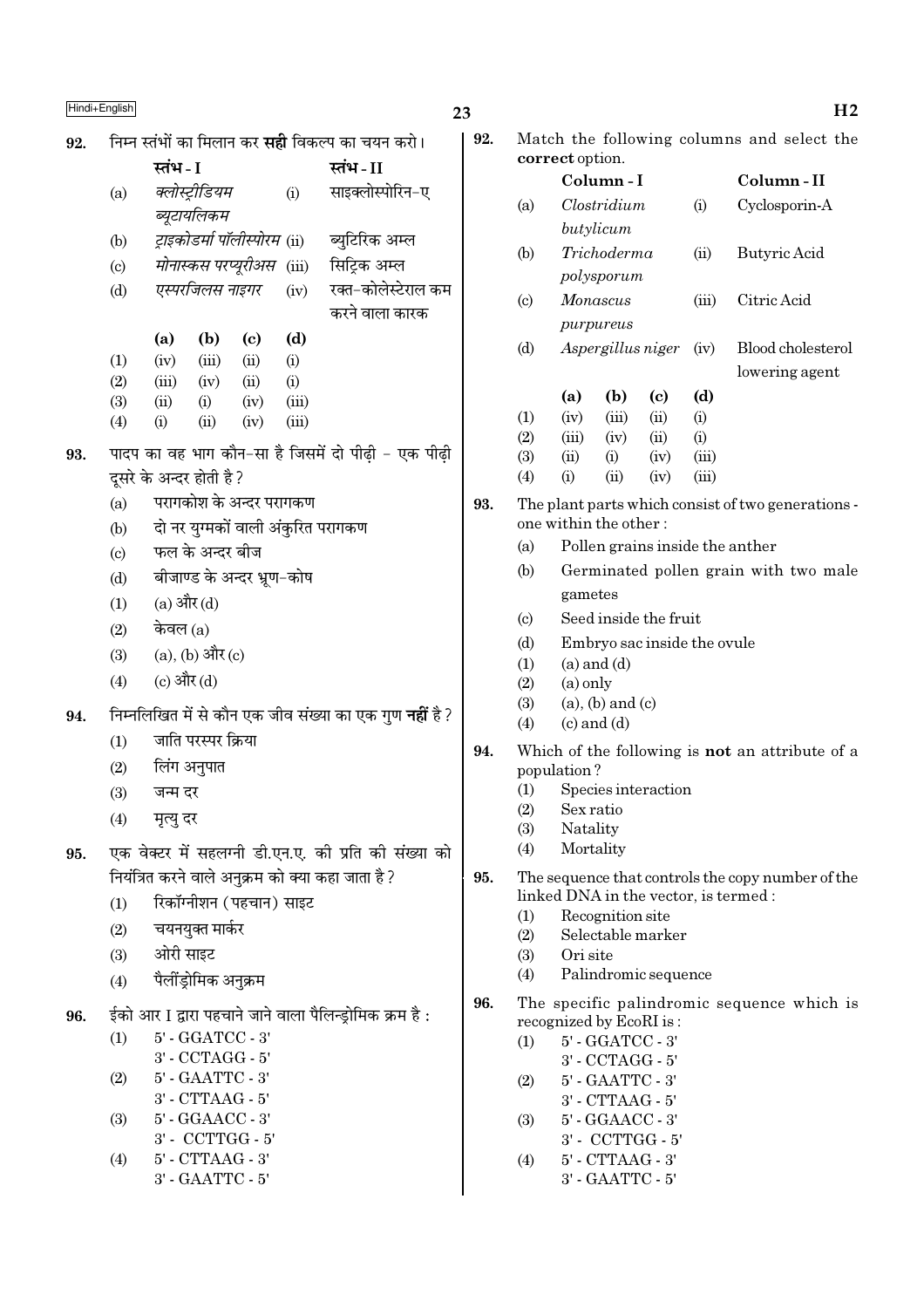**92.** निम्न स्तंभों का मिलान कर **सही** विकल्प का चयन करो।

| | स्तंभ - I | | स्तंभ - II |
|---|---|---|---|
| (a) | *क्लोस्ट्रीडियम ब्यूटायलिकम* | (i) | साइक्लोस्पोरिन-ए |
| (b) | *ट्राइकोडर्मा पॉलीस्पोरम* | (ii) | ब्युटिरिक अम्ल |
| (c) | *मोनास्कस परप्यूरीअस* | (iii) | सिट्रिक अम्ल |
| (d) | *एस्परजिलस नाइगर* | (iv) | रक्त-कोलेस्टेराल कम करने वाला कारक |

| | (a) | (b) | (c) | (d) |
|---|---|---|---|---|
| (1) | (iv) | (iii) | (ii) | (i) |
| (2) | (iii) | (iv) | (ii) | (i) |
| (3) | (ii) | (i) | (iv) | (iii) |
| (4) | (i) | (ii) | (iv) | (iii) |

**93.** पादप का वह भाग कौन-सा है जिसमें दो पीढ़ी - एक पीढ़ी दूसरे के अन्दर होती है?

(a) परागकोश के अन्दर परागकण
(b) दो नर युग्मकों वाली अंकुरित परागकण
(c) फल के अन्दर बीज
(d) बीजाण्ड के अन्दर भ्रूण-कोष

(1) (a) और (d)
(2) केवल (a)
(3) (a), (b) और (c)
(4) (c) और (d)

**94.** निम्नलिखित में से कौन एक जीव संख्या का एक गुण **नहीं** है?

(1) जाति परस्पर क्रिया
(2) लिंग अनुपात
(3) जन्म दर
(4) मृत्यु दर

**95.** एक वेक्टर में सहलग्नी डी.एन.ए. की प्रति की संख्या को नियंत्रित करने वाले अनुक्रम को क्या कहा जाता है?

(1) रिकॉग्नीशन (पहचान) साइट
(2) चयनयुक्त मार्कर
(3) ओरी साइट
(4) पैलींड्रोमिक अनुक्रम

**96.** ईको आर I द्वारा पहचाने जाने वाला पैलिन्ड्रोमिक क्रम है :

(1) 5' - GGATCC - 3'
3' - CCTAGG - 5'
(2) 5' - GAATTC - 3'
3' - CTTAAG - 5'
(3) 5' - GGAACC - 3'
3' - CCTTGG - 5'
(4) 5' - CTTAAG - 3'
3' - GAATTC - 5'

**92.** Match the following columns and select the **correct** option.

| | Column - I | | Column - II |
|---|---|---|---|
| (a) | *Clostridium butylicum* | (i) | Cyclosporin-A |
| (b) | *Trichoderma polysporum* | (ii) | Butyric Acid |
| (c) | *Monascus purpureus* | (iii) | Citric Acid |
| (d) | *Aspergillus niger* | (iv) | Blood cholesterol lowering agent |

| | (a) | (b) | (c) | (d) |
|---|---|---|---|---|
| (1) | (iv) | (iii) | (ii) | (i) |
| (2) | (iii) | (iv) | (ii) | (i) |
| (3) | (ii) | (i) | (iv) | (iii) |
| (4) | (i) | (ii) | (iv) | (iii) |

**93.** The plant parts which consist of two generations - one within the other :

(a) Pollen grains inside the anther
(b) Germinated pollen grain with two male gametes
(c) Seed inside the fruit
(d) Embryo sac inside the ovule

(1) (a) and (d)
(2) (a) only
(3) (a), (b) and (c)
(4) (c) and (d)

**94.** Which of the following is **not** an attribute of a population?

(1) Species interaction
(2) Sex ratio
(3) Natality
(4) Mortality

**95.** The sequence that controls the copy number of the linked DNA in the vector, is termed :

(1) Recognition site
(2) Selectable marker
(3) Ori site
(4) Palindromic sequence

**96.** The specific palindromic sequence which is recognized by EcoRI is :

(1) 5' - GGATCC - 3'
3' - CCTAGG - 5'
(2) 5' - GAATTC - 3'
3' - CTTAAG - 5'
(3) 5' - GGAACC - 3'
3' - CCTTGG - 5'
(4) 5' - CTTAAG - 3'
3' - GAATTC - 5'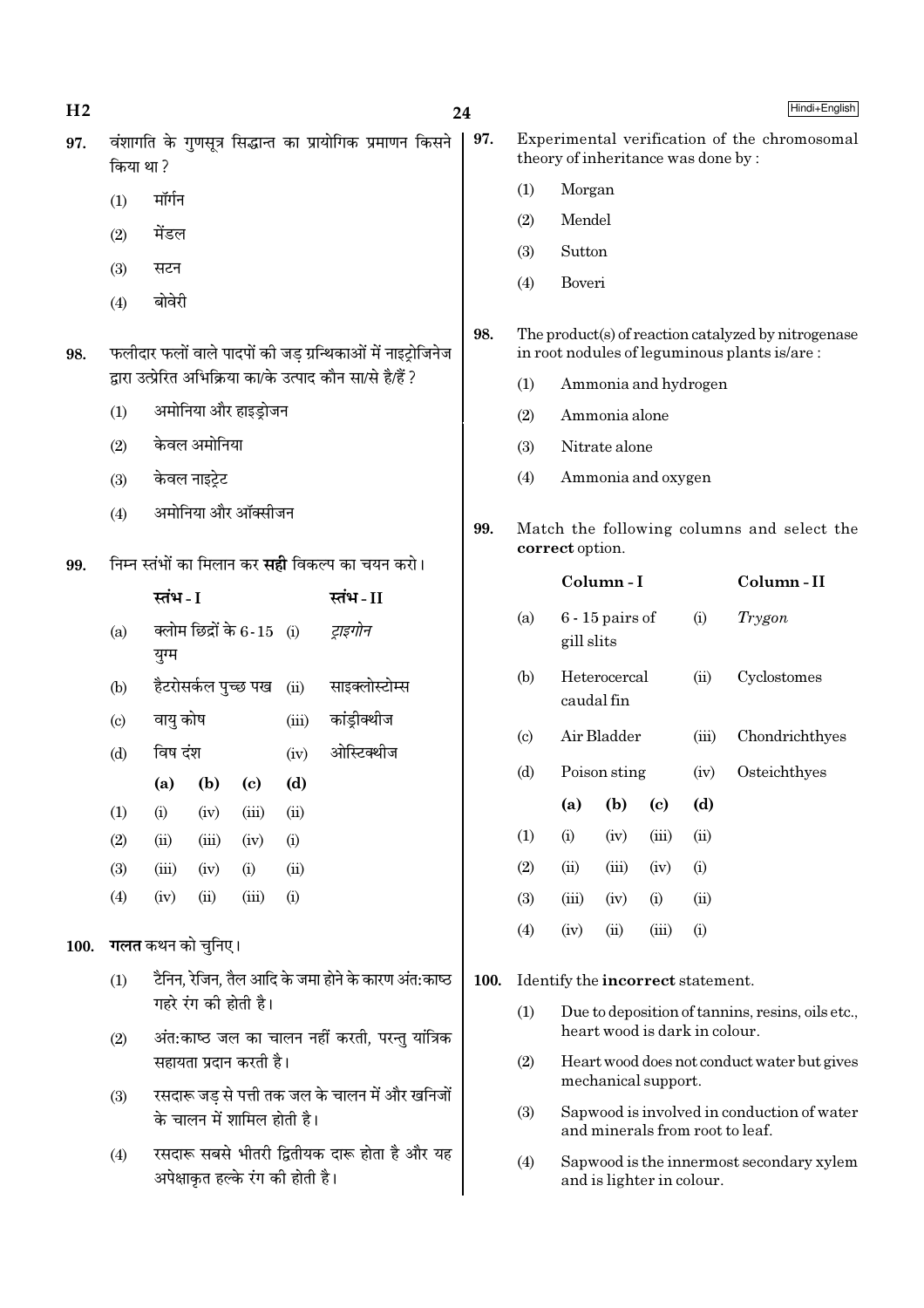97. वंशागति के गुणसूत्र सिद्धान्त का प्रायोगिक प्रमाणन किसने किया था ?

(1) मॉर्गन

(2) मेंडल

(3) सटन

(4) बोवेरी

98. फलीदार फलों वाले पादपों की जड़ ग्रन्थिकाओं में नाइट्रोजिनेज द्वारा उत्प्रेरित अभिक्रिया का/के उत्पाद कौन सा/से है/हैं ?

(1) अमोनिया और हाइड्रोजन

(2) केवल अमोनिया

(3) केवल नाइट्रेट

(4) अमोनिया और ऑक्सीजन

99. निम्न स्तंभों का मिलान कर **सही** विकल्प का चयन करो।

| | स्तंभ - I | | स्तंभ - II |
|---|---|---|---|
| (a) | क्लोम छिद्रों के 6-15 युग्म | (i) | *ट्राइगोन* |
| (b) | हैटरोसर्कल पुच्छ पख | (ii) | साइक्लोस्टोम्स |
| (c) | वायु कोष | (iii) | कांड्रीक्थीज |
| (d) | विष दंश | (iv) | ओस्टिक्थीज |

| | (a) | (b) | (c) | (d) |
|---|---|---|---|---|
| (1) | (i) | (iv) | (iii) | (ii) |
| (2) | (ii) | (iii) | (iv) | (i) |
| (3) | (iii) | (iv) | (i) | (ii) |
| (4) | (iv) | (ii) | (iii) | (i) |

100. **गलत** कथन को चुनिए।

(1) टैनिन, रेजिन, तैल आदि के जमा होने के कारण अंत:काष्ठ गहरे रंग की होती है।

(2) अंत:काष्ठ जल का चालन नहीं करती, परन्तु यांत्रिक सहायता प्रदान करती है।

(3) रसदारू जड़ से पत्ती तक जल के चालन में और खनिजों के चालन में शामिल होती है।

(4) रसदारू सबसे भीतरी द्वितीयक दारू होता है और यह अपेक्षाकृत हल्के रंग की होती है।

97. Experimental verification of the chromosomal theory of inheritance was done by :

(1) Morgan

(2) Mendel

(3) Sutton

(4) Boveri

98. The product(s) of reaction catalyzed by nitrogenase in root nodules of leguminous plants is/are :

(1) Ammonia and hydrogen

(2) Ammonia alone

(3) Nitrate alone

(4) Ammonia and oxygen

99. Match the following columns and select the **correct** option.

| | Column - I | | Column - II |
|---|---|---|---|
| (a) | 6 - 15 pairs of gill slits | (i) | *Trygon* |
| (b) | Heterocercal caudal fin | (ii) | Cyclostomes |
| (c) | Air Bladder | (iii) | Chondrichthyes |
| (d) | Poison sting | (iv) | Osteichthyes |

| | (a) | (b) | (c) | (d) |
|---|---|---|---|---|
| (1) | (i) | (iv) | (iii) | (ii) |
| (2) | (ii) | (iii) | (iv) | (i) |
| (3) | (iii) | (iv) | (i) | (ii) |
| (4) | (iv) | (ii) | (iii) | (i) |

100. Identify the **incorrect** statement.

(1) Due to deposition of tannins, resins, oils etc., heart wood is dark in colour.

(2) Heart wood does not conduct water but gives mechanical support.

(3) Sapwood is involved in conduction of water and minerals from root to leaf.

(4) Sapwood is the innermost secondary xylem and is lighter in colour.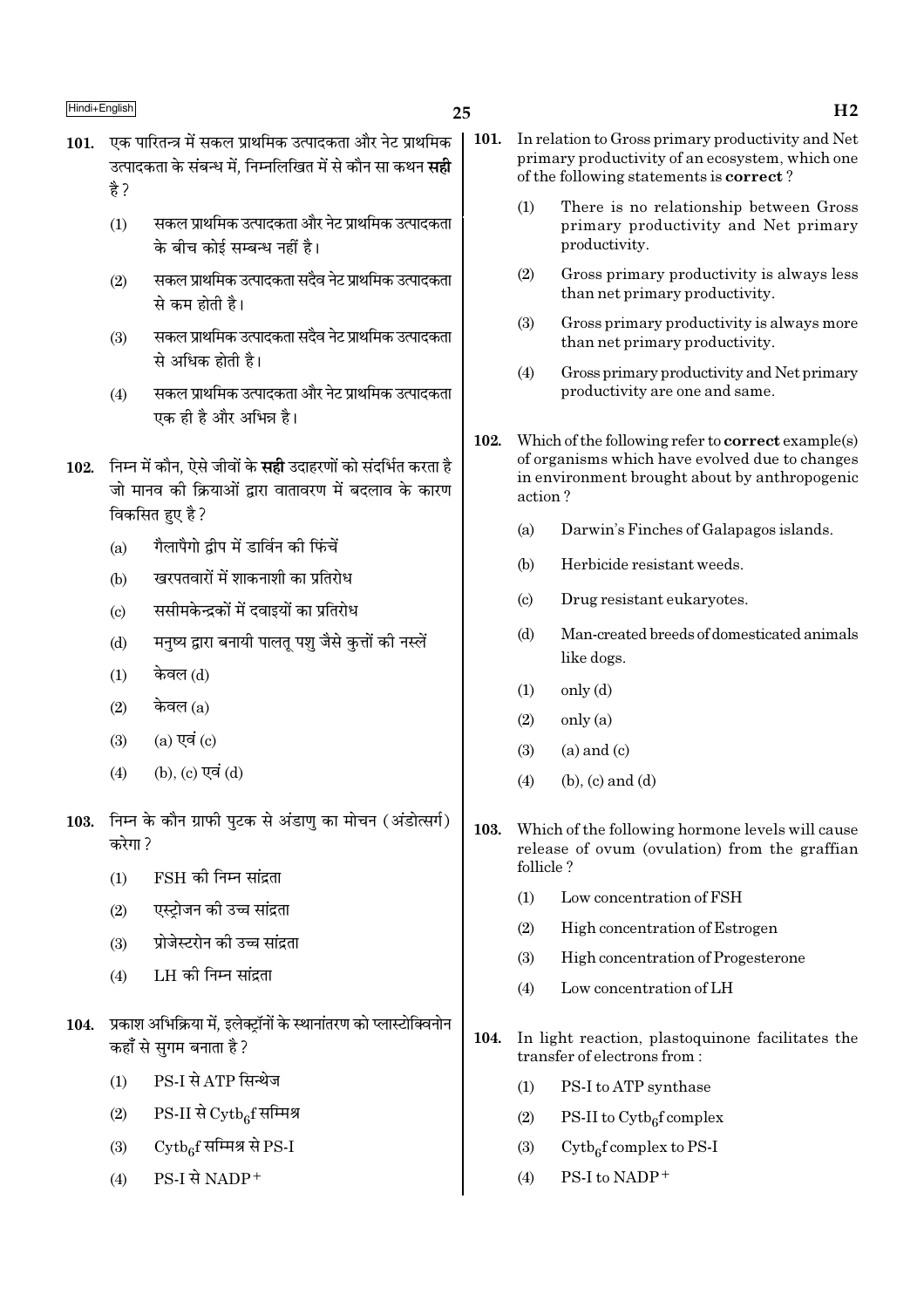101. एक पारितन्त्र में सकल प्राथमिक उत्पादकता और नेट प्राथमिक उत्पादकता के संबन्ध में, निम्नलिखित में से कौन सा कथन **सही** है ?

(1) सकल प्राथमिक उत्पादकता और नेट प्राथमिक उत्पादकता के बीच कोई सम्बन्ध नहीं है।

(2) सकल प्राथमिक उत्पादकता सदैव नेट प्राथमिक उत्पादकता से कम होती है।

(3) सकल प्राथमिक उत्पादकता सदैव नेट प्राथमिक उत्पादकता से अधिक होती है।

(4) सकल प्राथमिक उत्पादकता और नेट प्राथमिक उत्पादकता एक ही है और अभिन्न है।

102. निम्न में कौन, ऐसे जीवों के **सही** उदाहरणों को संदर्भित करता है जो मानव की क्रियाओं द्वारा वातावरण में बदलाव के कारण विकसित हुए है ?

(a) गैलापैगो द्वीप में डार्विन की फिंचें

(b) खरपतवारों में शाकनाशी का प्रतिरोध

(c) ससीमकेन्द्रकों में दवाइयों का प्रतिरोध

(d) मनुष्य द्वारा बनायी पालतू पशु जैसे कुत्तों की नस्लें

(1) केवल (d)

(2) केवल (a)

(3) (a) एवं (c)

(4) (b), (c) एवं (d)

103. निम्न के कौन ग्राफी पुटक से अंडाणु का मोचन (अंडोत्सर्ग) करेगा ?

(1) FSH की निम्न सांद्रता

(2) एस्ट्रोजन की उच्च सांद्रता

(3) प्रोजेस्टरोन की उच्च सांद्रता

(4) LH की निम्न सांद्रता

104. प्रकाश अभिक्रिया में, इलेक्ट्रॉनों के स्थानांतरण को प्लास्टोक्विनोन कहाँ से सुगम बनाता है ?

(1) PS-I से ATP सिन्थेज

(2) PS-II से $Cytb_6f$ सम्मिश्र

(3) $Cytb_6f$ सम्मिश्र से PS-I

(4) PS-I से $NADP^+$

101. In relation to Gross primary productivity and Net primary productivity of an ecosystem, which one of the following statements is **correct** ?

(1) There is no relationship between Gross primary productivity and Net primary productivity.

(2) Gross primary productivity is always less than net primary productivity.

(3) Gross primary productivity is always more than net primary productivity.

(4) Gross primary productivity and Net primary productivity are one and same.

102. Which of the following refer to **correct** example(s) of organisms which have evolved due to changes in environment brought about by anthropogenic action ?

(a) Darwin's Finches of Galapagos islands.

(b) Herbicide resistant weeds.

(c) Drug resistant eukaryotes.

(d) Man-created breeds of domesticated animals like dogs.

(1) only (d)

(2) only (a)

(3) (a) and (c)

(4) (b), (c) and (d)

103. Which of the following hormone levels will cause release of ovum (ovulation) from the graffian follicle ?

(1) Low concentration of FSH

(2) High concentration of Estrogen

(3) High concentration of Progesterone

(4) Low concentration of LH

104. In light reaction, plastoquinone facilitates the transfer of electrons from :

(1) PS-I to ATP synthase

(2) PS-II to $Cytb_6f$ complex

(3) $Cytb_6f$ complex to PS-I

(4) PS-I to $NADP^+$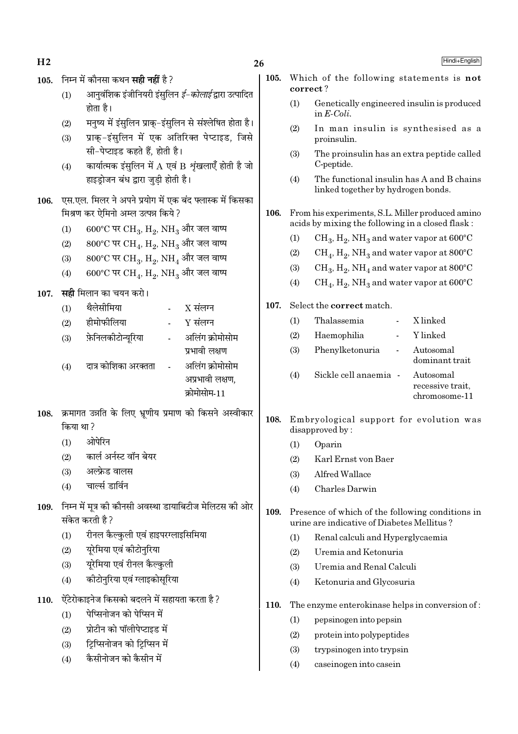105. निम्न में कौनसा कथन **सही नहीं** है ?

(1) आनुवंशिक इंजीनियरी इंसुलिन *ई-कोलाई* द्वारा उत्पादित होता है।

(2) मनुष्य में इंसुलिन प्राक्-इंसुलिन से संश्लेषित होता है।

(3) प्राक्-इंसुलिन में एक अतिरिक्त पेप्टाइड, जिसे सी-पेप्टाइड कहते हैं, होती है।

(4) कार्यात्मक इंसुलिन में A एवं B शृंखलाएँ होती है जो हाइड्रोजन बंध द्वारा जुड़ी होती है।

106. एस.एल. मिलर ने अपने प्रयोग में एक बंद फ्लास्क में किसका मिश्रण कर ऐमिनो अम्ल उत्पन्न किये ?

(1) 600°C पर $CH_3$, $H_2$, $NH_3$ और जल वाष्प

(2) 800°C पर $CH_4$, $H_2$, $NH_3$ और जल वाष्प

(3) 800°C पर $CH_3$, $H_2$, $NH_4$ और जल वाष्प

(4) 600°C पर $CH_4$, $H_2$, $NH_3$ और जल वाष्प

107. **सही** मिलान का चयन करो।

(1) थैलेसीमिया - X संलग्न

(2) हीमोफीलिया - Y संलग्न

(3) फ़ेनिलकीटोन्यूरिया - अलिंग क्रोमोसोम प्रभावी लक्षण

(4) दात्र कोशिका अरक्तता - अलिंग क्रोमोसोम अप्रभावी लक्षण, क्रोमोसोम-11

108. क्रमागत उन्नति के लिए भ्रूणीय प्रमाण को किसने अस्वीकार किया था ?

(1) ओपेरिन

(2) कार्ल अर्नस्ट वॉन बेयर

(3) अल्फ्रेड वालस

(4) चार्ल्स डार्विन

109. निम्न में मूत्र की कौनसी अवस्था डायाबिटीज मेलिटस की ओर संकेत करती है ?

(1) रीनल कैल्कुली एवं हाइपरग्लाइसिमिया

(2) यूरेमिया एवं कीटोनुरिया

(3) यूरेमिया एवं रीनल कैल्कुली

(4) कीटोनुरिया एवं ग्लाइकोसूरिया

110. ऐंटेरोकाइनेज किसको बदलने में सहायता करता है ?

(1) पेप्सिनोजन को पेप्सिन में

(2) प्रोटीन को पॉलीपेप्टाइड में

(3) ट्रिप्सिनोजन को ट्रिप्सिन में

(4) कैसीनोजन को कैसीन में

105. Which of the following statements is **not correct** ?

(1) Genetically engineered insulin is produced in *E-Coli*.

(2) In man insulin is synthesised as a proinsulin.

(3) The proinsulin has an extra peptide called C-peptide.

(4) The functional insulin has A and B chains linked together by hydrogen bonds.

106. From his experiments, S.L. Miller produced amino acids by mixing the following in a closed flask :

(1) $CH_3$, $H_2$, $NH_3$ and water vapor at 600°C

(2) $CH_4$, $H_2$, $NH_3$ and water vapor at 800°C

(3) $CH_3$, $H_2$, $NH_4$ and water vapor at 800°C

(4) $CH_4$, $H_2$, $NH_3$ and water vapor at 600°C

107. Select the **correct** match.

(1) Thalassemia - X linked

(2) Haemophilia - Y linked

(3) Phenylketonuria - Autosomal dominant trait

(4) Sickle cell anaemia - Autosomal recessive trait, chromosome-11

108. Embryological support for evolution was disapproved by :

(1) Oparin

(2) Karl Ernst von Baer

(3) Alfred Wallace

(4) Charles Darwin

109. Presence of which of the following conditions in urine are indicative of Diabetes Mellitus ?

(1) Renal calculi and Hyperglycaemia

(2) Uremia and Ketonuria

(3) Uremia and Renal Calculi

(4) Ketonuria and Glycosuria

110. The enzyme enterokinase helps in conversion of :

(1) pepsinogen into pepsin

(2) protein into polypeptides

(3) trypsinogen into trypsin

(4) caseinogen into casein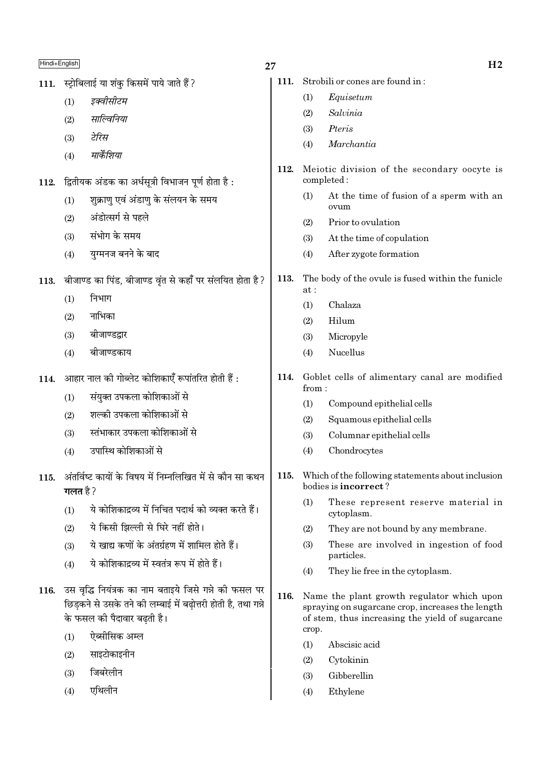111. स्ट्रोबिलाई या शंकु किसमें पाये जाते हैं ?

(1) *इक्वीसीटम*

(2) *साल्विनिया*

(3) *टेरिस*

(4) *मार्केंशिया*

112. द्वितीयक अंडक का अर्धसूत्री विभाजन पूर्ण होता है :

(1) शुक्राणु एवं अंडाणु के संलयन के समय

(2) अंडोत्सर्ग से पहले

(3) संभोग के समय

(4) युग्मनज बनने के बाद

113. बीजाण्ड का पिंड, बीजाण्ड वृंत से कहाँ पर संलयित होता है ?

(1) निभाग

(2) नाभिका

(3) बीजाण्डद्वार

(4) बीजाण्डकाय

114. आहार नाल की गोब्लेट कोशिकाएँ रूपांतरित होती हैं :

(1) संयुक्त उपकला कोशिकाओं से

(2) शल्की उपकला कोशिकाओं से

(3) स्तंभाकार उपकला कोशिकाओं से

(4) उपास्थि कोशिकाओं से

115. अंतर्विष्ट कायों के विषय में निम्नलिखित में से कौन सा कथन **गलत** है ?

(1) ये कोशिकाद्रव्य में निचित पदार्थ को व्यक्त करते हैं।

(2) ये किसी झिल्ली से घिरे नहीं होते।

(3) ये खाद्य कणों के अंतर्ग्रहण में शामिल होते हैं।

(4) ये कोशिकाद्रव्य में स्वतंत्र रूप में होते हैं।

116. उस वृद्धि नियंत्रक का नाम बताइये जिसे गन्ने की फसल पर छिड़कने से उसके तने की लम्बाई में बढ़ोत्तरी होती है, तथा गन्ने के फसल की पैदावार बढ़ती है।

(1) ऐब्सीसिक अम्ल

(2) साइटोकाइनीन

(3) जिबरेलीन

(4) एथिलीन

111. Strobili or cones are found in :

(1) *Equisetum*

(2) *Salvinia*

(3) *Pteris*

(4) *Marchantia*

112. Meiotic division of the secondary oocyte is completed :

(1) At the time of fusion of a sperm with an ovum

(2) Prior to ovulation

(3) At the time of copulation

(4) After zygote formation

113. The body of the ovule is fused within the funicle at :

(1) Chalaza

(2) Hilum

(3) Micropyle

(4) Nucellus

114. Goblet cells of alimentary canal are modified from :

(1) Compound epithelial cells

(2) Squamous epithelial cells

(3) Columnar epithelial cells

(4) Chondrocytes

115. Which of the following statements about inclusion bodies is **incorrect** ?

(1) These represent reserve material in cytoplasm.

(2) They are not bound by any membrane.

(3) These are involved in ingestion of food particles.

(4) They lie free in the cytoplasm.

116. Name the plant growth regulator which upon spraying on sugarcane crop, increases the length of stem, thus increasing the yield of sugarcane crop.

(1) Abscisic acid

(2) Cytokinin

(3) Gibberellin

(4) Ethylene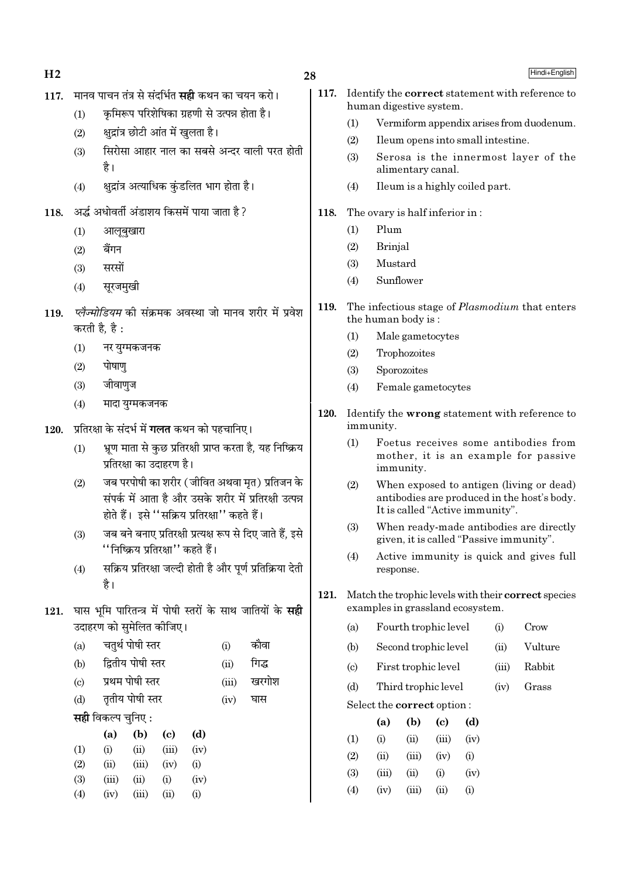117. मानव पाचन तंत्र से संदर्भित **सही** कथन का चयन करो।

(1) कृमिरूप परिशेषिका ग्रहणी से उत्पन्न होता है।

(2) क्षुद्रांत्र छोटी आंत में खुलता है।

(3) सिरोसा आहार नाल का सबसे अन्दर वाली परत होती है।

(4) क्षुद्रांत्र अत्याधिक कुंडलित भाग होता है।

118. अर्द्ध अधोवर्ती अंडाशय किसमें पाया जाता है ?

(1) आलूबुखारा

(2) बैंगन

(3) सरसों

(4) सूरजमुखी

119. *प्लैज्मोडियम* की संक्रमक अवस्था जो मानव शरीर में प्रवेश करती है, है :

(1) नर युग्मकजनक

(2) पोषाणु

(3) जीवाणुज

(4) मादा युग्मकजनक

120. प्रतिरक्षा के संदर्भ में **गलत** कथन को पहचानिए।

(1) भ्रूण माता से कुछ प्रतिरक्षी प्राप्त करता है, यह निष्क्रिय प्रतिरक्षा का उदाहरण है।

(2) जब परपोषी का शरीर (जीवित अथवा मृत) प्रतिजन के संपर्क में आता है और उसके शरीर में प्रतिरक्षी उत्पन्न होते हैं। इसे ''सक्रिय प्रतिरक्षा'' कहते हैं।

(3) जब बने बनाए प्रतिरक्षी प्रत्यक्ष रूप से दिए जाते हैं, इसे ''निष्क्रिय प्रतिरक्षा'' कहते हैं।

(4) सक्रिय प्रतिरक्षा जल्दी होती है और पूर्ण प्रतिक्रिया देती है।

121. घास भूमि पारितन्त्र में पोषी स्तरों के साथ जातियों के **सही** उदाहरण को सुमेलित कीजिए।

| | | | |
|---|---|---|---|
| (a) | चतुर्थ पोषी स्तर | (i) | कौवा |
| (b) | द्वितीय पोषी स्तर | (ii) | गिद्ध |
| (c) | प्रथम पोषी स्तर | (iii) | खरगोश |
| (d) | तृतीय पोषी स्तर | (iv) | घास |

**सही** विकल्प चुनिए :

| | (a) | (b) | (c) | (d) |
|---|---|---|---|---|
| (1) | (i) | (ii) | (iii) | (iv) |
| (2) | (ii) | (iii) | (iv) | (i) |
| (3) | (iii) | (ii) | (i) | (iv) |
| (4) | (iv) | (iii) | (ii) | (i) |

117. Identify the **correct** statement with reference to human digestive system.

(1) Vermiform appendix arises from duodenum.

(2) Ileum opens into small intestine.

(3) Serosa is the innermost layer of the alimentary canal.

(4) Ileum is a highly coiled part.

118. The ovary is half inferior in :

(1) Plum

(2) Brinjal

(3) Mustard

(4) Sunflower

119. The infectious stage of *Plasmodium* that enters the human body is :

(1) Male gametocytes

(2) Trophozoites

(3) Sporozoites

(4) Female gametocytes

120. Identify the **wrong** statement with reference to immunity.

(1) Foetus receives some antibodies from mother, it is an example for passive immunity.

(2) When exposed to antigen (living or dead) antibodies are produced in the host's body. It is called "Active immunity".

(3) When ready-made antibodies are directly given, it is called "Passive immunity".

(4) Active immunity is quick and gives full response.

121. Match the trophic levels with their **correct** species examples in grassland ecosystem.

| | | | |
|---|---|---|---|
| (a) | Fourth trophic level | (i) | Crow |
| (b) | Second trophic level | (ii) | Vulture |
| (c) | First trophic level | (iii) | Rabbit |
| (d) | Third trophic level | (iv) | Grass |

Select the **correct** option :

| | (a) | (b) | (c) | (d) |
|---|---|---|---|---|
| (1) | (i) | (ii) | (iii) | (iv) |
| (2) | (ii) | (iii) | (iv) | (i) |
| (3) | (iii) | (ii) | (i) | (iv) |
| (4) | (iv) | (iii) | (ii) | (i) |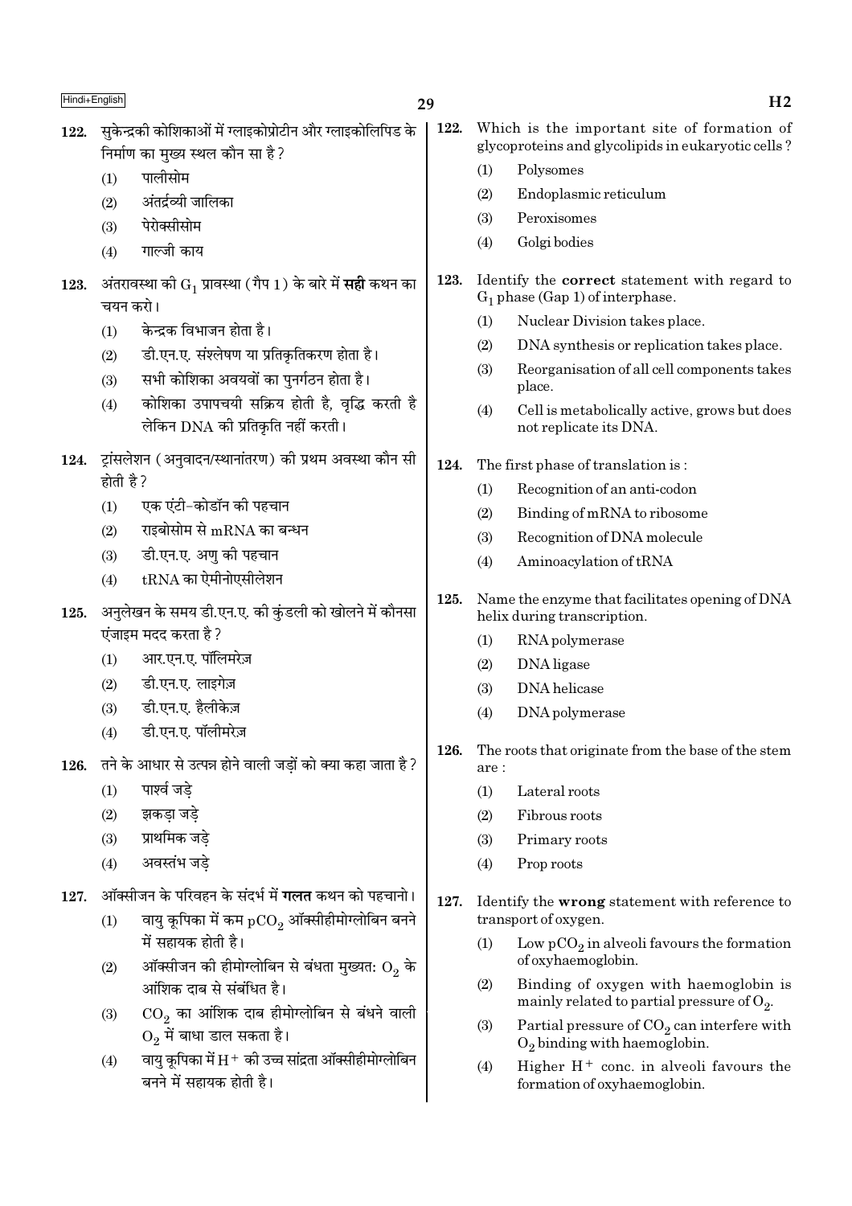122. सुकेन्द्रकी कोशिकाओं में ग्लाइकोप्रोटीन और ग्लाइकोलिपिड के निर्माण का मुख्य स्थल कौन सा है?

(1) पालीसोम
(2) अंतर्द्रव्यी जालिका
(3) पेरोक्सीसोम
(4) गाल्जी काय

123. अंतरावस्था की $G_1$ प्रावस्था (गैप 1) के बारे में **सही** कथन का चयन करो।

(1) केन्द्रक विभाजन होता है।
(2) डी.एन.ए. संश्लेषण या प्रतिकृतिकरण होता है।
(3) सभी कोशिका अवयवों का पुनर्गठन होता है।
(4) कोशिका उपापचयी सक्रिय होती है, वृद्धि करती है लेकिन DNA की प्रतिकृति नहीं करती।

124. ट्रांसलेशन (अनुवादन/स्थानांतरण) की प्रथम अवस्था कौन सी होती है?

(1) एक एंटी-कोडॉन की पहचान
(2) राइबोसोम से mRNA का बन्धन
(3) डी.एन.ए. अणु की पहचान
(4) tRNA का ऐमीनोएसीलेशन

125. अनुलेखन के समय डी.एन.ए. की कुंडली को खोलने में कौनसा एंजाइम मदद करता है?

(1) आर.एन.ए. पॉलिमरेज़
(2) डी.एन.ए. लाइगेज़
(3) डी.एन.ए. हैलीकेज़
(4) डी.एन.ए. पॉलीमरेज़

126. तने के आधार से उत्पन्न होने वाली जड़ों को क्या कहा जाता है?

(1) पार्श्व जड़े
(2) झकड़ा जड़े
(3) प्राथमिक जड़े
(4) अवस्तंभ जड़े

127. ऑक्सीजन के परिवहन के संदर्भ में **गलत** कथन को पहचानो।

(1) वायु कूपिका में कम $pCO_2$ ऑक्सीहीमोग्लोबिन बनने में सहायक होती है।
(2) ऑक्सीजन की हीमोग्लोबिन से बंधता मुख्यतः $O_2$ के आंशिक दाब से संबंधित है।
(3) $CO_2$ का आंशिक दाब हीमोग्लोबिन से बंधने वाली $O_2$ में बाधा डाल सकता है।
(4) वायु कूपिका में $H^+$ की उच्च सांद्रता ऑक्सीहीमोग्लोबिन बनने में सहायक होती है।

122. Which is the important site of formation of glycoproteins and glycolipids in eukaryotic cells?

(1) Polysomes
(2) Endoplasmic reticulum
(3) Peroxisomes
(4) Golgi bodies

123. Identify the **correct** statement with regard to $G_1$ phase (Gap 1) of interphase.

(1) Nuclear Division takes place.
(2) DNA synthesis or replication takes place.
(3) Reorganisation of all cell components takes place.
(4) Cell is metabolically active, grows but does not replicate its DNA.

124. The first phase of translation is :

(1) Recognition of an anti-codon
(2) Binding of mRNA to ribosome
(3) Recognition of DNA molecule
(4) Aminoacylation of tRNA

125. Name the enzyme that facilitates opening of DNA helix during transcription.

(1) RNA polymerase
(2) DNA ligase
(3) DNA helicase
(4) DNA polymerase

126. The roots that originate from the base of the stem are :

(1) Lateral roots
(2) Fibrous roots
(3) Primary roots
(4) Prop roots

127. Identify the **wrong** statement with reference to transport of oxygen.

(1) Low $pCO_2$ in alveoli favours the formation of oxyhaemoglobin.
(2) Binding of oxygen with haemoglobin is mainly related to partial pressure of $O_2$.
(3) Partial pressure of $CO_2$ can interfere with $O_2$ binding with haemoglobin.
(4) Higher $H^+$ conc. in alveoli favours the formation of oxyhaemoglobin.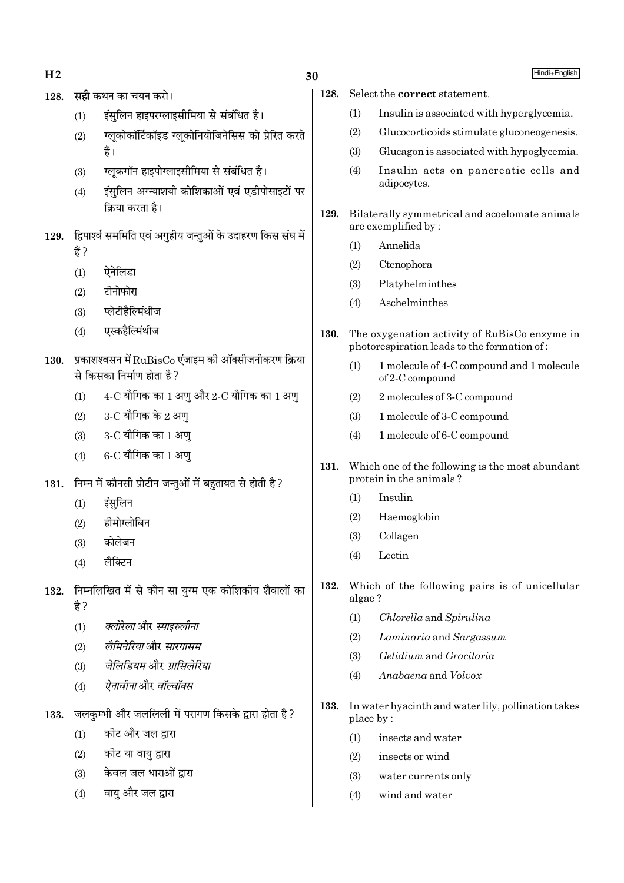128. **सही** कथन का चयन करो।

(1) इंसुलिन हाइपरग्लाइसीमिया से संबंधित है।

(2) ग्लूकोकॉर्टिकॉइड ग्लूकोनियोजिनेसिस को प्रेरित करते हैं।

(3) ग्लूकगॉन हाइपोग्लाइसीमिया से संबंधित है।

(4) इंसुलिन अग्न्याशयी कोशिकाओं एवं एडीपोसाइटों पर क्रिया करता है।

129. द्विपार्श्व सममिति एवं अगुहीय जन्तुओं के उदाहरण किस संघ में हैं?

(1) ऐनेलिडा

(2) टीनोफोरा

(3) प्लेटीहैल्मिंथीज

(4) एस्कहैल्मिंथीज

130. प्रकाशश्वसन में RuBisCo एंजाइम की ऑक्सीजनीकरण क्रिया से किसका निर्माण होता है?

(1) 4-C यौगिक का 1 अणु और 2-C यौगिक का 1 अणु

(2) 3-C यौगिक के 2 अणु

(3) 3-C यौगिक का 1 अणु

(4) 6-C यौगिक का 1 अणु

131. निम्न में कौनसी प्रोटीन जन्तुओं में बहुतायत से होती है?

(1) इंसुलिन

(2) हीमोग्लोबिन

(3) कोलेजन

(4) लैक्टिन

132. निम्नलिखित में से कौन सा युग्म एक कोशिकीय शैवालों का है?

(1) *क्लोरेला* और *स्पाइरुलीना*

(2) *लैमिनेरिया* और *सारगासम*

(3) *जेलिडियम* और *ग्रासिलेरिया*

(4) *ऐनाबीना* और *वॉल्वॉक्स*

133. जलकुम्भी और जललिली में परागण किसके द्वारा होता है?

(1) कीट और जल द्वारा

(2) कीट या वायु द्वारा

(3) केवल जल धाराओं द्वारा

(4) वायु और जल द्वारा

128. Select the **correct** statement.

(1) Insulin is associated with hyperglycemia.

(2) Glucocorticoids stimulate gluconeogenesis.

(3) Glucagon is associated with hypoglycemia.

(4) Insulin acts on pancreatic cells and adipocytes.

129. Bilaterally symmetrical and acoelomate animals are exemplified by :

(1) Annelida

(2) Ctenophora

(3) Platyhelminthes

(4) Aschelminthes

130. The oxygenation activity of RuBisCo enzyme in photorespiration leads to the formation of :

(1) 1 molecule of 4-C compound and 1 molecule of 2-C compound

(2) 2 molecules of 3-C compound

(3) 1 molecule of 3-C compound

(4) 1 molecule of 6-C compound

131. Which one of the following is the most abundant protein in the animals ?

(1) Insulin

(2) Haemoglobin

(3) Collagen

(4) Lectin

132. Which of the following pairs is of unicellular algae ?

(1) *Chlorella* and *Spirulina*

(2) *Laminaria* and *Sargassum*

(3) *Gelidium* and *Gracilaria*

(4) *Anabaena* and *Volvox*

133. In water hyacinth and water lily, pollination takes place by :

(1) insects and water

(2) insects or wind

(3) water currents only

(4) wind and water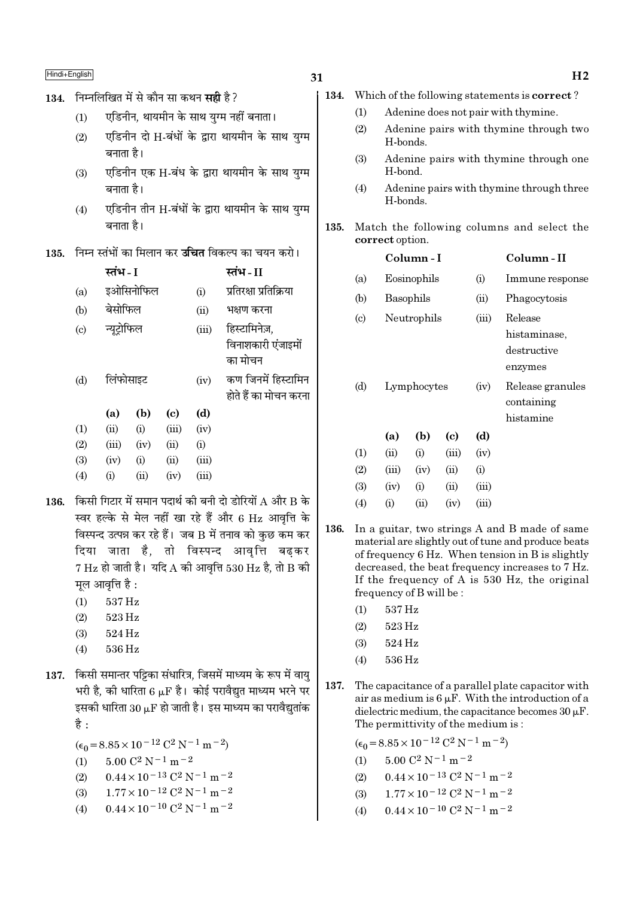134. निम्नलिखित में से कौन सा कथन **सही** है ?

(1) एडिनीन, थायमीन के साथ युग्म नहीं बनाता।

(2) एडिनीन दो H-बंधों के द्वारा थायमीन के साथ युग्म बनाता है।

(3) एडिनीन एक H-बंध के द्वारा थायमीन के साथ युग्म बनाता है।

(4) एडिनीन तीन H-बंधों के द्वारा थायमीन के साथ युग्म बनाता है।

135. निम्न स्तंभों का मिलान कर **उचित** विकल्प का चयन करो।

| | स्तंभ - I | | स्तंभ - II |
|---|---|---|---|
| (a) | इओसिनोफिल | (i) | प्रतिरक्षा प्रतिक्रिया |
| (b) | बेसोफिल | (ii) | भक्षण करना |
| (c) | न्यूट्रोफिल | (iii) | हिस्टामिनेज़, विनाशकारी एंजाइमों का मोचन |
| (d) | लिंफोसाइट | (iv) | कण जिनमें हिस्टामिन होते हैं का मोचन करना |

| | (a) | (b) | (c) | (d) |
|---|---|---|---|---|
| (1) | (ii) | (i) | (iii) | (iv) |
| (2) | (iii) | (iv) | (ii) | (i) |
| (3) | (iv) | (i) | (ii) | (iii) |
| (4) | (i) | (ii) | (iv) | (iii) |

136. किसी गिटार में समान पदार्थ की बनी दो डोरियों A और B के स्वर हल्के से मेल नहीं खा रहे हैं और 6 Hz आवृत्ति के विस्पन्द उत्पन्न कर रहे हैं। जब B में तनाव को कुछ कम कर दिया जाता है, तो विस्पन्द आवृत्ति बढ़कर 7 Hz हो जाती है। यदि A की आवृत्ति 530 Hz है, तो B की मूल आवृत्ति है :

(1) 537 Hz

(2) 523 Hz

(3) 524 Hz

(4) 536 Hz

137. किसी समान्तर पट्टिका संधारित्र, जिसमें माध्यम के रूप में वायु भरी है, की धारिता 6 $\mu$F है। कोई परावैद्युत माध्यम भरने पर इसकी धारिता 30 $\mu$F हो जाती है। इस माध्यम का परावैद्युतांक है :

($\epsilon_0 = 8.85 \times 10^{-12}\ C^2\ N^{-1}\ m^{-2}$)

(1) $5.00\ C^2\ N^{-1}\ m^{-2}$

(2) $0.44 \times 10^{-13}\ C^2\ N^{-1}\ m^{-2}$

(3) $1.77 \times 10^{-12}\ C^2\ N^{-1}\ m^{-2}$

(4) $0.44 \times 10^{-10}\ C^2\ N^{-1}\ m^{-2}$

134. Which of the following statements is **correct** ?

(1) Adenine does not pair with thymine.

(2) Adenine pairs with thymine through two H-bonds.

(3) Adenine pairs with thymine through one H-bond.

(4) Adenine pairs with thymine through three H-bonds.

135. Match the following columns and select the **correct** option.

| | Column - I | | Column - II |
|---|---|---|---|
| (a) | Eosinophils | (i) | Immune response |
| (b) | Basophils | (ii) | Phagocytosis |
| (c) | Neutrophils | (iii) | Release histaminase, destructive enzymes |
| (d) | Lymphocytes | (iv) | Release granules containing histamine |

| | (a) | (b) | (c) | (d) |
|---|---|---|---|---|
| (1) | (ii) | (i) | (iii) | (iv) |
| (2) | (iii) | (iv) | (ii) | (i) |
| (3) | (iv) | (i) | (ii) | (iii) |
| (4) | (i) | (ii) | (iv) | (iii) |

136. In a guitar, two strings A and B made of same material are slightly out of tune and produce beats of frequency 6 Hz. When tension in B is slightly decreased, the beat frequency increases to 7 Hz. If the frequency of A is 530 Hz, the original frequency of B will be :

(1) 537 Hz

(2) 523 Hz

(3) 524 Hz

(4) 536 Hz

137. The capacitance of a parallel plate capacitor with air as medium is 6 $\mu$F. With the introduction of a dielectric medium, the capacitance becomes 30 $\mu$F. The permittivity of the medium is :

($\epsilon_0 = 8.85 \times 10^{-12}\ C^2\ N^{-1}\ m^{-2}$)

(1) $5.00\ C^2\ N^{-1}\ m^{-2}$

(2) $0.44 \times 10^{-13}\ C^2\ N^{-1}\ m^{-2}$

(3) $1.77 \times 10^{-12}\ C^2\ N^{-1}\ m^{-2}$

(4) $0.44 \times 10^{-10}\ C^2\ N^{-1}\ m^{-2}$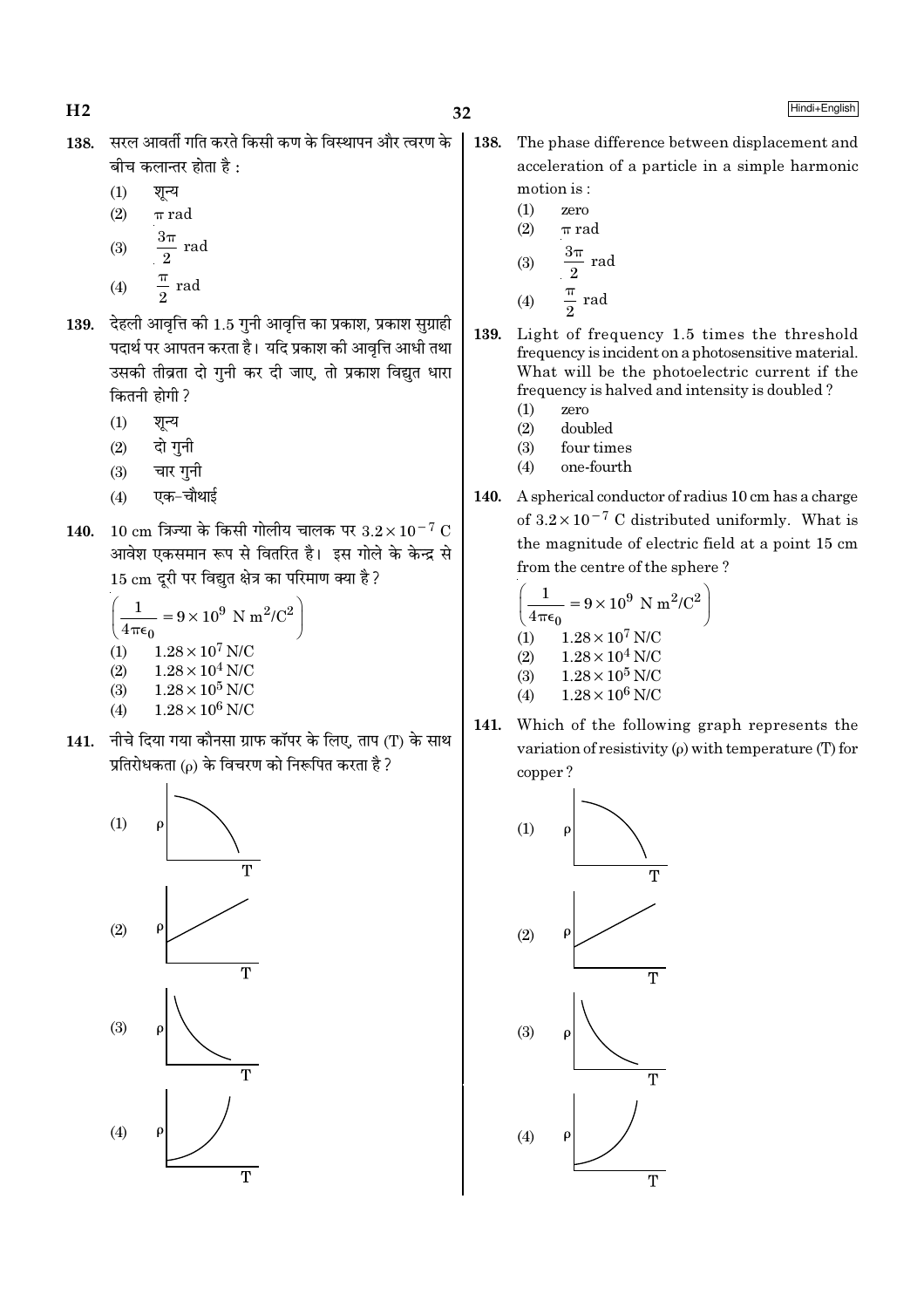138. सरल आवर्ती गति करते किसी कण के विस्थापन और त्वरण के बीच कलान्तर होता है :

(1) शून्य
(2) $\pi$ rad
(3) $\frac{3\pi}{2}$ rad
(4) $\frac{\pi}{2}$ rad

139. देहली आवृत्ति की 1.5 गुनी आवृत्ति का प्रकाश, प्रकाश सुग्राही पदार्थ पर आपतन करता है। यदि प्रकाश की आवृत्ति आधी तथा उसकी तीव्रता दो गुनी कर दी जाए, तो प्रकाश विद्युत धारा कितनी होगी ?

(1) शून्य
(2) दो गुनी
(3) चार गुनी
(4) एक-चौथाई

140. 10 cm त्रिज्या के किसी गोलीय चालक पर $3.2 \times 10^{-7}$ C आवेश एकसमान रूप से वितरित है। इस गोले के केन्द्र से 15 cm दूरी पर विद्युत क्षेत्र का परिमाण क्या है ?

$\left(\frac{1}{4\pi\epsilon_0} = 9 \times 10^9 \text{ N m}^2/\text{C}^2\right)$

(1) $1.28 \times 10^7$ N/C
(2) $1.28 \times 10^4$ N/C
(3) $1.28 \times 10^5$ N/C
(4) $1.28 \times 10^6$ N/C

141. नीचे दिया गया कौनसा ग्राफ कॉपर के लिए, ताप (T) के साथ प्रतिरोधकता ($\rho$) के विचरण को निरूपित करता है ?

(1)
(2)
(3)
(4)

---

138. The phase difference between displacement and acceleration of a particle in a simple harmonic motion is :

(1) zero
(2) $\pi$ rad
(3) $\frac{3\pi}{2}$ rad
(4) $\frac{\pi}{2}$ rad

139. Light of frequency 1.5 times the threshold frequency is incident on a photosensitive material. What will be the photoelectric current if the frequency is halved and intensity is doubled ?

(1) zero
(2) doubled
(3) four times
(4) one-fourth

140. A spherical conductor of radius 10 cm has a charge of $3.2 \times 10^{-7}$ C distributed uniformly. What is the magnitude of electric field at a point 15 cm from the centre of the sphere ?

$\left(\frac{1}{4\pi\epsilon_0} = 9 \times 10^9 \text{ N m}^2/\text{C}^2\right)$

(1) $1.28 \times 10^7$ N/C
(2) $1.28 \times 10^4$ N/C
(3) $1.28 \times 10^5$ N/C
(4) $1.28 \times 10^6$ N/C

141. Which of the following graph represents the variation of resistivity ($\rho$) with temperature (T) for copper ?

(1)
(2)
(3)
(4)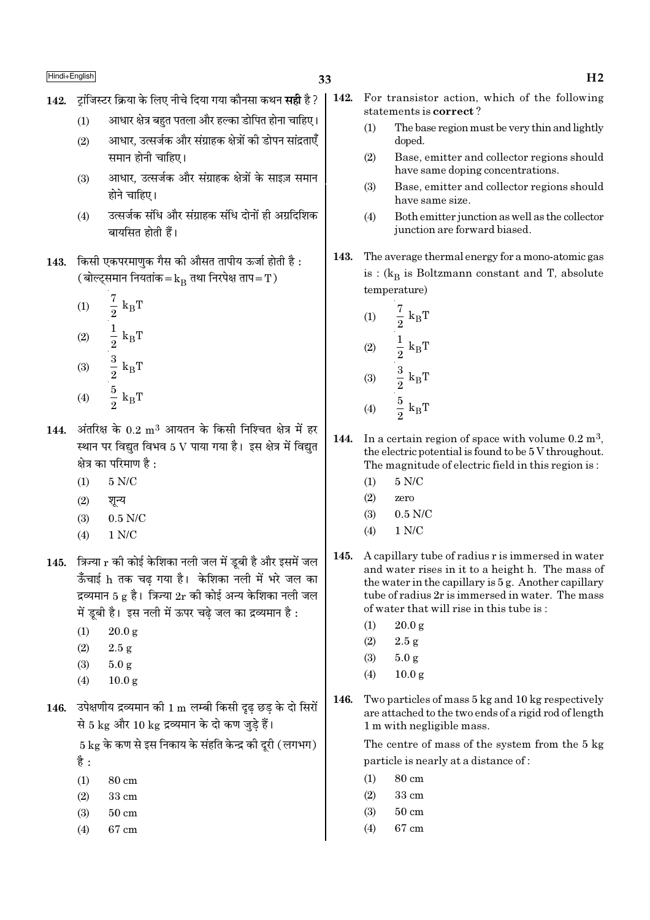**142.** ट्रांजिस्टर क्रिया के लिए नीचे दिया गया कौनसा कथन **सही** है ?

(1) आधार क्षेत्र बहुत पतला और हल्का डोपित होना चाहिए।

(2) आधार, उत्सर्जक और संग्राहक क्षेत्रों की डोपन सांद्रताएँ समान होनी चाहिए।

(3) आधार, उत्सर्जक और संग्राहक क्षेत्रों के साइज़ समान होने चाहिए।

(4) उत्सर्जक संधि और संग्राहक संधि दोनों ही अग्रदिशिक बायसित होती हैं।

**143.** किसी एकपरमाणुक गैस की औसत तापीय ऊर्जा होती है : (बोल्ट्समान नियतांक $= k_B$ तथा निरपेक्ष ताप $= T$)

(1) $\frac{7}{2} k_B T$

(2) $\frac{1}{2} k_B T$

(3) $\frac{3}{2} k_B T$

(4) $\frac{5}{2} k_B T$

**144.** अंतरिक्ष के $0.2 \text{ m}^3$ आयतन के किसी निश्चित क्षेत्र में हर स्थान पर विद्युत विभव 5 V पाया गया है। इस क्षेत्र में विद्युत क्षेत्र का परिमाण है :

(1) 5 N/C

(2) शून्य

(3) 0.5 N/C

(4) 1 N/C

**145.** त्रिज्या r की कोई केशिका नली जल में डूबी है और इसमें जल ऊँचाई h तक चढ़ गया है। केशिका नली में भरे जल का द्रव्यमान 5 g है। त्रिज्या 2r की कोई अन्य केशिका नली जल में डूबी है। इस नली में ऊपर चढ़े जल का द्रव्यमान है :

(1) 20.0 g

(2) 2.5 g

(3) 5.0 g

(4) 10.0 g

**146.** उपेक्षणीय द्रव्यमान की 1 m लम्बी किसी दृढ़ छड़ के दो सिरों से 5 kg और 10 kg द्रव्यमान के दो कण जुड़े हैं।

5 kg के कण से इस निकाय के संहति केन्द्र की दूरी (लगभग) है :

(1) 80 cm

(2) 33 cm

(3) 50 cm

(4) 67 cm

**142.** For transistor action, which of the following statements is **correct** ?

(1) The base region must be very thin and lightly doped.

(2) Base, emitter and collector regions should have same doping concentrations.

(3) Base, emitter and collector regions should have same size.

(4) Both emitter junction as well as the collector junction are forward biased.

**143.** The average thermal energy for a mono-atomic gas is : ($k_B$ is Boltzmann constant and T, absolute temperature)

(1) $\frac{7}{2} k_B T$

(2) $\frac{1}{2} k_B T$

(3) $\frac{3}{2} k_B T$

(4) $\frac{5}{2} k_B T$

**144.** In a certain region of space with volume $0.2 \text{ m}^3$, the electric potential is found to be 5 V throughout. The magnitude of electric field in this region is :

(1) 5 N/C

(2) zero

(3) 0.5 N/C

(4) 1 N/C

**145.** A capillary tube of radius r is immersed in water and water rises in it to a height h. The mass of the water in the capillary is 5 g. Another capillary tube of radius 2r is immersed in water. The mass of water that will rise in this tube is :

(1) 20.0 g

(2) 2.5 g

(3) 5.0 g

(4) 10.0 g

**146.** Two particles of mass 5 kg and 10 kg respectively are attached to the two ends of a rigid rod of length 1 m with negligible mass.

The centre of mass of the system from the 5 kg particle is nearly at a distance of :

(1) 80 cm

(2) 33 cm

(3) 50 cm

(4) 67 cm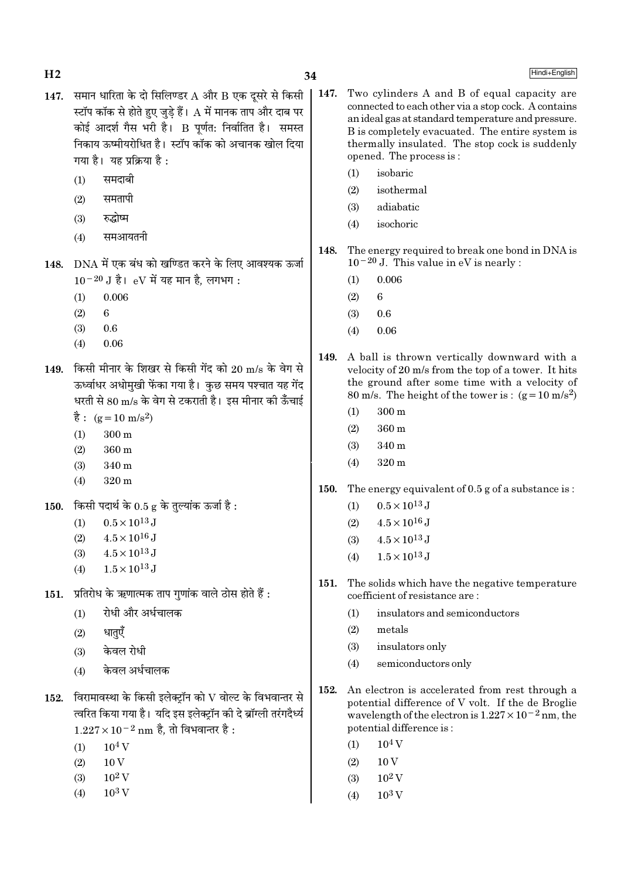**147.** समान धारिता के दो सिलिण्डर A और B एक दूसरे से किसी स्टॉप कॉक से होते हुए जुड़े हैं। A में मानक ताप और दाब पर कोई आदर्श गैस भरी है। B पूर्णतः निर्वातित है। समस्त निकाय ऊष्मीयरोधित है। स्टॉप कॉक को अचानक खोल दिया गया है। यह प्रक्रिया है :

(1) समदाबी

(2) समतापी

(3) रुद्धोष्म

(4) समआयतनी

**148.** DNA में एक बंध को खण्डित करने के लिए आवश्यक ऊर्जा $10^{-20}$ J है। eV में यह मान है, लगभग :

(1) 0.006

(2) 6

(3) 0.6

(4) 0.06

**149.** किसी मीनार के शिखर से किसी गेंद को 20 m/s के वेग से ऊर्ध्वाधर अधोमुखी फेंका गया है। कुछ समय पश्चात यह गेंद धरती से 80 m/s के वेग से टकराती है। इस मीनार की ऊँचाई है : $(g = 10 \text{ m/s}^2)$

(1) 300 m

(2) 360 m

(3) 340 m

(4) 320 m

**150.** किसी पदार्थ के 0.5 g के तुल्यांक ऊर्जा है :

(1) $0.5 \times 10^{13}$ J

(2) $4.5 \times 10^{16}$ J

(3) $4.5 \times 10^{13}$ J

(4) $1.5 \times 10^{13}$ J

**151.** प्रतिरोध के ऋणात्मक ताप गुणांक वाले ठोस होते हैं :

(1) रोधी और अर्धचालक

(2) धातुएँ

(3) केवल रोधी

(4) केवल अर्धचालक

**152.** विरामावस्था के किसी इलेक्ट्रॉन को V वोल्ट के विभवान्तर से त्वरित किया गया है। यदि इस इलेक्ट्रॉन की दे ब्रॉग्ली तरंगदैर्ध्य $1.227 \times 10^{-2}$ nm है, तो विभवान्तर है :

(1) $10^4$ V

(2) 10 V

(3) $10^2$ V

(4) $10^3$ V

**147.** Two cylinders A and B of equal capacity are connected to each other via a stop cock. A contains an ideal gas at standard temperature and pressure. B is completely evacuated. The entire system is thermally insulated. The stop cock is suddenly opened. The process is :

(1) isobaric

(2) isothermal

(3) adiabatic

(4) isochoric

**148.** The energy required to break one bond in DNA is $10^{-20}$ J. This value in eV is nearly :

(1) 0.006

(2) 6

(3) 0.6

(4) 0.06

**149.** A ball is thrown vertically downward with a velocity of 20 m/s from the top of a tower. It hits the ground after some time with a velocity of 80 m/s. The height of the tower is : $(g = 10 \text{ m/s}^2)$

(1) 300 m

(2) 360 m

(3) 340 m

(4) 320 m

**150.** The energy equivalent of 0.5 g of a substance is :

(1) $0.5 \times 10^{13}$ J

(2) $4.5 \times 10^{16}$ J

(3) $4.5 \times 10^{13}$ J

(4) $1.5 \times 10^{13}$ J

**151.** The solids which have the negative temperature coefficient of resistance are :

(1) insulators and semiconductors

(2) metals

(3) insulators only

(4) semiconductors only

**152.** An electron is accelerated from rest through a potential difference of V volt. If the de Broglie wavelength of the electron is $1.227 \times 10^{-2}$ nm, the potential difference is :

(1) $10^4$ V

(2) 10 V

(3) $10^2$ V

(4) $10^3$ V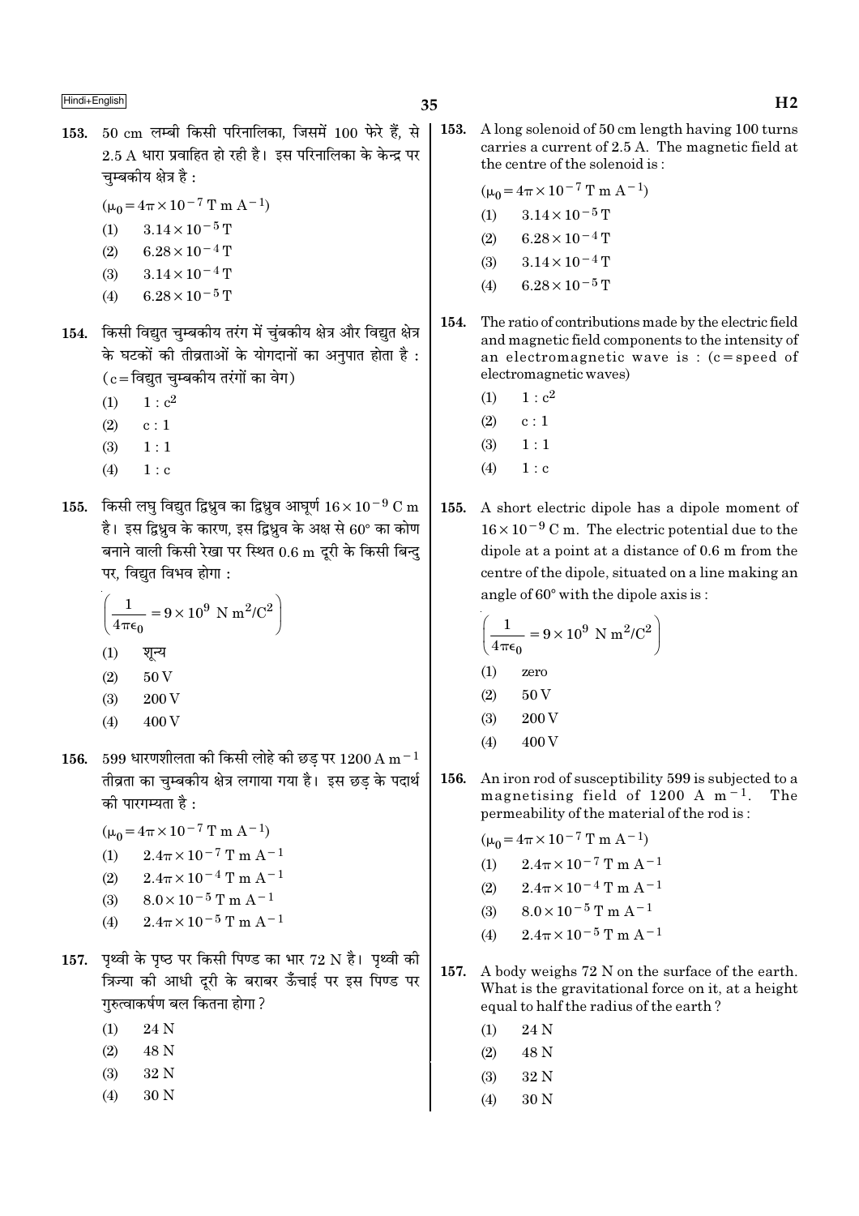153. 50 cm लम्बी किसी परिनालिका, जिसमें 100 फेरे हैं, से 2.5 A धारा प्रवाहित हो रही है। इस परिनालिका के केन्द्र पर चुम्बकीय क्षेत्र है :

($\mu_0 = 4\pi \times 10^{-7}$ T m A$^{-1}$)

(1) $3.14 \times 10^{-5}$ T
(2) $6.28 \times 10^{-4}$ T
(3) $3.14 \times 10^{-4}$ T
(4) $6.28 \times 10^{-5}$ T

154. किसी विद्युत चुम्बकीय तरंग में चुंबकीय क्षेत्र और विद्युत क्षेत्र के घटकों की तीव्रताओं के योगदानों का अनुपात होता है : (c = विद्युत चुम्बकीय तरंगों का वेग)

(1) $1 : c^2$
(2) $c : 1$
(3) $1 : 1$
(4) $1 : c$

155. किसी लघु विद्युत द्विध्रुव का द्विध्रुव आघूर्ण $16 \times 10^{-9}$ C m है। इस द्विध्रुव के कारण, इस द्विध्रुव के अक्ष से 60° का कोण बनाने वाली किसी रेखा पर स्थित 0.6 m दूरी के किसी बिन्दु पर, विद्युत विभव होगा :

$\left(\frac{1}{4\pi\epsilon_0} = 9 \times 10^9 \text{ N m}^2/\text{C}^2\right)$

(1) शून्य
(2) 50 V
(3) 200 V
(4) 400 V

156. 599 धारणशीलता की किसी लोहे की छड़ पर 1200 A m$^{-1}$ तीव्रता का चुम्बकीय क्षेत्र लगाया गया है। इस छड़ के पदार्थ की पारगम्यता है :

($\mu_0 = 4\pi \times 10^{-7}$ T m A$^{-1}$)

(1) $2.4\pi \times 10^{-7}$ T m A$^{-1}$
(2) $2.4\pi \times 10^{-4}$ T m A$^{-1}$
(3) $8.0 \times 10^{-5}$ T m A$^{-1}$
(4) $2.4\pi \times 10^{-5}$ T m A$^{-1}$

157. पृथ्वी के पृष्ठ पर किसी पिण्ड का भार 72 N है। पृथ्वी की त्रिज्या की आधी दूरी के बराबर ऊँचाई पर इस पिण्ड पर गुरुत्वाकर्षण बल कितना होगा ?

(1) 24 N
(2) 48 N
(3) 32 N
(4) 30 N

153. A long solenoid of 50 cm length having 100 turns carries a current of 2.5 A. The magnetic field at the centre of the solenoid is :

($\mu_0 = 4\pi \times 10^{-7}$ T m A$^{-1}$)

(1) $3.14 \times 10^{-5}$ T
(2) $6.28 \times 10^{-4}$ T
(3) $3.14 \times 10^{-4}$ T
(4) $6.28 \times 10^{-5}$ T

154. The ratio of contributions made by the electric field and magnetic field components to the intensity of an electromagnetic wave is : (c = speed of electromagnetic waves)

(1) $1 : c^2$
(2) $c : 1$
(3) $1 : 1$
(4) $1 : c$

155. A short electric dipole has a dipole moment of $16 \times 10^{-9}$ C m. The electric potential due to the dipole at a point at a distance of 0.6 m from the centre of the dipole, situated on a line making an angle of 60° with the dipole axis is :

$\left(\frac{1}{4\pi\epsilon_0} = 9 \times 10^9 \text{ N m}^2/\text{C}^2\right)$

(1) zero
(2) 50 V
(3) 200 V
(4) 400 V

156. An iron rod of susceptibility 599 is subjected to a magnetising field of 1200 A m$^{-1}$. The permeability of the material of the rod is :

($\mu_0 = 4\pi \times 10^{-7}$ T m A$^{-1}$)

(1) $2.4\pi \times 10^{-7}$ T m A$^{-1}$
(2) $2.4\pi \times 10^{-4}$ T m A$^{-1}$
(3) $8.0 \times 10^{-5}$ T m A$^{-1}$
(4) $2.4\pi \times 10^{-5}$ T m A$^{-1}$

157. A body weighs 72 N on the surface of the earth. What is the gravitational force on it, at a height equal to half the radius of the earth ?

(1) 24 N
(2) 48 N
(3) 32 N
(4) 30 N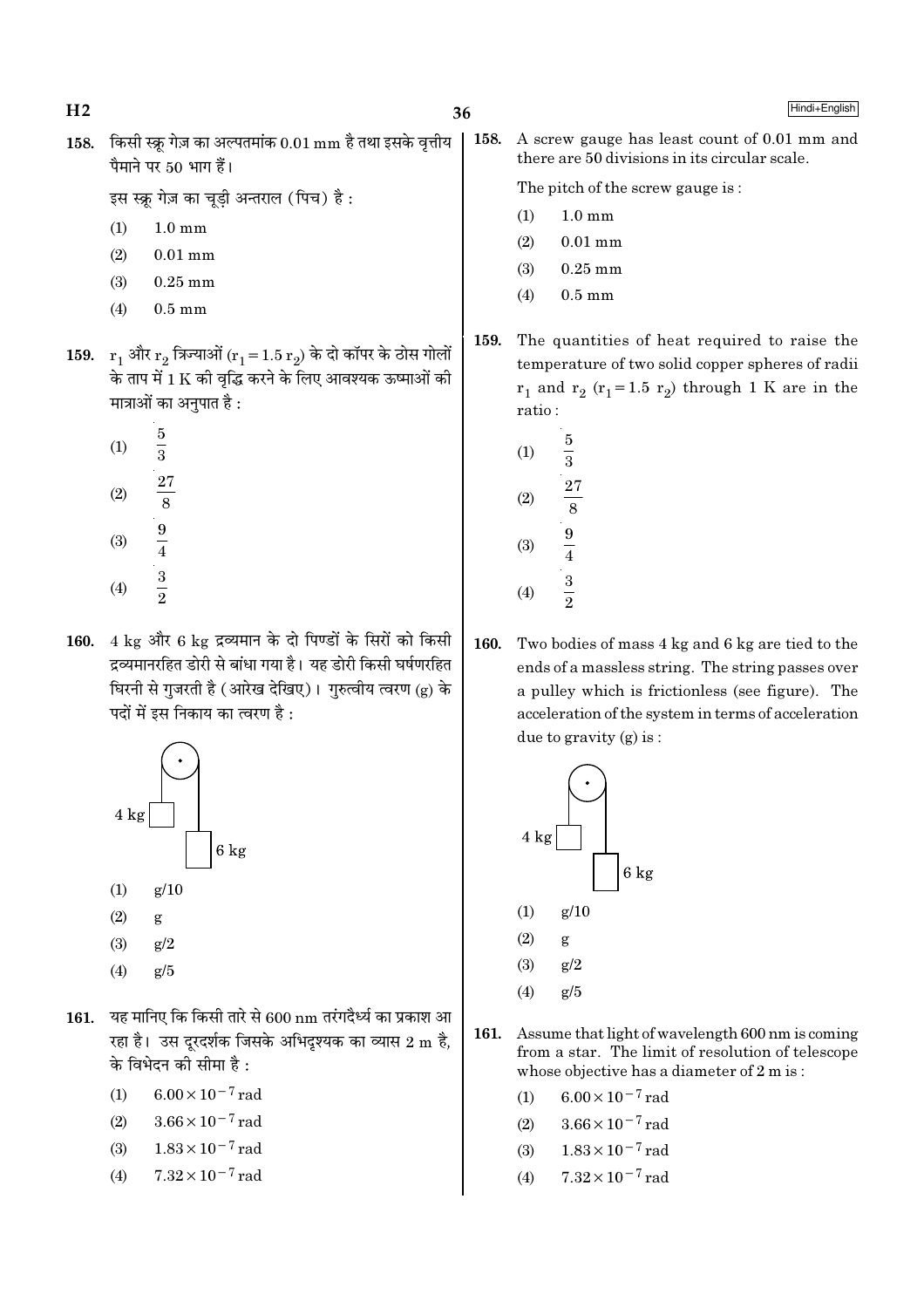158. किसी स्क्रू गेज़ का अल्पतमांक 0.01 mm है तथा इसके वृत्तीय पैमाने पर 50 भाग हैं।

इस स्क्रू गेज़ का चूड़ी अन्तराल (पिच) है :

(1) 1.0 mm

(2) 0.01 mm

(3) 0.25 mm

(4) 0.5 mm

159. $r_1$ और $r_2$ त्रिज्याओं ($r_1 = 1.5\, r_2$) के दो कॉपर के ठोस गोलों के ताप में 1 K की वृद्धि करने के लिए आवश्यक ऊष्माओं की मात्राओं का अनुपात है :

(1) $\frac{5}{3}$

(2) $\frac{27}{8}$

(3) $\frac{9}{4}$

(4) $\frac{3}{2}$

160. 4 kg और 6 kg द्रव्यमान के दो पिण्डों के सिरों को किसी द्रव्यमानरहित डोरी से बांधा गया है। यह डोरी किसी घर्षणरहित घिरनी से गुजरती है (आरेख देखिए)। गुरुत्वीय त्वरण (g) के पदों में इस निकाय का त्वरण है :

4 kg

6 kg

(1) g/10

(2) g

(3) g/2

(4) g/5

161. यह मानिए कि किसी तारे से 600 nm तरंगदैर्ध्य का प्रकाश आ रहा है। उस दूरदर्शक जिसके अभिदृश्यक का व्यास 2 m है, के विभेदन की सीमा है :

(1) $6.00 \times 10^{-7}$ rad

(2) $3.66 \times 10^{-7}$ rad

(3) $1.83 \times 10^{-7}$ rad

(4) $7.32 \times 10^{-7}$ rad

158. A screw gauge has least count of 0.01 mm and there are 50 divisions in its circular scale.

The pitch of the screw gauge is :

(1) 1.0 mm

(2) 0.01 mm

(3) 0.25 mm

(4) 0.5 mm

159. The quantities of heat required to raise the temperature of two solid copper spheres of radii $r_1$ and $r_2$ ($r_1 = 1.5\, r_2$) through 1 K are in the ratio :

(1) $\frac{5}{3}$

(2) $\frac{27}{8}$

(3) $\frac{9}{4}$

(4) $\frac{3}{2}$

160. Two bodies of mass 4 kg and 6 kg are tied to the ends of a massless string. The string passes over a pulley which is frictionless (see figure). The acceleration of the system in terms of acceleration due to gravity (g) is :

4 kg

6 kg

(1) g/10

(2) g

(3) g/2

(4) g/5

161. Assume that light of wavelength 600 nm is coming from a star. The limit of resolution of telescope whose objective has a diameter of 2 m is :

(1) $6.00 \times 10^{-7}$ rad

(2) $3.66 \times 10^{-7}$ rad

(3) $1.83 \times 10^{-7}$ rad

(4) $7.32 \times 10^{-7}$ rad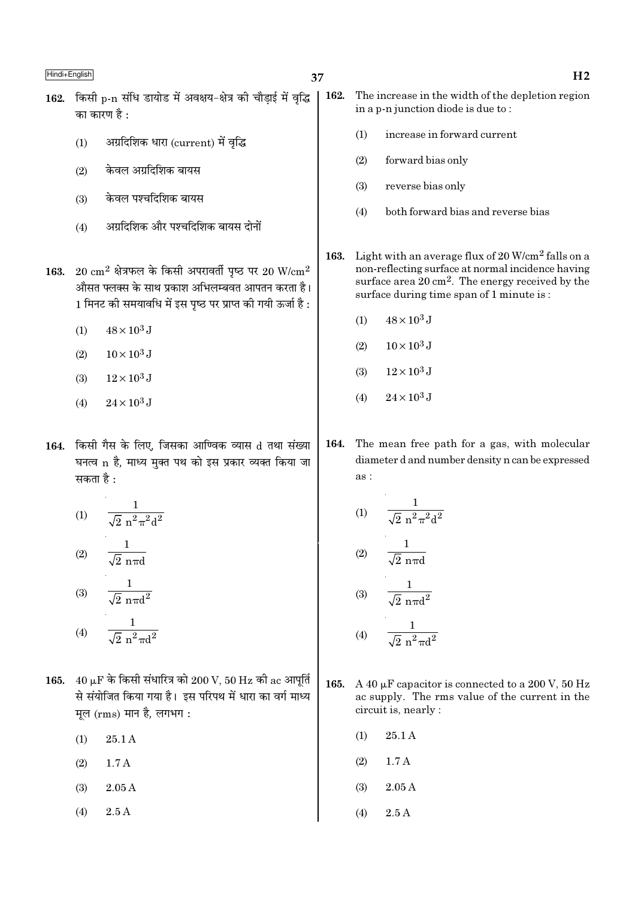162. किसी p-n संधि डायोड में अवक्षय-क्षेत्र की चौड़ाई में वृद्धि का कारण है :

(1) अग्रदिशिक धारा (current) में वृद्धि

(2) केवल अग्रदिशिक बायस

(3) केवल पश्चदिशिक बायस

(4) अग्रदिशिक और पश्चदिशिक बायस दोनों

163. $20\ cm^2$ क्षेत्रफल के किसी अपरावर्ती पृष्ठ पर $20\ W/cm^2$ औसत फ्लक्स के साथ प्रकाश अभिलम्बवत आपतन करता है। 1 मिनट की समयावधि में इस पृष्ठ पर प्राप्त की गयी ऊर्जा है :

(1) $48 \times 10^3\ J$

(2) $10 \times 10^3\ J$

(3) $12 \times 10^3\ J$

(4) $24 \times 10^3\ J$

164. किसी गैस के लिए, जिसका आण्विक व्यास d तथा संख्या घनत्व n है, माध्य मुक्त पथ को इस प्रकार व्यक्त किया जा सकता है :

(1) $\dfrac{1}{\sqrt{2}\ n^2 \pi^2 d^2}$

(2) $\dfrac{1}{\sqrt{2}\ n \pi d}$

(3) $\dfrac{1}{\sqrt{2}\ n \pi d^2}$

(4) $\dfrac{1}{\sqrt{2}\ n^2 \pi d^2}$

165. $40\ \mu F$ के किसी संधारित्र को 200 V, 50 Hz की ac आपूर्ति से संयोजित किया गया है। इस परिपथ में धारा का वर्ग माध्य मूल (rms) मान है, लगभग :

(1) 25.1 A

(2) 1.7 A

(3) 2.05 A

(4) 2.5 A

162. The increase in the width of the depletion region in a p-n junction diode is due to :

(1) increase in forward current

(2) forward bias only

(3) reverse bias only

(4) both forward bias and reverse bias

163. Light with an average flux of $20\ W/cm^2$ falls on a non-reflecting surface at normal incidence having surface area $20\ cm^2$. The energy received by the surface during time span of 1 minute is :

(1) $48 \times 10^3\ J$

(2) $10 \times 10^3\ J$

(3) $12 \times 10^3\ J$

(4) $24 \times 10^3\ J$

164. The mean free path for a gas, with molecular diameter d and number density n can be expressed as :

(1) $\dfrac{1}{\sqrt{2}\ n^2 \pi^2 d^2}$

(2) $\dfrac{1}{\sqrt{2}\ n \pi d}$

(3) $\dfrac{1}{\sqrt{2}\ n \pi d^2}$

(4) $\dfrac{1}{\sqrt{2}\ n^2 \pi d^2}$

165. A $40\ \mu F$ capacitor is connected to a 200 V, 50 Hz ac supply. The rms value of the current in the circuit is, nearly :

(1) 25.1 A

(2) 1.7 A

(3) 2.05 A

(4) 2.5 A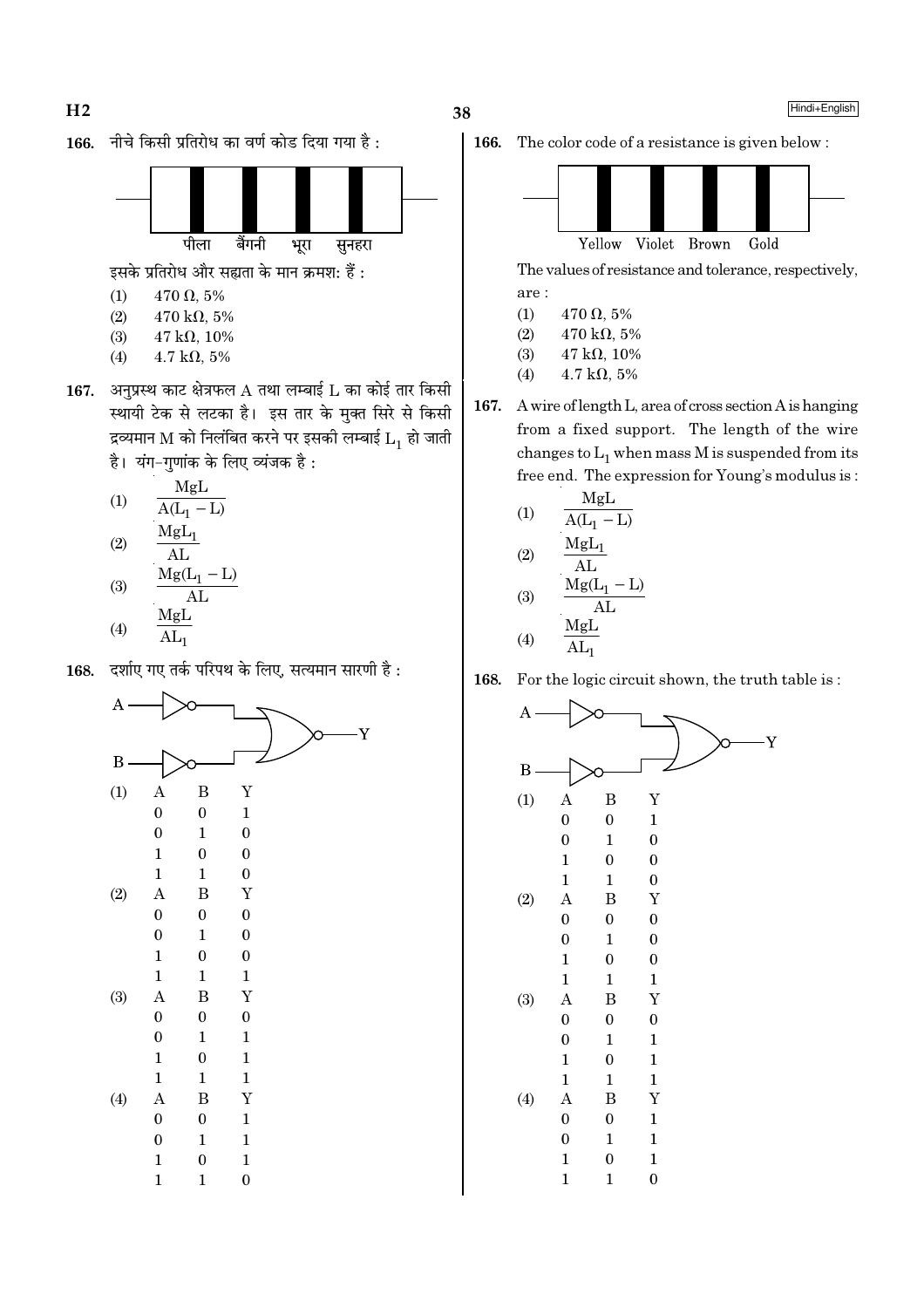166. नीचे किसी प्रतिरोध का वर्ण कोड दिया गया है :

पीला बैंगनी भूरा सुनहरा

इसके प्रतिरोध और सह्यता के मान क्रमश: हैं :

(1) $470\ \Omega$, 5%
(2) $470\ k\Omega$, 5%
(3) $47\ k\Omega$, 10%
(4) $4.7\ k\Omega$, 5%

167. अनुप्रस्थ काट क्षेत्रफल A तथा लम्बाई L का कोई तार किसी स्थायी टेक से लटका है। इस तार के मुक्त सिरे से किसी द्रव्यमान M को निलंबित करने पर इसकी लम्बाई $L_1$ हो जाती है। यंग-गुणांक के लिए व्यंजक है :

(1) $\dfrac{MgL}{A(L_1 - L)}$
(2) $\dfrac{MgL_1}{AL}$
(3) $\dfrac{Mg(L_1 - L)}{AL}$
(4) $\dfrac{MgL}{AL_1}$

168. दर्शाए गए तर्क परिपथ के लिए, सत्यमान सारणी है :

(1)

| A | B | Y |
|---|---|---|
| 0 | 0 | 1 |
| 0 | 1 | 0 |
| 1 | 0 | 0 |
| 1 | 1 | 0 |

(2)

| A | B | Y |
|---|---|---|
| 0 | 0 | 0 |
| 0 | 1 | 0 |
| 1 | 0 | 0 |
| 1 | 1 | 1 |

(3)

| A | B | Y |
|---|---|---|
| 0 | 0 | 0 |
| 0 | 1 | 1 |
| 1 | 0 | 1 |
| 1 | 1 | 1 |

(4)

| A | B | Y |
|---|---|---|
| 0 | 0 | 1 |
| 0 | 1 | 1 |
| 1 | 0 | 1 |
| 1 | 1 | 0 |

166. The color code of a resistance is given below :

Yellow Violet Brown Gold

The values of resistance and tolerance, respectively, are :

(1) $470\ \Omega$, 5%
(2) $470\ k\Omega$, 5%
(3) $47\ k\Omega$, 10%
(4) $4.7\ k\Omega$, 5%

167. A wire of length L, area of cross section A is hanging from a fixed support. The length of the wire changes to $L_1$ when mass M is suspended from its free end. The expression for Young's modulus is :

(1) $\dfrac{MgL}{A(L_1 - L)}$
(2) $\dfrac{MgL_1}{AL}$
(3) $\dfrac{Mg(L_1 - L)}{AL}$
(4) $\dfrac{MgL}{AL_1}$

168. For the logic circuit shown, the truth table is :

(1)

| A | B | Y |
|---|---|---|
| 0 | 0 | 1 |
| 0 | 1 | 0 |
| 1 | 0 | 0 |
| 1 | 1 | 0 |

(2)

| A | B | Y |
|---|---|---|
| 0 | 0 | 0 |
| 0 | 1 | 0 |
| 1 | 0 | 0 |
| 1 | 1 | 1 |

(3)

| A | B | Y |
|---|---|---|
| 0 | 0 | 0 |
| 0 | 1 | 1 |
| 1 | 0 | 1 |
| 1 | 1 | 1 |

(4)

| A | B | Y |
|---|---|---|
| 0 | 0 | 1 |
| 0 | 1 | 1 |
| 1 | 0 | 1 |
| 1 | 1 | 0 |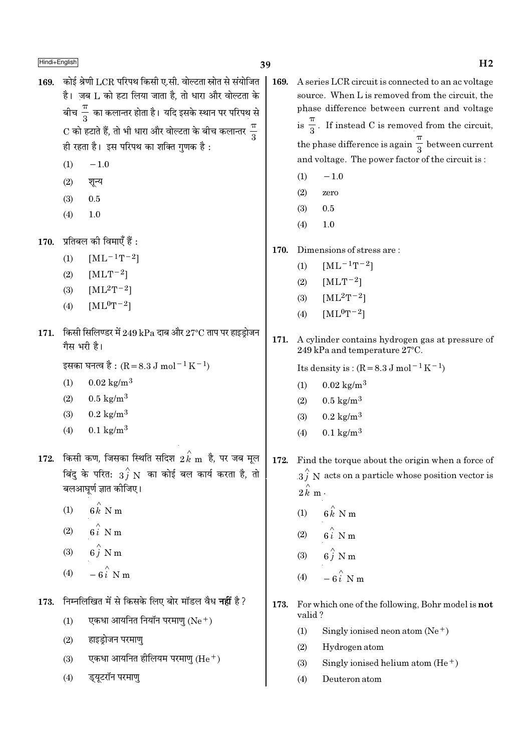169. कोई श्रेणी LCR परिपथ किसी ए.सी. वोल्टता स्रोत से संयोजित है। जब L को हटा लिया जाता है, तो धारा और वोल्टता के बीच $\frac{\pi}{3}$ का कलान्तर होता है। यदि इसके स्थान पर परिपथ से C को हटाते हैं, तो भी धारा और वोल्टता के बीच कलान्तर $\frac{\pi}{3}$ ही रहता है। इस परिपथ का शक्ति गुणक है :

(1) $-1.0$

(2) शून्य

(3) 0.5

(4) 1.0

170. प्रतिबल की विमाएँ हैं :

(1) $[ML^{-1}T^{-2}]$

(2) $[MLT^{-2}]$

(3) $[ML^2T^{-2}]$

(4) $[ML^0T^{-2}]$

171. किसी सिलिण्डर में 249 kPa दाब और 27°C ताप पर हाइड्रोजन गैस भरी है।

इसका घनत्व है : ($R = 8.3\ J\ mol^{-1} K^{-1}$)

(1) $0.02\ kg/m^3$

(2) $0.5\ kg/m^3$

(3) $0.2\ kg/m^3$

(4) $0.1\ kg/m^3$

172. किसी कण, जिसका स्थिति सदिश $2\hat{k}$ m है, पर जब मूल बिंदु के परितः $3\hat{j}$ N का कोई बल कार्य करता है, तो बलआघूर्ण ज्ञात कीजिए।

(1) $6\hat{k}$ N m

(2) $6\hat{i}$ N m

(3) $6\hat{j}$ N m

(4) $-6\hat{i}$ N m

173. निम्नलिखित में से किसके लिए बोर मॉडल वैध **नहीं** है?

(1) एकधा आयनित नियॉन परमाणु ($Ne^+$)

(2) हाइड्रोजन परमाणु

(3) एकधा आयनित हीलियम परमाणु ($He^+$)

(4) ड्यूटरॉन परमाणु

169. A series LCR circuit is connected to an ac voltage source. When L is removed from the circuit, the phase difference between current and voltage is $\frac{\pi}{3}$. If instead C is removed from the circuit, the phase difference is again $\frac{\pi}{3}$ between current and voltage. The power factor of the circuit is :

(1) $-1.0$

(2) zero

(3) 0.5

(4) 1.0

170. Dimensions of stress are :

(1) $[ML^{-1}T^{-2}]$

(2) $[MLT^{-2}]$

(3) $[ML^2T^{-2}]$

(4) $[ML^0T^{-2}]$

171. A cylinder contains hydrogen gas at pressure of 249 kPa and temperature 27°C.

Its density is : ($R = 8.3\ J\ mol^{-1} K^{-1}$)

(1) $0.02\ kg/m^3$

(2) $0.5\ kg/m^3$

(3) $0.2\ kg/m^3$

(4) $0.1\ kg/m^3$

172. Find the torque about the origin when a force of $3\hat{j}$ N acts on a particle whose position vector is $2\hat{k}$ m.

(1) $6\hat{k}$ N m

(2) $6\hat{i}$ N m

(3) $6\hat{j}$ N m

(4) $-6\hat{i}$ N m

173. For which one of the following, Bohr model is **not** valid?

(1) Singly ionised neon atom ($Ne^+$)

(2) Hydrogen atom

(3) Singly ionised helium atom ($He^+$)

(4) Deuteron atom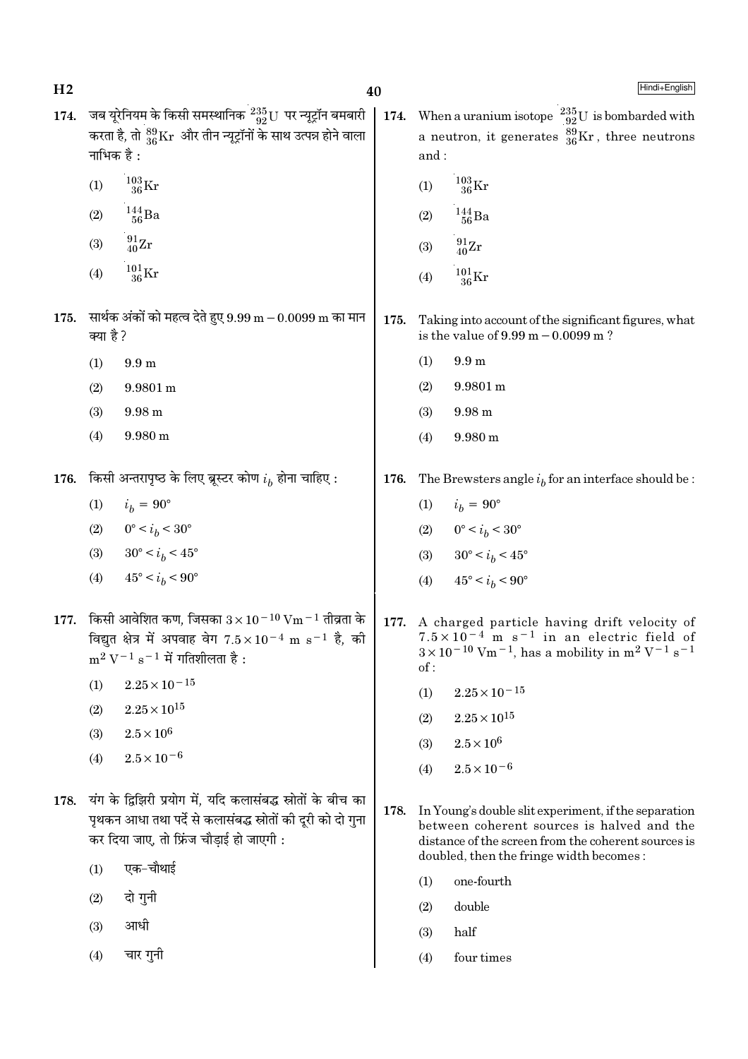174. जब यूरेनियम के किसी समस्थानिक $^{235}_{92}U$ पर न्यूट्रॉन बमबारी करता है, तो $^{89}_{36}Kr$ और तीन न्यूट्रॉनों के साथ उत्पन्न होने वाला नाभिक है :

(1) $^{103}_{36}Kr$

(2) $^{144}_{56}Ba$

(3) $^{91}_{40}Zr$

(4) $^{101}_{36}Kr$

174. When a uranium isotope $^{235}_{92}U$ is bombarded with a neutron, it generates $^{89}_{36}Kr$, three neutrons and :

(1) $^{103}_{36}Kr$

(2) $^{144}_{56}Ba$

(3) $^{91}_{40}Zr$

(4) $^{101}_{36}Kr$

175. सार्थक अंकों को महत्व देते हुए 9.99 m − 0.0099 m का मान क्या है ?

(1) 9.9 m

(2) 9.9801 m

(3) 9.98 m

(4) 9.980 m

175. Taking into account of the significant figures, what is the value of 9.99 m − 0.0099 m ?

(1) 9.9 m

(2) 9.9801 m

(3) 9.98 m

(4) 9.980 m

176. किसी अन्तरापृष्ठ के लिए ब्रूस्टर कोण $i_b$ होना चाहिए :

(1) $i_b = 90°$

(2) $0° < i_b < 30°$

(3) $30° < i_b < 45°$

(4) $45° < i_b < 90°$

176. The Brewsters angle $i_b$ for an interface should be :

(1) $i_b = 90°$

(2) $0° < i_b < 30°$

(3) $30° < i_b < 45°$

(4) $45° < i_b < 90°$

177. किसी आवेशित कण, जिसका $3 \times 10^{-10}$ Vm$^{-1}$ तीव्रता के विद्युत क्षेत्र में अपवाह वेग $7.5 \times 10^{-4}$ m s$^{-1}$ है, की m$^2$ V$^{-1}$ s$^{-1}$ में गतिशीलता है :

(1) $2.25 \times 10^{-15}$

(2) $2.25 \times 10^{15}$

(3) $2.5 \times 10^{6}$

(4) $2.5 \times 10^{-6}$

177. A charged particle having drift velocity of $7.5 \times 10^{-4}$ m s$^{-1}$ in an electric field of $3 \times 10^{-10}$ Vm$^{-1}$, has a mobility in m$^2$ V$^{-1}$ s$^{-1}$ of :

(1) $2.25 \times 10^{-15}$

(2) $2.25 \times 10^{15}$

(3) $2.5 \times 10^{6}$

(4) $2.5 \times 10^{-6}$

178. यंग के द्विझिरी प्रयोग में, यदि कलासंबद्ध स्रोतों के बीच का पृथकन आधा तथा पर्दे से कलासंबद्ध स्रोतों की दूरी को दो गुना कर दिया जाए, तो फ्रिंज चौड़ाई हो जाएगी :

(1) एक-चौथाई

(2) दो गुनी

(3) आधी

(4) चार गुनी

178. In Young's double slit experiment, if the separation between coherent sources is halved and the distance of the screen from the coherent sources is doubled, then the fringe width becomes :

(1) one-fourth

(2) double

(3) half

(4) four times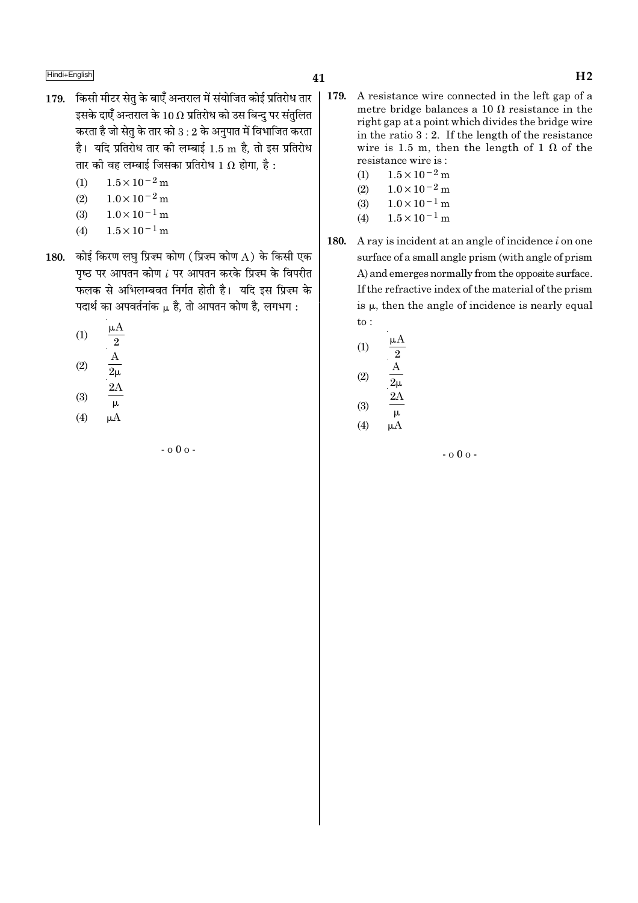179. किसी मीटर सेतु के बाएँ अन्तराल में संयोजित कोई प्रतिरोध तार इसके दाएँ अन्तराल के 10 Ω प्रतिरोध को उस बिन्दु पर संतुलित करता है जो सेतु के तार को 3 : 2 के अनुपात में विभाजित करता है। यदि प्रतिरोध तार की लम्बाई 1.5 m है, तो इस प्रतिरोध तार की वह लम्बाई जिसका प्रतिरोध 1 Ω होगा, है :

(1) $1.5 \times 10^{-2}$ m
(2) $1.0 \times 10^{-2}$ m
(3) $1.0 \times 10^{-1}$ m
(4) $1.5 \times 10^{-1}$ m

180. कोई किरण लघु प्रिज़्म कोण (प्रिज़्म कोण A) के किसी एक पृष्ठ पर आपतन कोण $i$ पर आपतन करके प्रिज़्म के विपरीत फलक से अभिलम्बवत निर्गत होती है। यदि इस प्रिज़्म के पदार्थ का अपवर्तनांक μ है, तो आपतन कोण है, लगभग :

(1) $\frac{\mu A}{2}$
(2) $\frac{A}{2\mu}$
(3) $\frac{2A}{\mu}$
(4) $\mu A$

- o 0 o -

179. A resistance wire connected in the left gap of a metre bridge balances a 10 Ω resistance in the right gap at a point which divides the bridge wire in the ratio 3 : 2. If the length of the resistance wire is 1.5 m, then the length of 1 Ω of the resistance wire is :

(1) $1.5 \times 10^{-2}$ m
(2) $1.0 \times 10^{-2}$ m
(3) $1.0 \times 10^{-1}$ m
(4) $1.5 \times 10^{-1}$ m

180. A ray is incident at an angle of incidence $i$ on one surface of a small angle prism (with angle of prism A) and emerges normally from the opposite surface. If the refractive index of the material of the prism is μ, then the angle of incidence is nearly equal to :

(1) $\frac{\mu A}{2}$
(2) $\frac{A}{2\mu}$
(3) $\frac{2A}{\mu}$
(4) $\mu A$

- o 0 o -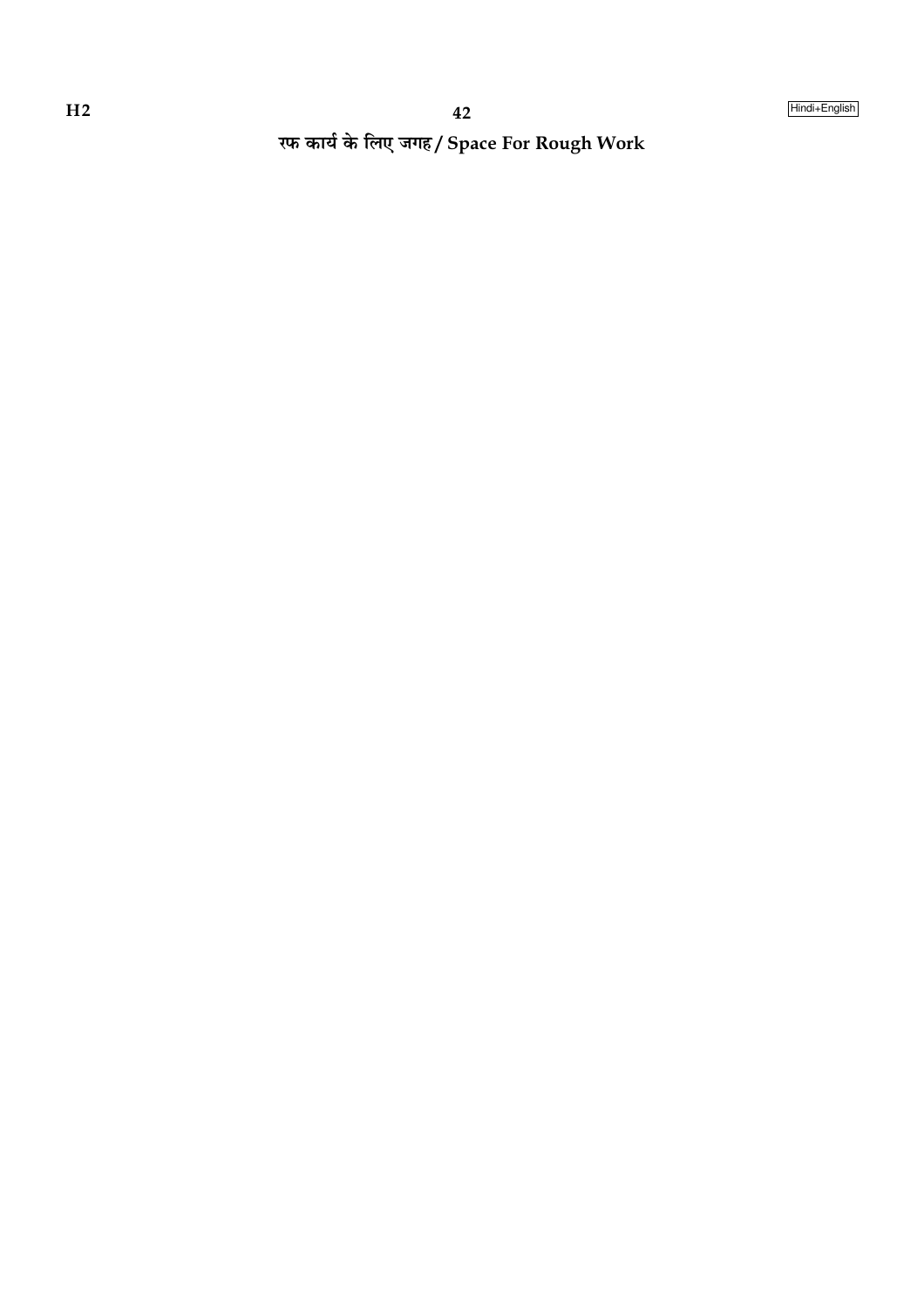रफ कार्य के लिए जगह / Space For Rough Work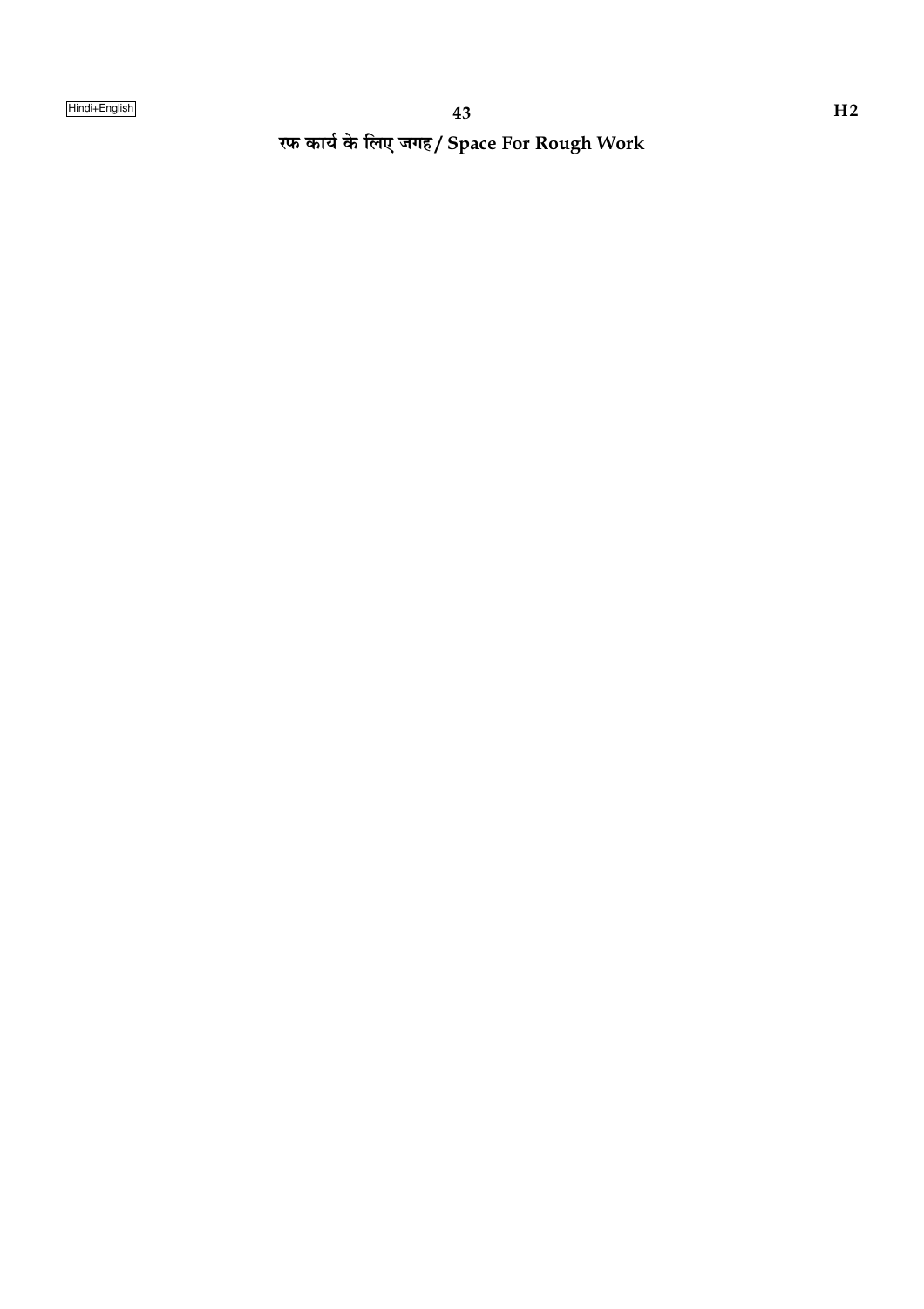रफ कार्य के लिए जगह / Space For Rough Work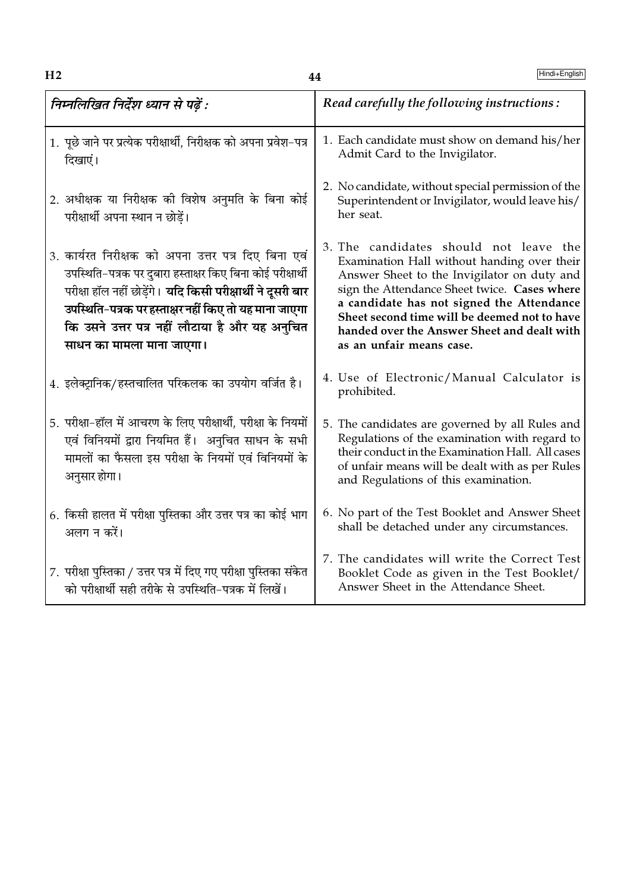| *निम्नलिखित निर्देश ध्यान से पढ़ें :* | *Read carefully the following instructions :* |
|---|---|
| 1. पूछे जाने पर प्रत्येक परीक्षार्थी, निरीक्षक को अपना प्रवेश-पत्र दिखाएं। | 1. Each candidate must show on demand his/her Admit Card to the Invigilator. |
| 2. अधीक्षक या निरीक्षक की विशेष अनुमति के बिना कोई परीक्षार्थी अपना स्थान न छोड़ें। | 2. No candidate, without special permission of the Superintendent or Invigilator, would leave his/her seat. |
| 3. कार्यरत निरीक्षक को अपना उत्तर पत्र दिए बिना एवं उपस्थिति-पत्रक पर दुबारा हस्ताक्षर किए बिना कोई परीक्षार्थी परीक्षा हॉल नहीं छोड़ेंगे। **यदि किसी परीक्षार्थी ने दूसरी बार उपस्थिति-पत्रक पर हस्ताक्षर नहीं किए तो यह माना जाएगा कि उसने उत्तर पत्र नहीं लौटाया है और यह अनुचित साधन का मामला माना जाएगा।** | 3. The candidates should not leave the Examination Hall without handing over their Answer Sheet to the Invigilator on duty and sign the Attendance Sheet twice. **Cases where a candidate has not signed the Attendance Sheet second time will be deemed not to have handed over the Answer Sheet and dealt with as an unfair means case.** |
| 4. इलेक्ट्रानिक/हस्तचालित परिकलक का उपयोग वर्जित है। | 4. Use of Electronic/Manual Calculator is prohibited. |
| 5. परीक्षा-हॉल में आचरण के लिए परीक्षार्थी, परीक्षा के नियमों एवं विनियमों द्वारा नियमित हैं। अनुचित साधन के सभी मामलों का फैसला इस परीक्षा के नियमों एवं विनियमों के अनुसार होगा। | 5. The candidates are governed by all Rules and Regulations of the examination with regard to their conduct in the Examination Hall. All cases of unfair means will be dealt with as per Rules and Regulations of this examination. |
| 6. किसी हालत में परीक्षा पुस्तिका और उत्तर पत्र का कोई भाग अलग न करें। | 6. No part of the Test Booklet and Answer Sheet shall be detached under any circumstances. |
| 7. परीक्षा पुस्तिका / उत्तर पत्र में दिए गए परीक्षा पुस्तिका संकेत को परीक्षार्थी सही तरीके से उपस्थिति-पत्रक में लिखें। | 7. The candidates will write the Correct Test Booklet Code as given in the Test Booklet/ Answer Sheet in the Attendance Sheet. |